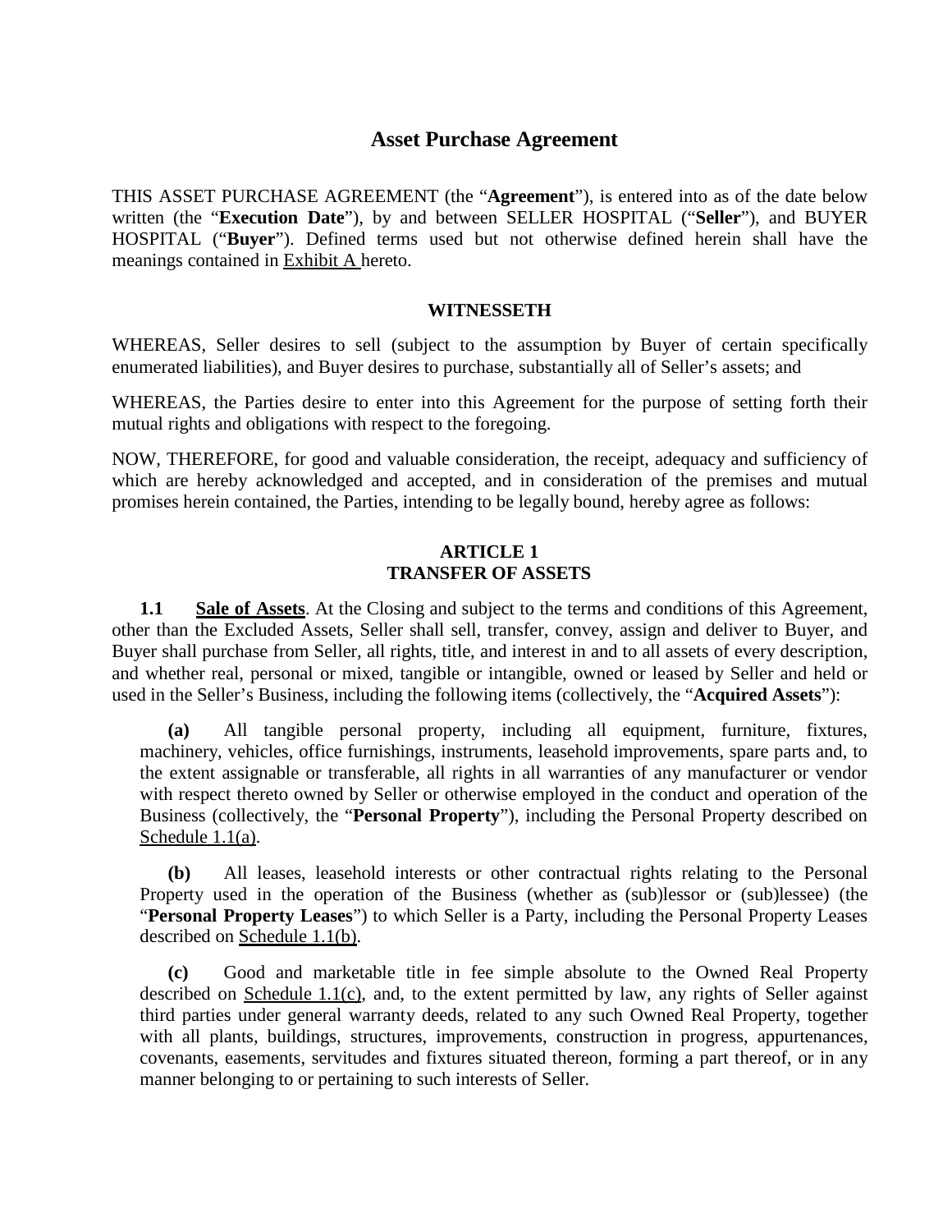# Asset Purchase Agreement

THIS ASSET PURCHASE AGREEMENT (the "**Agreement**"), is entered into as of the date below written (the "**Execution Date**"), by and between SELLER HOSPITAL ("**Seller**"), and BUYER HOSPITAL ("**Buyer**"). Defined terms used but not otherwise defined herein shall have the meanings contained in Exhibit A hereto.

## WITNESSETH

WHEREAS, Seller desires to sell (subject to the assumption by Buyer of certain specifically enumerated liabilities), and Buyer desires to purchase, substantially all of Seller's assets; and

WHEREAS, the Parties desire to enter into this Agreement for the purpose of setting forth their mutual rights and obligations with respect to the foregoing.

NOW, THEREFORE, for good and valuable consideration, the receipt, adequacy and sufficiency of which are hereby acknowledged and accepted, and in consideration of the premises and mutual promises herein contained, the Parties, intending to be legally bound, hereby agree as follows:

## ARTICLE 1
## TRANSFER OF ASSETS

**1.1 Sale of Assets**. At the Closing and subject to the terms and conditions of this Agreement, other than the Excluded Assets, Seller shall sell, transfer, convey, assign and deliver to Buyer, and Buyer shall purchase from Seller, all rights, title, and interest in and to all assets of every description, and whether real, personal or mixed, tangible or intangible, owned or leased by Seller and held or used in the Seller's Business, including the following items (collectively, the "**Acquired Assets**"):

**(a)** All tangible personal property, including all equipment, furniture, fixtures, machinery, vehicles, office furnishings, instruments, leasehold improvements, spare parts and, to the extent assignable or transferable, all rights in all warranties of any manufacturer or vendor with respect thereto owned by Seller or otherwise employed in the conduct and operation of the Business (collectively, the "**Personal Property**"), including the Personal Property described on Schedule 1.1(a).

**(b)** All leases, leasehold interests or other contractual rights relating to the Personal Property used in the operation of the Business (whether as (sub)lessor or (sub)lessee) (the "**Personal Property Leases**") to which Seller is a Party, including the Personal Property Leases described on Schedule 1.1(b).

**(c)** Good and marketable title in fee simple absolute to the Owned Real Property described on Schedule 1.1(c), and, to the extent permitted by law, any rights of Seller against third parties under general warranty deeds, related to any such Owned Real Property, together with all plants, buildings, structures, improvements, construction in progress, appurtenances, covenants, easements, servitudes and fixtures situated thereon, forming a part thereof, or in any manner belonging to or pertaining to such interests of Seller.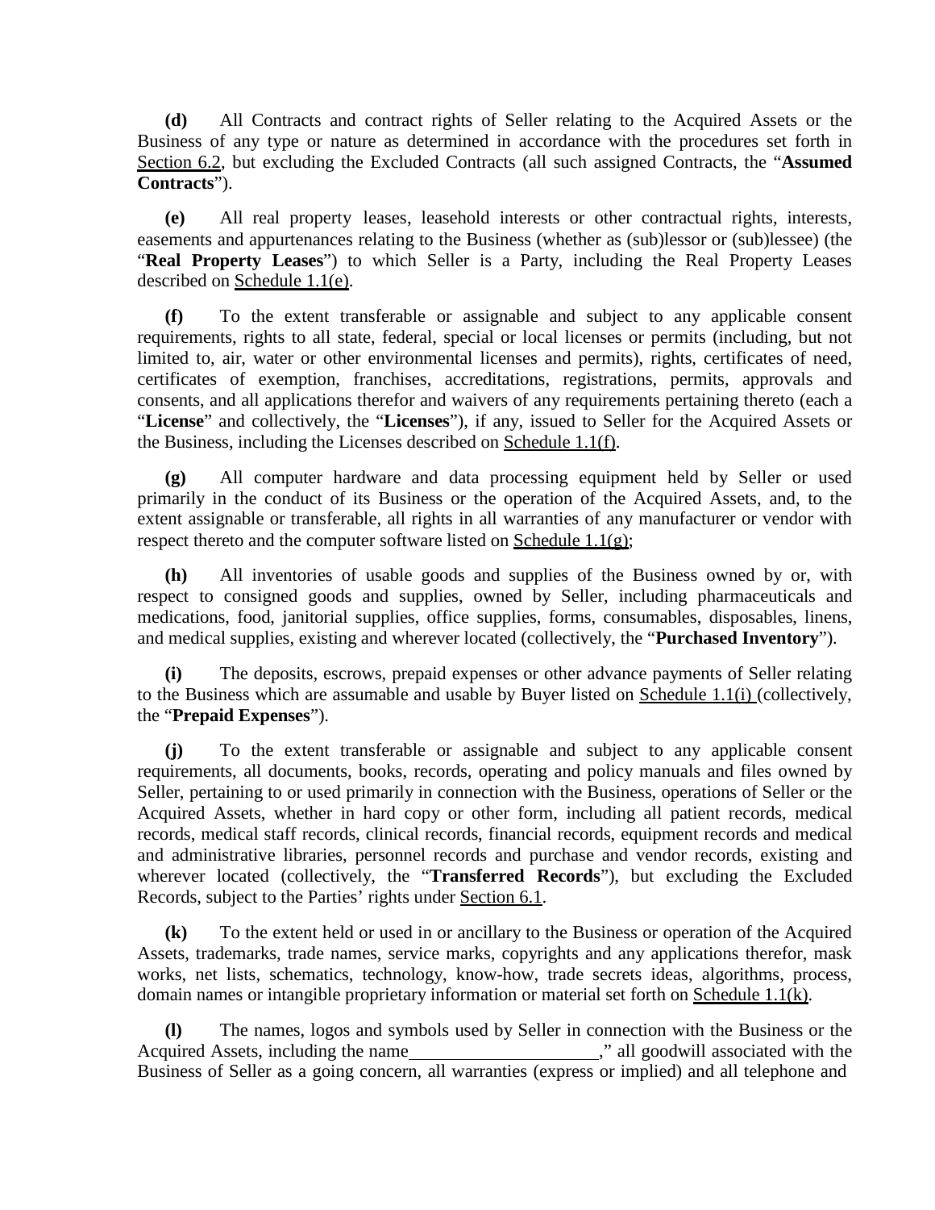**(d)** All Contracts and contract rights of Seller relating to the Acquired Assets or the Business of any type or nature as determined in accordance with the procedures set forth in Section 6.2, but excluding the Excluded Contracts (all such assigned Contracts, the "**Assumed Contracts**").

**(e)** All real property leases, leasehold interests or other contractual rights, interests, easements and appurtenances relating to the Business (whether as (sub)lessor or (sub)lessee) (the "**Real Property Leases**") to which Seller is a Party, including the Real Property Leases described on Schedule 1.1(e).

**(f)** To the extent transferable or assignable and subject to any applicable consent requirements, rights to all state, federal, special or local licenses or permits (including, but not limited to, air, water or other environmental licenses and permits), rights, certificates of need, certificates of exemption, franchises, accreditations, registrations, permits, approvals and consents, and all applications therefor and waivers of any requirements pertaining thereto (each a "**License**" and collectively, the "**Licenses**"), if any, issued to Seller for the Acquired Assets or the Business, including the Licenses described on Schedule 1.1(f).

**(g)** All computer hardware and data processing equipment held by Seller or used primarily in the conduct of its Business or the operation of the Acquired Assets, and, to the extent assignable or transferable, all rights in all warranties of any manufacturer or vendor with respect thereto and the computer software listed on Schedule 1.1(g);

**(h)** All inventories of usable goods and supplies of the Business owned by or, with respect to consigned goods and supplies, owned by Seller, including pharmaceuticals and medications, food, janitorial supplies, office supplies, forms, consumables, disposables, linens, and medical supplies, existing and wherever located (collectively, the "**Purchased Inventory**").

**(i)** The deposits, escrows, prepaid expenses or other advance payments of Seller relating to the Business which are assumable and usable by Buyer listed on Schedule 1.1(i) (collectively, the "**Prepaid Expenses**").

**(j)** To the extent transferable or assignable and subject to any applicable consent requirements, all documents, books, records, operating and policy manuals and files owned by Seller, pertaining to or used primarily in connection with the Business, operations of Seller or the Acquired Assets, whether in hard copy or other form, including all patient records, medical records, medical staff records, clinical records, financial records, equipment records and medical and administrative libraries, personnel records and purchase and vendor records, existing and wherever located (collectively, the "**Transferred Records**"), but excluding the Excluded Records, subject to the Parties' rights under Section 6.1.

**(k)** To the extent held or used in or ancillary to the Business or operation of the Acquired Assets, trademarks, trade names, service marks, copyrights and any applications therefor, mask works, net lists, schematics, technology, know-how, trade secrets ideas, algorithms, process, domain names or intangible proprietary information or material set forth on Schedule 1.1(k).

**(l)** The names, logos and symbols used by Seller in connection with the Business or the Acquired Assets, including the name____________________," all goodwill associated with the Business of Seller as a going concern, all warranties (express or implied) and all telephone and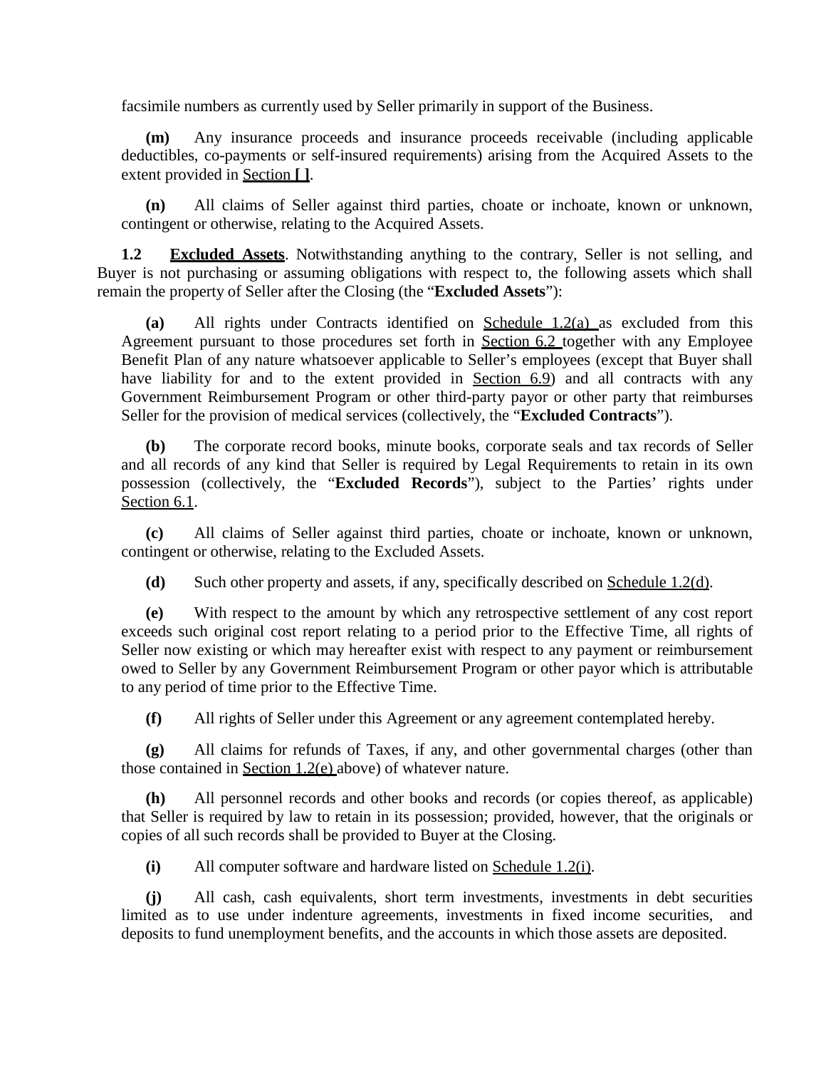facsimile numbers as currently used by Seller primarily in support of the Business.

**(m)** Any insurance proceeds and insurance proceeds receivable (including applicable deductibles, co-payments or self-insured requirements) arising from the Acquired Assets to the extent provided in Section **[ ]**.

**(n)** All claims of Seller against third parties, choate or inchoate, known or unknown, contingent or otherwise, relating to the Acquired Assets.

**1.2 Excluded Assets**. Notwithstanding anything to the contrary, Seller is not selling, and Buyer is not purchasing or assuming obligations with respect to, the following assets which shall remain the property of Seller after the Closing (the "**Excluded Assets**"):

**(a)** All rights under Contracts identified on Schedule 1.2(a) as excluded from this Agreement pursuant to those procedures set forth in Section 6.2 together with any Employee Benefit Plan of any nature whatsoever applicable to Seller's employees (except that Buyer shall have liability for and to the extent provided in Section 6.9) and all contracts with any Government Reimbursement Program or other third-party payor or other party that reimburses Seller for the provision of medical services (collectively, the "**Excluded Contracts**").

**(b)** The corporate record books, minute books, corporate seals and tax records of Seller and all records of any kind that Seller is required by Legal Requirements to retain in its own possession (collectively, the "**Excluded Records**"), subject to the Parties' rights under Section 6.1.

**(c)** All claims of Seller against third parties, choate or inchoate, known or unknown, contingent or otherwise, relating to the Excluded Assets.

**(d)** Such other property and assets, if any, specifically described on Schedule 1.2(d).

**(e)** With respect to the amount by which any retrospective settlement of any cost report exceeds such original cost report relating to a period prior to the Effective Time, all rights of Seller now existing or which may hereafter exist with respect to any payment or reimbursement owed to Seller by any Government Reimbursement Program or other payor which is attributable to any period of time prior to the Effective Time.

**(f)** All rights of Seller under this Agreement or any agreement contemplated hereby.

**(g)** All claims for refunds of Taxes, if any, and other governmental charges (other than those contained in Section 1.2(e) above) of whatever nature.

**(h)** All personnel records and other books and records (or copies thereof, as applicable) that Seller is required by law to retain in its possession; provided, however, that the originals or copies of all such records shall be provided to Buyer at the Closing.

**(i)** All computer software and hardware listed on Schedule 1.2(i).

**(j)** All cash, cash equivalents, short term investments, investments in debt securities limited as to use under indenture agreements, investments in fixed income securities, and deposits to fund unemployment benefits, and the accounts in which those assets are deposited.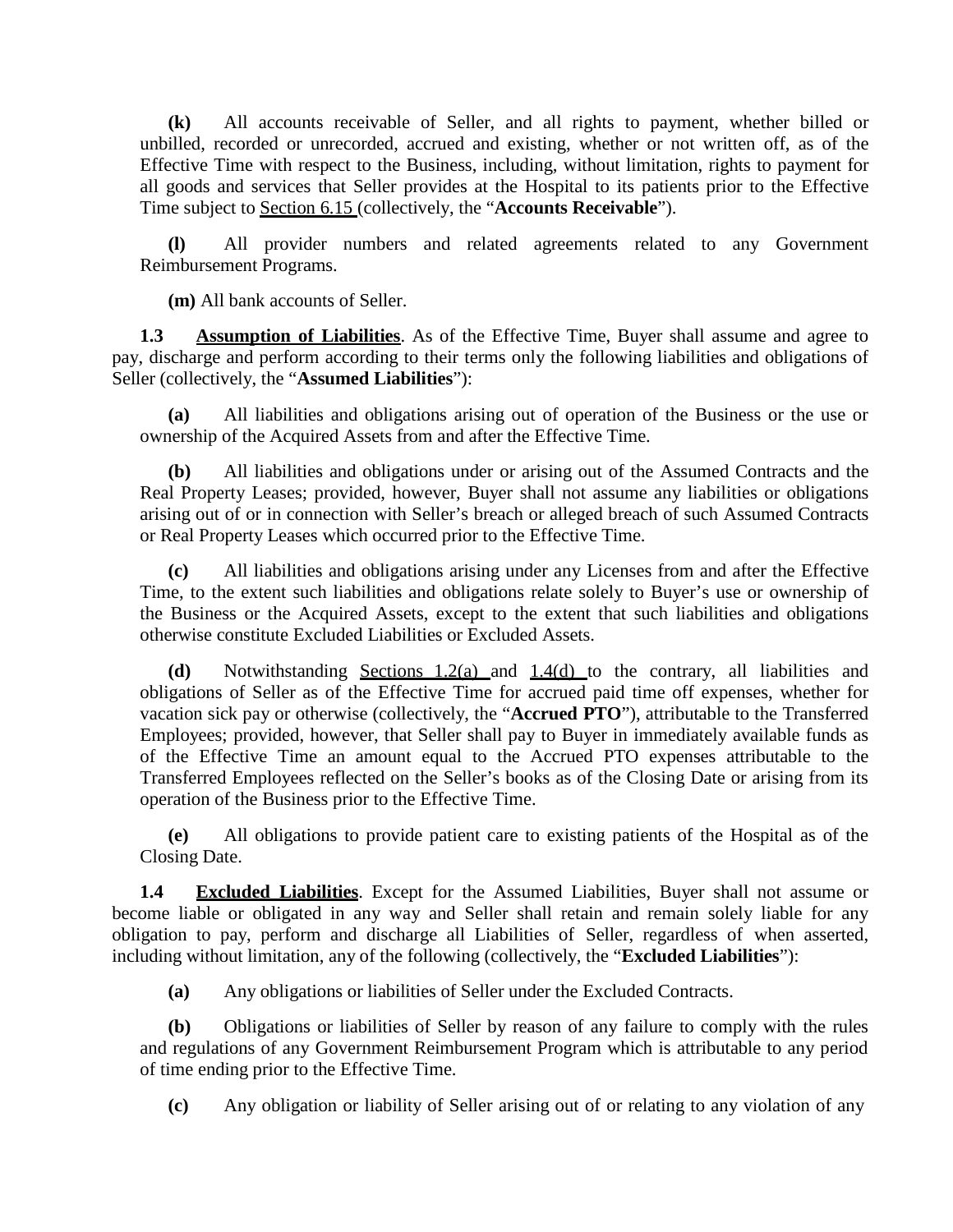**(k)** All accounts receivable of Seller, and all rights to payment, whether billed or unbilled, recorded or unrecorded, accrued and existing, whether or not written off, as of the Effective Time with respect to the Business, including, without limitation, rights to payment for all goods and services that Seller provides at the Hospital to its patients prior to the Effective Time subject to Section 6.15 (collectively, the "**Accounts Receivable**").

**(l)** All provider numbers and related agreements related to any Government Reimbursement Programs.

**(m)** All bank accounts of Seller.

**1.3 Assumption of Liabilities**. As of the Effective Time, Buyer shall assume and agree to pay, discharge and perform according to their terms only the following liabilities and obligations of Seller (collectively, the "**Assumed Liabilities**"):

**(a)** All liabilities and obligations arising out of operation of the Business or the use or ownership of the Acquired Assets from and after the Effective Time.

**(b)** All liabilities and obligations under or arising out of the Assumed Contracts and the Real Property Leases; provided, however, Buyer shall not assume any liabilities or obligations arising out of or in connection with Seller's breach or alleged breach of such Assumed Contracts or Real Property Leases which occurred prior to the Effective Time.

**(c)** All liabilities and obligations arising under any Licenses from and after the Effective Time, to the extent such liabilities and obligations relate solely to Buyer's use or ownership of the Business or the Acquired Assets, except to the extent that such liabilities and obligations otherwise constitute Excluded Liabilities or Excluded Assets.

**(d)** Notwithstanding Sections 1.2(a) and 1.4(d) to the contrary, all liabilities and obligations of Seller as of the Effective Time for accrued paid time off expenses, whether for vacation sick pay or otherwise (collectively, the "**Accrued PTO**"), attributable to the Transferred Employees; provided, however, that Seller shall pay to Buyer in immediately available funds as of the Effective Time an amount equal to the Accrued PTO expenses attributable to the Transferred Employees reflected on the Seller's books as of the Closing Date or arising from its operation of the Business prior to the Effective Time.

**(e)** All obligations to provide patient care to existing patients of the Hospital as of the Closing Date.

**1.4 Excluded Liabilities**. Except for the Assumed Liabilities, Buyer shall not assume or become liable or obligated in any way and Seller shall retain and remain solely liable for any obligation to pay, perform and discharge all Liabilities of Seller, regardless of when asserted, including without limitation, any of the following (collectively, the "**Excluded Liabilities**"):

**(a)** Any obligations or liabilities of Seller under the Excluded Contracts.

**(b)** Obligations or liabilities of Seller by reason of any failure to comply with the rules and regulations of any Government Reimbursement Program which is attributable to any period of time ending prior to the Effective Time.

**(c)** Any obligation or liability of Seller arising out of or relating to any violation of any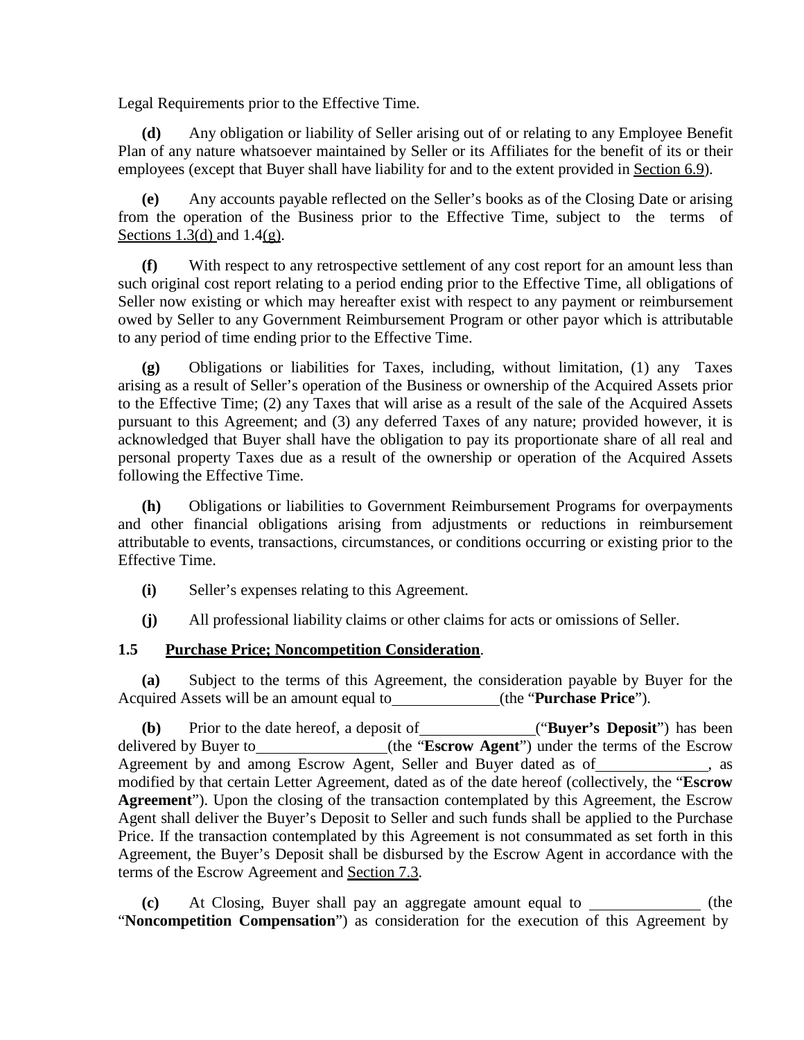Legal Requirements prior to the Effective Time.

**(d)** Any obligation or liability of Seller arising out of or relating to any Employee Benefit Plan of any nature whatsoever maintained by Seller or its Affiliates for the benefit of its or their employees (except that Buyer shall have liability for and to the extent provided in Section 6.9).

**(e)** Any accounts payable reflected on the Seller's books as of the Closing Date or arising from the operation of the Business prior to the Effective Time, subject to the terms of Sections 1.3(d) and 1.4(g).

**(f)** With respect to any retrospective settlement of any cost report for an amount less than such original cost report relating to a period ending prior to the Effective Time, all obligations of Seller now existing or which may hereafter exist with respect to any payment or reimbursement owed by Seller to any Government Reimbursement Program or other payor which is attributable to any period of time ending prior to the Effective Time.

**(g)** Obligations or liabilities for Taxes, including, without limitation, (1) any Taxes arising as a result of Seller's operation of the Business or ownership of the Acquired Assets prior to the Effective Time; (2) any Taxes that will arise as a result of the sale of the Acquired Assets pursuant to this Agreement; and (3) any deferred Taxes of any nature; provided however, it is acknowledged that Buyer shall have the obligation to pay its proportionate share of all real and personal property Taxes due as a result of the ownership or operation of the Acquired Assets following the Effective Time.

**(h)** Obligations or liabilities to Government Reimbursement Programs for overpayments and other financial obligations arising from adjustments or reductions in reimbursement attributable to events, transactions, circumstances, or conditions occurring or existing prior to the Effective Time.

**(i)** Seller's expenses relating to this Agreement.

**(j)** All professional liability claims or other claims for acts or omissions of Seller.

**1.5 Purchase Price; Noncompetition Consideration**.

**(a)** Subject to the terms of this Agreement, the consideration payable by Buyer for the Acquired Assets will be an amount equal to \_\_\_\_\_\_\_\_\_\_\_\_\_\_ (the "**Purchase Price**").

**(b)** Prior to the date hereof, a deposit of \_\_\_\_\_\_\_\_\_\_\_\_\_\_ ("**Buyer's Deposit**") has been delivered by Buyer to \_\_\_\_\_\_\_\_\_\_\_\_\_\_\_\_ (the "**Escrow Agent**") under the terms of the Escrow Agreement by and among Escrow Agent, Seller and Buyer dated as of \_\_\_\_\_\_\_\_\_\_\_\_\_\_, as modified by that certain Letter Agreement, dated as of the date hereof (collectively, the "**Escrow Agreement**"). Upon the closing of the transaction contemplated by this Agreement, the Escrow Agent shall deliver the Buyer's Deposit to Seller and such funds shall be applied to the Purchase Price. If the transaction contemplated by this Agreement is not consummated as set forth in this Agreement, the Buyer's Deposit shall be disbursed by the Escrow Agent in accordance with the terms of the Escrow Agreement and Section 7.3.

**(c)** At Closing, Buyer shall pay an aggregate amount equal to \_\_\_\_\_\_\_\_\_\_\_\_\_\_ (the "**Noncompetition Compensation**") as consideration for the execution of this Agreement by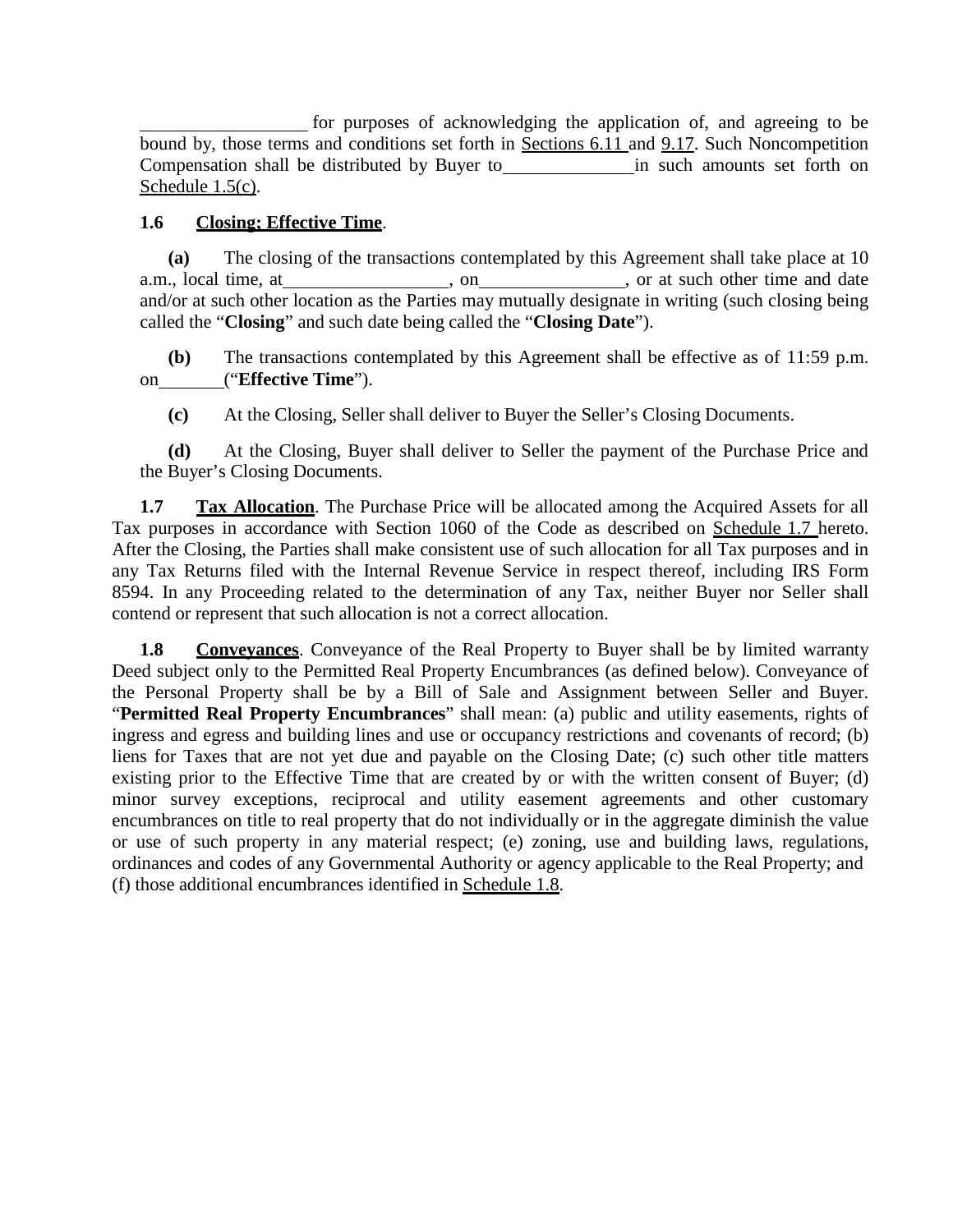\_\_\_\_\_\_\_\_\_\_\_\_\_\_\_\_\_\_ for purposes of acknowledging the application of, and agreeing to be bound by, those terms and conditions set forth in Sections 6.11 and 9.17. Such Noncompetition Compensation shall be distributed by Buyer to \_\_\_\_\_\_\_\_\_\_\_\_\_\_ in such amounts set forth on Schedule 1.5(c).

**1.6 Closing; Effective Time**.

**(a)** The closing of the transactions contemplated by this Agreement shall take place at 10 a.m., local time, at \_\_\_\_\_\_\_\_\_\_\_\_\_\_\_\_\_\_, on \_\_\_\_\_\_\_\_\_\_\_\_\_\_\_\_, or at such other time and date and/or at such other location as the Parties may mutually designate in writing (such closing being called the "**Closing**" and such date being called the "**Closing Date**").

**(b)** The transactions contemplated by this Agreement shall be effective as of 11:59 p.m. on \_\_\_\_\_\_\_ ("**Effective Time**").

**(c)** At the Closing, Seller shall deliver to Buyer the Seller's Closing Documents.

**(d)** At the Closing, Buyer shall deliver to Seller the payment of the Purchase Price and the Buyer's Closing Documents.

**1.7 Tax Allocation**. The Purchase Price will be allocated among the Acquired Assets for all Tax purposes in accordance with Section 1060 of the Code as described on Schedule 1.7 hereto. After the Closing, the Parties shall make consistent use of such allocation for all Tax purposes and in any Tax Returns filed with the Internal Revenue Service in respect thereof, including IRS Form 8594. In any Proceeding related to the determination of any Tax, neither Buyer nor Seller shall contend or represent that such allocation is not a correct allocation.

**1.8 Conveyances**. Conveyance of the Real Property to Buyer shall be by limited warranty Deed subject only to the Permitted Real Property Encumbrances (as defined below). Conveyance of the Personal Property shall be by a Bill of Sale and Assignment between Seller and Buyer. "**Permitted Real Property Encumbrances**" shall mean: (a) public and utility easements, rights of ingress and egress and building lines and use or occupancy restrictions and covenants of record; (b) liens for Taxes that are not yet due and payable on the Closing Date; (c) such other title matters existing prior to the Effective Time that are created by or with the written consent of Buyer; (d) minor survey exceptions, reciprocal and utility easement agreements and other customary encumbrances on title to real property that do not individually or in the aggregate diminish the value or use of such property in any material respect; (e) zoning, use and building laws, regulations, ordinances and codes of any Governmental Authority or agency applicable to the Real Property; and (f) those additional encumbrances identified in Schedule 1.8.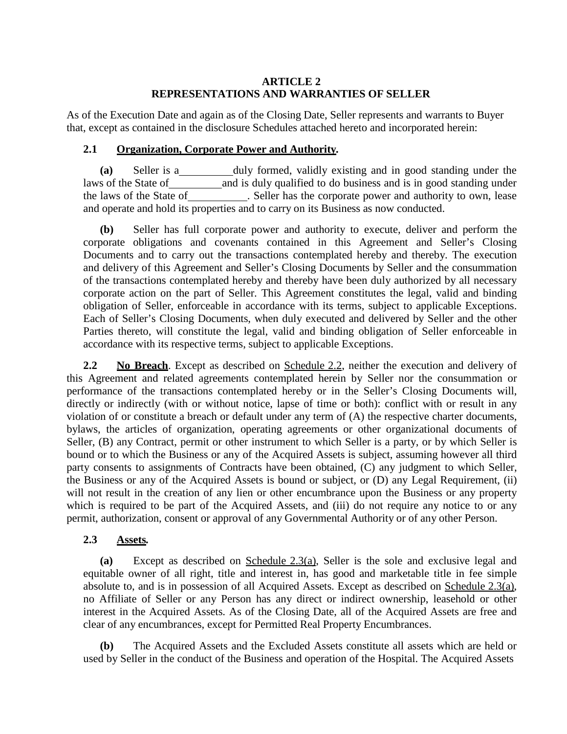## ARTICLE 2
## REPRESENTATIONS AND WARRANTIES OF SELLER

As of the Execution Date and again as of the Closing Date, Seller represents and warrants to Buyer that, except as contained in the disclosure Schedules attached hereto and incorporated herein:

**2.1 Organization, Corporate Power and Authority.**

**(a)** Seller is a __________ duly formed, validly existing and in good standing under the laws of the State of __________ and is duly qualified to do business and is in good standing under the laws of the State of __________. Seller has the corporate power and authority to own, lease and operate and hold its properties and to carry on its Business as now conducted.

**(b)** Seller has full corporate power and authority to execute, deliver and perform the corporate obligations and covenants contained in this Agreement and Seller's Closing Documents and to carry out the transactions contemplated hereby and thereby. The execution and delivery of this Agreement and Seller's Closing Documents by Seller and the consummation of the transactions contemplated hereby and thereby have been duly authorized by all necessary corporate action on the part of Seller. This Agreement constitutes the legal, valid and binding obligation of Seller, enforceable in accordance with its terms, subject to applicable Exceptions. Each of Seller's Closing Documents, when duly executed and delivered by Seller and the other Parties thereto, will constitute the legal, valid and binding obligation of Seller enforceable in accordance with its respective terms, subject to applicable Exceptions.

**2.2 No Breach**. Except as described on Schedule 2.2, neither the execution and delivery of this Agreement and related agreements contemplated herein by Seller nor the consummation or performance of the transactions contemplated hereby or in the Seller's Closing Documents will, directly or indirectly (with or without notice, lapse of time or both): conflict with or result in any violation of or constitute a breach or default under any term of (A) the respective charter documents, bylaws, the articles of organization, operating agreements or other organizational documents of Seller, (B) any Contract, permit or other instrument to which Seller is a party, or by which Seller is bound or to which the Business or any of the Acquired Assets is subject, assuming however all third party consents to assignments of Contracts have been obtained, (C) any judgment to which Seller, the Business or any of the Acquired Assets is bound or subject, or (D) any Legal Requirement, (ii) will not result in the creation of any lien or other encumbrance upon the Business or any property which is required to be part of the Acquired Assets, and (iii) do not require any notice to or any permit, authorization, consent or approval of any Governmental Authority or of any other Person.

**2.3 Assets.**

**(a)** Except as described on Schedule 2.3(a), Seller is the sole and exclusive legal and equitable owner of all right, title and interest in, has good and marketable title in fee simple absolute to, and is in possession of all Acquired Assets. Except as described on Schedule 2.3(a), no Affiliate of Seller or any Person has any direct or indirect ownership, leasehold or other interest in the Acquired Assets. As of the Closing Date, all of the Acquired Assets are free and clear of any encumbrances, except for Permitted Real Property Encumbrances.

**(b)** The Acquired Assets and the Excluded Assets constitute all assets which are held or used by Seller in the conduct of the Business and operation of the Hospital. The Acquired Assets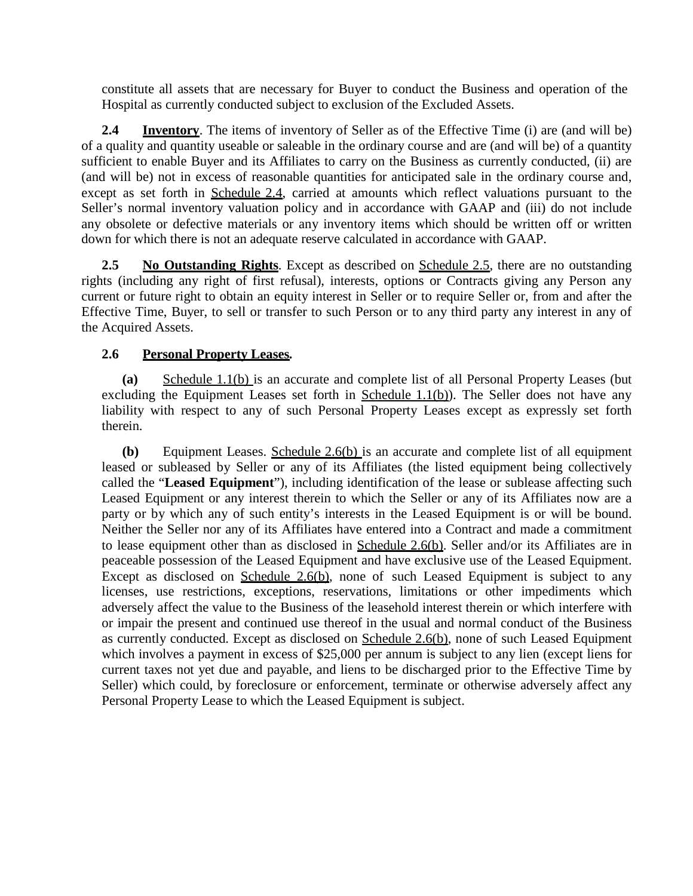constitute all assets that are necessary for Buyer to conduct the Business and operation of the Hospital as currently conducted subject to exclusion of the Excluded Assets.

**2.4 Inventory**. The items of inventory of Seller as of the Effective Time (i) are (and will be) of a quality and quantity useable or saleable in the ordinary course and are (and will be) of a quantity sufficient to enable Buyer and its Affiliates to carry on the Business as currently conducted, (ii) are (and will be) not in excess of reasonable quantities for anticipated sale in the ordinary course and, except as set forth in Schedule 2.4, carried at amounts which reflect valuations pursuant to the Seller's normal inventory valuation policy and in accordance with GAAP and (iii) do not include any obsolete or defective materials or any inventory items which should be written off or written down for which there is not an adequate reserve calculated in accordance with GAAP.

**2.5 No Outstanding Rights**. Except as described on Schedule 2.5, there are no outstanding rights (including any right of first refusal), interests, options or Contracts giving any Person any current or future right to obtain an equity interest in Seller or to require Seller or, from and after the Effective Time, Buyer, to sell or transfer to such Person or to any third party any interest in any of the Acquired Assets.

**2.6 Personal Property Leases.**

**(a)** Schedule 1.1(b) is an accurate and complete list of all Personal Property Leases (but excluding the Equipment Leases set forth in Schedule 1.1(b)). The Seller does not have any liability with respect to any of such Personal Property Leases except as expressly set forth therein.

**(b)** Equipment Leases. Schedule 2.6(b) is an accurate and complete list of all equipment leased or subleased by Seller or any of its Affiliates (the listed equipment being collectively called the "**Leased Equipment**"), including identification of the lease or sublease affecting such Leased Equipment or any interest therein to which the Seller or any of its Affiliates now are a party or by which any of such entity's interests in the Leased Equipment is or will be bound. Neither the Seller nor any of its Affiliates have entered into a Contract and made a commitment to lease equipment other than as disclosed in Schedule 2.6(b). Seller and/or its Affiliates are in peaceable possession of the Leased Equipment and have exclusive use of the Leased Equipment. Except as disclosed on Schedule 2.6(b), none of such Leased Equipment is subject to any licenses, use restrictions, exceptions, reservations, limitations or other impediments which adversely affect the value to the Business of the leasehold interest therein or which interfere with or impair the present and continued use thereof in the usual and normal conduct of the Business as currently conducted. Except as disclosed on Schedule 2.6(b), none of such Leased Equipment which involves a payment in excess of $25,000 per annum is subject to any lien (except liens for current taxes not yet due and payable, and liens to be discharged prior to the Effective Time by Seller) which could, by foreclosure or enforcement, terminate or otherwise adversely affect any Personal Property Lease to which the Leased Equipment is subject.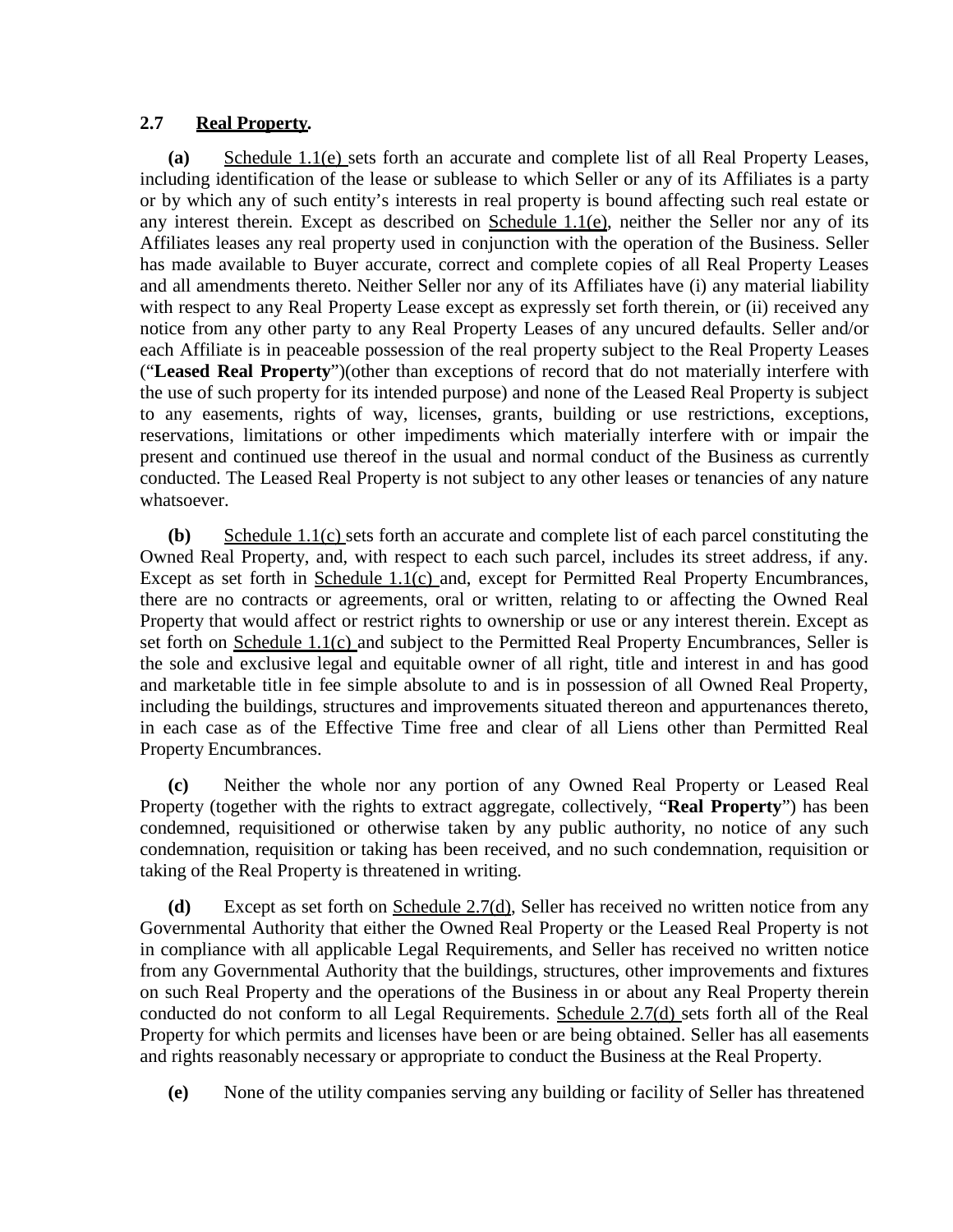**2.7 Real Property.**

**(a)** Schedule 1.1(e) sets forth an accurate and complete list of all Real Property Leases, including identification of the lease or sublease to which Seller or any of its Affiliates is a party or by which any of such entity's interests in real property is bound affecting such real estate or any interest therein. Except as described on Schedule 1.1(e), neither the Seller nor any of its Affiliates leases any real property used in conjunction with the operation of the Business. Seller has made available to Buyer accurate, correct and complete copies of all Real Property Leases and all amendments thereto. Neither Seller nor any of its Affiliates have (i) any material liability with respect to any Real Property Lease except as expressly set forth therein, or (ii) received any notice from any other party to any Real Property Leases of any uncured defaults. Seller and/or each Affiliate is in peaceable possession of the real property subject to the Real Property Leases ("**Leased Real Property**")(other than exceptions of record that do not materially interfere with the use of such property for its intended purpose) and none of the Leased Real Property is subject to any easements, rights of way, licenses, grants, building or use restrictions, exceptions, reservations, limitations or other impediments which materially interfere with or impair the present and continued use thereof in the usual and normal conduct of the Business as currently conducted. The Leased Real Property is not subject to any other leases or tenancies of any nature whatsoever.

**(b)** Schedule 1.1(c) sets forth an accurate and complete list of each parcel constituting the Owned Real Property, and, with respect to each such parcel, includes its street address, if any. Except as set forth in Schedule 1.1(c) and, except for Permitted Real Property Encumbrances, there are no contracts or agreements, oral or written, relating to or affecting the Owned Real Property that would affect or restrict rights to ownership or use or any interest therein. Except as set forth on Schedule 1.1(c) and subject to the Permitted Real Property Encumbrances, Seller is the sole and exclusive legal and equitable owner of all right, title and interest in and has good and marketable title in fee simple absolute to and is in possession of all Owned Real Property, including the buildings, structures and improvements situated thereon and appurtenances thereto, in each case as of the Effective Time free and clear of all Liens other than Permitted Real Property Encumbrances.

**(c)** Neither the whole nor any portion of any Owned Real Property or Leased Real Property (together with the rights to extract aggregate, collectively, "**Real Property**") has been condemned, requisitioned or otherwise taken by any public authority, no notice of any such condemnation, requisition or taking has been received, and no such condemnation, requisition or taking of the Real Property is threatened in writing.

**(d)** Except as set forth on Schedule 2.7(d), Seller has received no written notice from any Governmental Authority that either the Owned Real Property or the Leased Real Property is not in compliance with all applicable Legal Requirements, and Seller has received no written notice from any Governmental Authority that the buildings, structures, other improvements and fixtures on such Real Property and the operations of the Business in or about any Real Property therein conducted do not conform to all Legal Requirements. Schedule 2.7(d) sets forth all of the Real Property for which permits and licenses have been or are being obtained. Seller has all easements and rights reasonably necessary or appropriate to conduct the Business at the Real Property.

**(e)** None of the utility companies serving any building or facility of Seller has threatened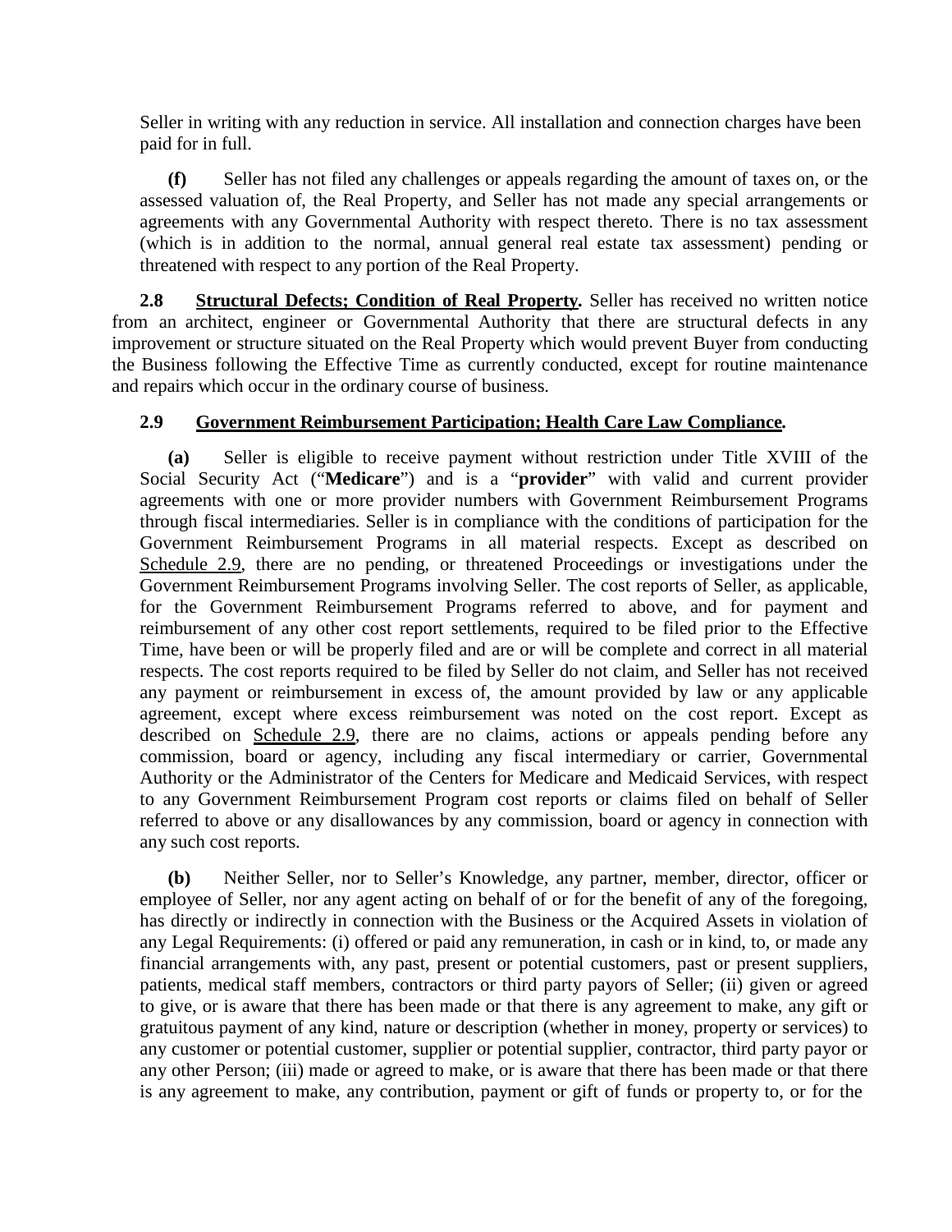Seller in writing with any reduction in service. All installation and connection charges have been paid for in full.

**(f)** Seller has not filed any challenges or appeals regarding the amount of taxes on, or the assessed valuation of, the Real Property, and Seller has not made any special arrangements or agreements with any Governmental Authority with respect thereto. There is no tax assessment (which is in addition to the normal, annual general real estate tax assessment) pending or threatened with respect to any portion of the Real Property.

**2.8 <u>Structural Defects; Condition of Real Property</u>.** Seller has received no written notice from an architect, engineer or Governmental Authority that there are structural defects in any improvement or structure situated on the Real Property which would prevent Buyer from conducting the Business following the Effective Time as currently conducted, except for routine maintenance and repairs which occur in the ordinary course of business.

**2.9 <u>Government Reimbursement Participation; Health Care Law Compliance</u>.**

**(a)** Seller is eligible to receive payment without restriction under Title XVIII of the Social Security Act ("**Medicare**") and is a "**provider**" with valid and current provider agreements with one or more provider numbers with Government Reimbursement Programs through fiscal intermediaries. Seller is in compliance with the conditions of participation for the Government Reimbursement Programs in all material respects. Except as described on <u>Schedule 2.9</u>, there are no pending, or threatened Proceedings or investigations under the Government Reimbursement Programs involving Seller. The cost reports of Seller, as applicable, for the Government Reimbursement Programs referred to above, and for payment and reimbursement of any other cost report settlements, required to be filed prior to the Effective Time, have been or will be properly filed and are or will be complete and correct in all material respects. The cost reports required to be filed by Seller do not claim, and Seller has not received any payment or reimbursement in excess of, the amount provided by law or any applicable agreement, except where excess reimbursement was noted on the cost report. Except as described on <u>Schedule 2.9</u>, there are no claims, actions or appeals pending before any commission, board or agency, including any fiscal intermediary or carrier, Governmental Authority or the Administrator of the Centers for Medicare and Medicaid Services, with respect to any Government Reimbursement Program cost reports or claims filed on behalf of Seller referred to above or any disallowances by any commission, board or agency in connection with any such cost reports.

**(b)** Neither Seller, nor to Seller's Knowledge, any partner, member, director, officer or employee of Seller, nor any agent acting on behalf of or for the benefit of any of the foregoing, has directly or indirectly in connection with the Business or the Acquired Assets in violation of any Legal Requirements: (i) offered or paid any remuneration, in cash or in kind, to, or made any financial arrangements with, any past, present or potential customers, past or present suppliers, patients, medical staff members, contractors or third party payors of Seller; (ii) given or agreed to give, or is aware that there has been made or that there is any agreement to make, any gift or gratuitous payment of any kind, nature or description (whether in money, property or services) to any customer or potential customer, supplier or potential supplier, contractor, third party payor or any other Person; (iii) made or agreed to make, or is aware that there has been made or that there is any agreement to make, any contribution, payment or gift of funds or property to, or for the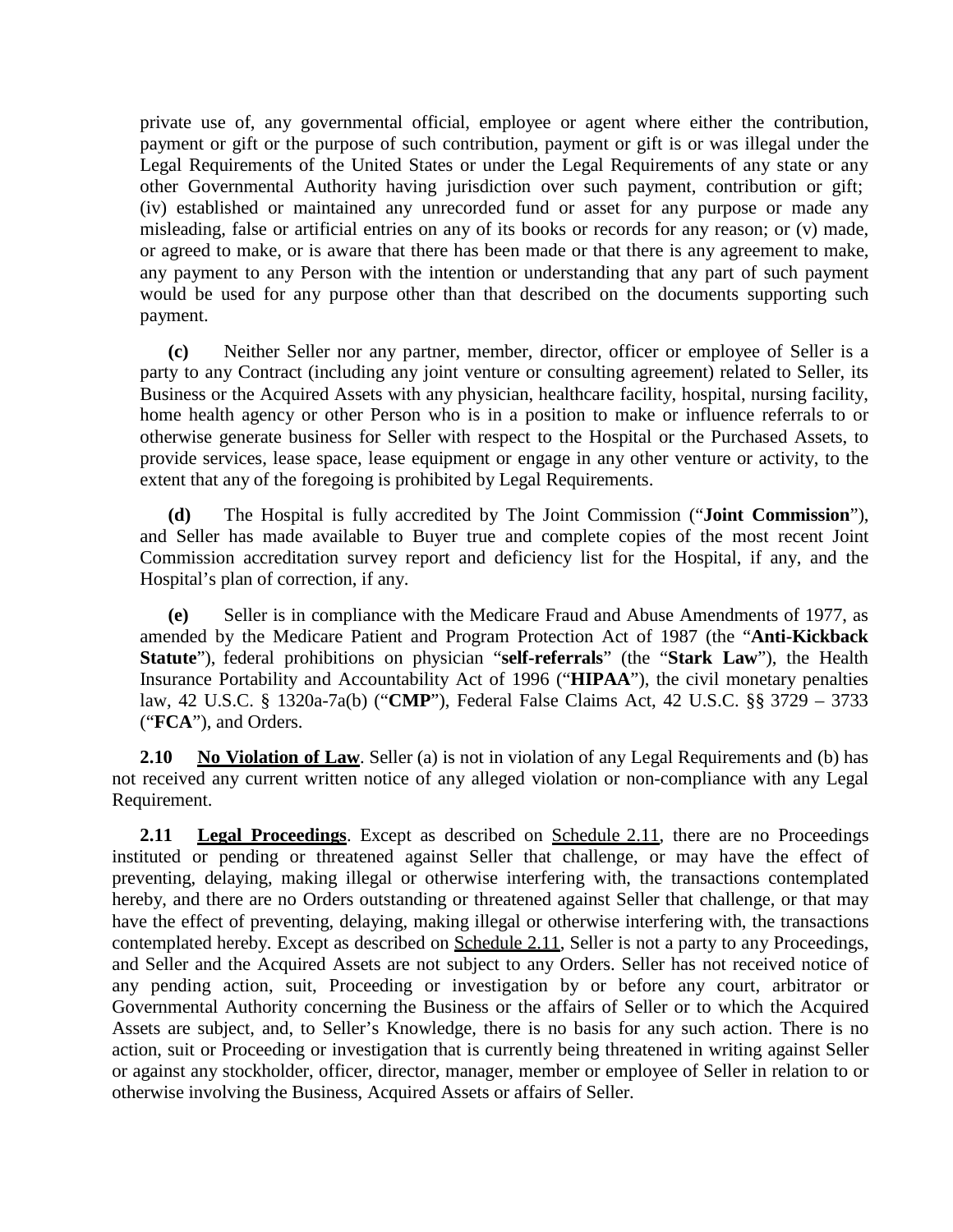private use of, any governmental official, employee or agent where either the contribution, payment or gift or the purpose of such contribution, payment or gift is or was illegal under the Legal Requirements of the United States or under the Legal Requirements of any state or any other Governmental Authority having jurisdiction over such payment, contribution or gift; (iv) established or maintained any unrecorded fund or asset for any purpose or made any misleading, false or artificial entries on any of its books or records for any reason; or (v) made, or agreed to make, or is aware that there has been made or that there is any agreement to make, any payment to any Person with the intention or understanding that any part of such payment would be used for any purpose other than that described on the documents supporting such payment.

**(c)** Neither Seller nor any partner, member, director, officer or employee of Seller is a party to any Contract (including any joint venture or consulting agreement) related to Seller, its Business or the Acquired Assets with any physician, healthcare facility, hospital, nursing facility, home health agency or other Person who is in a position to make or influence referrals to or otherwise generate business for Seller with respect to the Hospital or the Purchased Assets, to provide services, lease space, lease equipment or engage in any other venture or activity, to the extent that any of the foregoing is prohibited by Legal Requirements.

**(d)** The Hospital is fully accredited by The Joint Commission ("**Joint Commission**"), and Seller has made available to Buyer true and complete copies of the most recent Joint Commission accreditation survey report and deficiency list for the Hospital, if any, and the Hospital's plan of correction, if any.

**(e)** Seller is in compliance with the Medicare Fraud and Abuse Amendments of 1977, as amended by the Medicare Patient and Program Protection Act of 1987 (the "**Anti-Kickback Statute**"), federal prohibitions on physician "**self-referrals**" (the "**Stark Law**"), the Health Insurance Portability and Accountability Act of 1996 ("**HIPAA**"), the civil monetary penalties law, 42 U.S.C. § 1320a-7a(b) ("**CMP**"), Federal False Claims Act, 42 U.S.C. §§ 3729 – 3733 ("**FCA**"), and Orders.

**2.10 No Violation of Law**. Seller (a) is not in violation of any Legal Requirements and (b) has not received any current written notice of any alleged violation or non-compliance with any Legal Requirement.

**2.11 Legal Proceedings**. Except as described on Schedule 2.11, there are no Proceedings instituted or pending or threatened against Seller that challenge, or may have the effect of preventing, delaying, making illegal or otherwise interfering with, the transactions contemplated hereby, and there are no Orders outstanding or threatened against Seller that challenge, or that may have the effect of preventing, delaying, making illegal or otherwise interfering with, the transactions contemplated hereby. Except as described on Schedule 2.11, Seller is not a party to any Proceedings, and Seller and the Acquired Assets are not subject to any Orders. Seller has not received notice of any pending action, suit, Proceeding or investigation by or before any court, arbitrator or Governmental Authority concerning the Business or the affairs of Seller or to which the Acquired Assets are subject, and, to Seller's Knowledge, there is no basis for any such action. There is no action, suit or Proceeding or investigation that is currently being threatened in writing against Seller or against any stockholder, officer, director, manager, member or employee of Seller in relation to or otherwise involving the Business, Acquired Assets or affairs of Seller.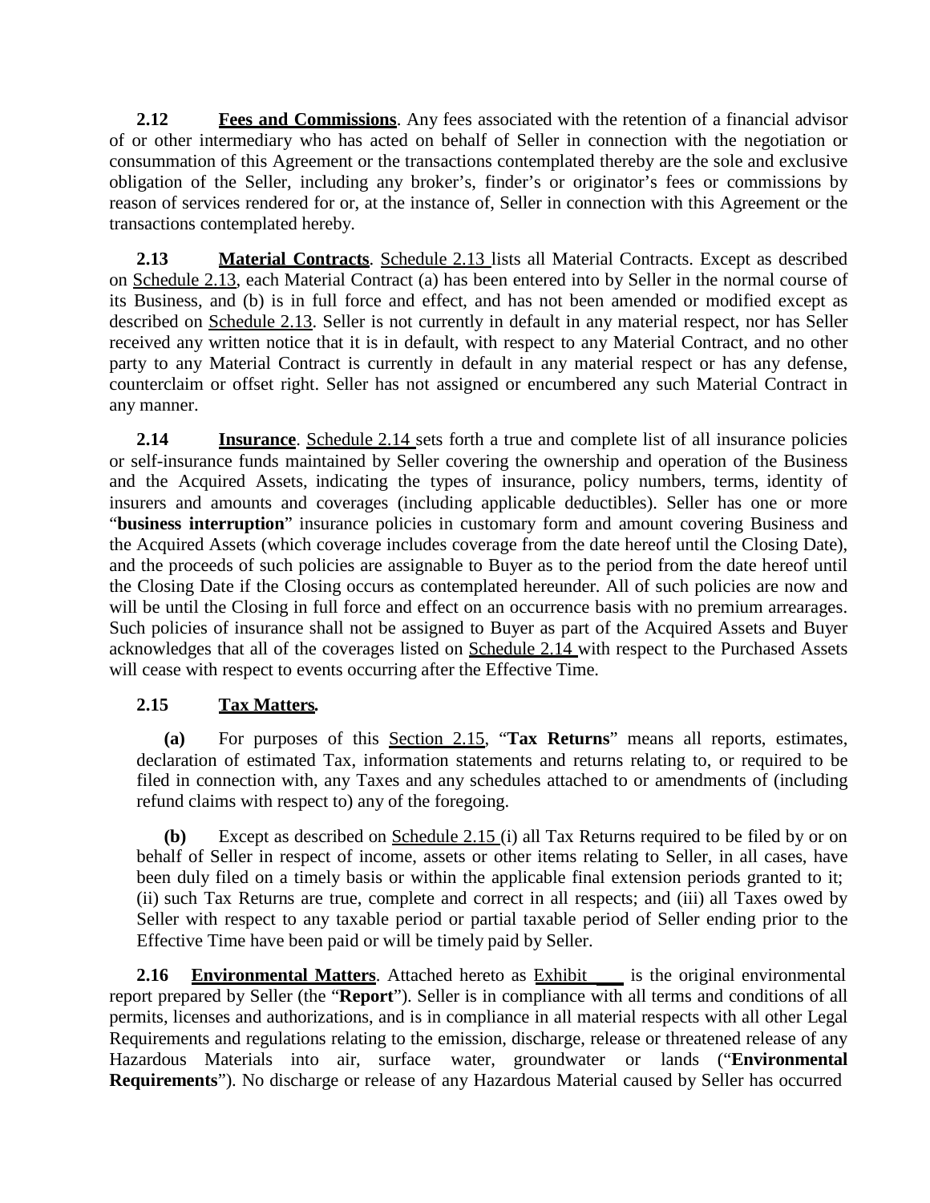**2.12 Fees and Commissions**. Any fees associated with the retention of a financial advisor of or other intermediary who has acted on behalf of Seller in connection with the negotiation or consummation of this Agreement or the transactions contemplated thereby are the sole and exclusive obligation of the Seller, including any broker's, finder's or originator's fees or commissions by reason of services rendered for or, at the instance of, Seller in connection with this Agreement or the transactions contemplated hereby.

**2.13 Material Contracts**. Schedule 2.13 lists all Material Contracts. Except as described on Schedule 2.13, each Material Contract (a) has been entered into by Seller in the normal course of its Business, and (b) is in full force and effect, and has not been amended or modified except as described on Schedule 2.13. Seller is not currently in default in any material respect, nor has Seller received any written notice that it is in default, with respect to any Material Contract, and no other party to any Material Contract is currently in default in any material respect or has any defense, counterclaim or offset right. Seller has not assigned or encumbered any such Material Contract in any manner.

**2.14 Insurance**. Schedule 2.14 sets forth a true and complete list of all insurance policies or self-insurance funds maintained by Seller covering the ownership and operation of the Business and the Acquired Assets, indicating the types of insurance, policy numbers, terms, identity of insurers and amounts and coverages (including applicable deductibles). Seller has one or more "**business interruption**" insurance policies in customary form and amount covering Business and the Acquired Assets (which coverage includes coverage from the date hereof until the Closing Date), and the proceeds of such policies are assignable to Buyer as to the period from the date hereof until the Closing Date if the Closing occurs as contemplated hereunder. All of such policies are now and will be until the Closing in full force and effect on an occurrence basis with no premium arrearages. Such policies of insurance shall not be assigned to Buyer as part of the Acquired Assets and Buyer acknowledges that all of the coverages listed on Schedule 2.14 with respect to the Purchased Assets will cease with respect to events occurring after the Effective Time.

**2.15 Tax Matters.**

**(a)** For purposes of this Section 2.15, "**Tax Returns**" means all reports, estimates, declaration of estimated Tax, information statements and returns relating to, or required to be filed in connection with, any Taxes and any schedules attached to or amendments of (including refund claims with respect to) any of the foregoing.

**(b)** Except as described on Schedule 2.15 (i) all Tax Returns required to be filed by or on behalf of Seller in respect of income, assets or other items relating to Seller, in all cases, have been duly filed on a timely basis or within the applicable final extension periods granted to it; (ii) such Tax Returns are true, complete and correct in all respects; and (iii) all Taxes owed by Seller with respect to any taxable period or partial taxable period of Seller ending prior to the Effective Time have been paid or will be timely paid by Seller.

**2.16 Environmental Matters**. Attached hereto as Exhibit \_\_\_ is the original environmental report prepared by Seller (the "**Report**"). Seller is in compliance with all terms and conditions of all permits, licenses and authorizations, and is in compliance in all material respects with all other Legal Requirements and regulations relating to the emission, discharge, release or threatened release of any Hazardous Materials into air, surface water, groundwater or lands ("**Environmental Requirements**"). No discharge or release of any Hazardous Material caused by Seller has occurred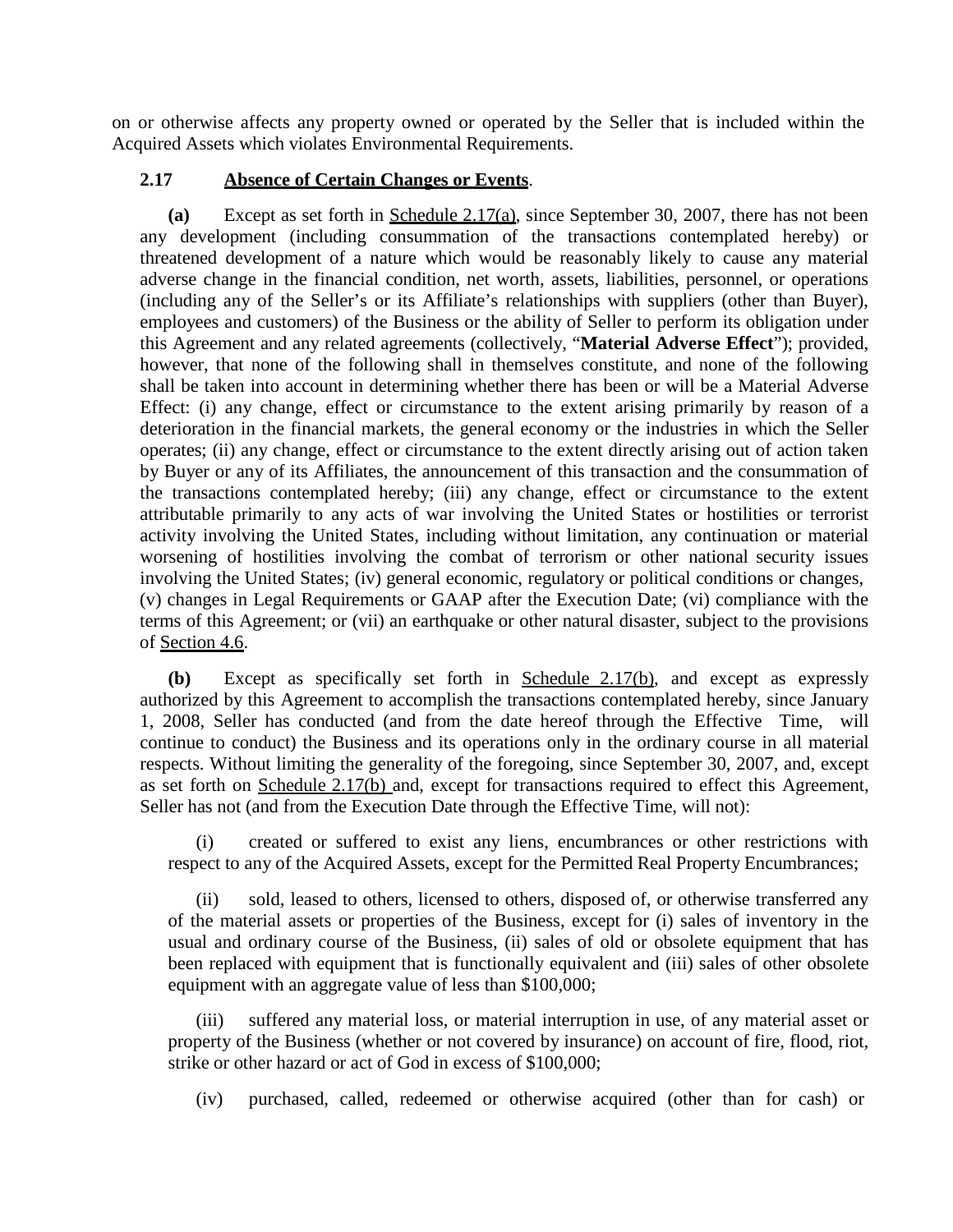on or otherwise affects any property owned or operated by the Seller that is included within the Acquired Assets which violates Environmental Requirements.

**2.17 Absence of Certain Changes or Events**.

**(a)** Except as set forth in Schedule 2.17(a), since September 30, 2007, there has not been any development (including consummation of the transactions contemplated hereby) or threatened development of a nature which would be reasonably likely to cause any material adverse change in the financial condition, net worth, assets, liabilities, personnel, or operations (including any of the Seller's or its Affiliate's relationships with suppliers (other than Buyer), employees and customers) of the Business or the ability of Seller to perform its obligation under this Agreement and any related agreements (collectively, "**Material Adverse Effect**"); provided, however, that none of the following shall in themselves constitute, and none of the following shall be taken into account in determining whether there has been or will be a Material Adverse Effect: (i) any change, effect or circumstance to the extent arising primarily by reason of a deterioration in the financial markets, the general economy or the industries in which the Seller operates; (ii) any change, effect or circumstance to the extent directly arising out of action taken by Buyer or any of its Affiliates, the announcement of this transaction and the consummation of the transactions contemplated hereby; (iii) any change, effect or circumstance to the extent attributable primarily to any acts of war involving the United States or hostilities or terrorist activity involving the United States, including without limitation, any continuation or material worsening of hostilities involving the combat of terrorism or other national security issues involving the United States; (iv) general economic, regulatory or political conditions or changes, (v) changes in Legal Requirements or GAAP after the Execution Date; (vi) compliance with the terms of this Agreement; or (vii) an earthquake or other natural disaster, subject to the provisions of Section 4.6.

**(b)** Except as specifically set forth in Schedule 2.17(b), and except as expressly authorized by this Agreement to accomplish the transactions contemplated hereby, since January 1, 2008, Seller has conducted (and from the date hereof through the Effective Time, will continue to conduct) the Business and its operations only in the ordinary course in all material respects. Without limiting the generality of the foregoing, since September 30, 2007, and, except as set forth on Schedule 2.17(b) and, except for transactions required to effect this Agreement, Seller has not (and from the Execution Date through the Effective Time, will not):

(i) created or suffered to exist any liens, encumbrances or other restrictions with respect to any of the Acquired Assets, except for the Permitted Real Property Encumbrances;

(ii) sold, leased to others, licensed to others, disposed of, or otherwise transferred any of the material assets or properties of the Business, except for (i) sales of inventory in the usual and ordinary course of the Business, (ii) sales of old or obsolete equipment that has been replaced with equipment that is functionally equivalent and (iii) sales of other obsolete equipment with an aggregate value of less than $100,000;

(iii) suffered any material loss, or material interruption in use, of any material asset or property of the Business (whether or not covered by insurance) on account of fire, flood, riot, strike or other hazard or act of God in excess of $100,000;

(iv) purchased, called, redeemed or otherwise acquired (other than for cash) or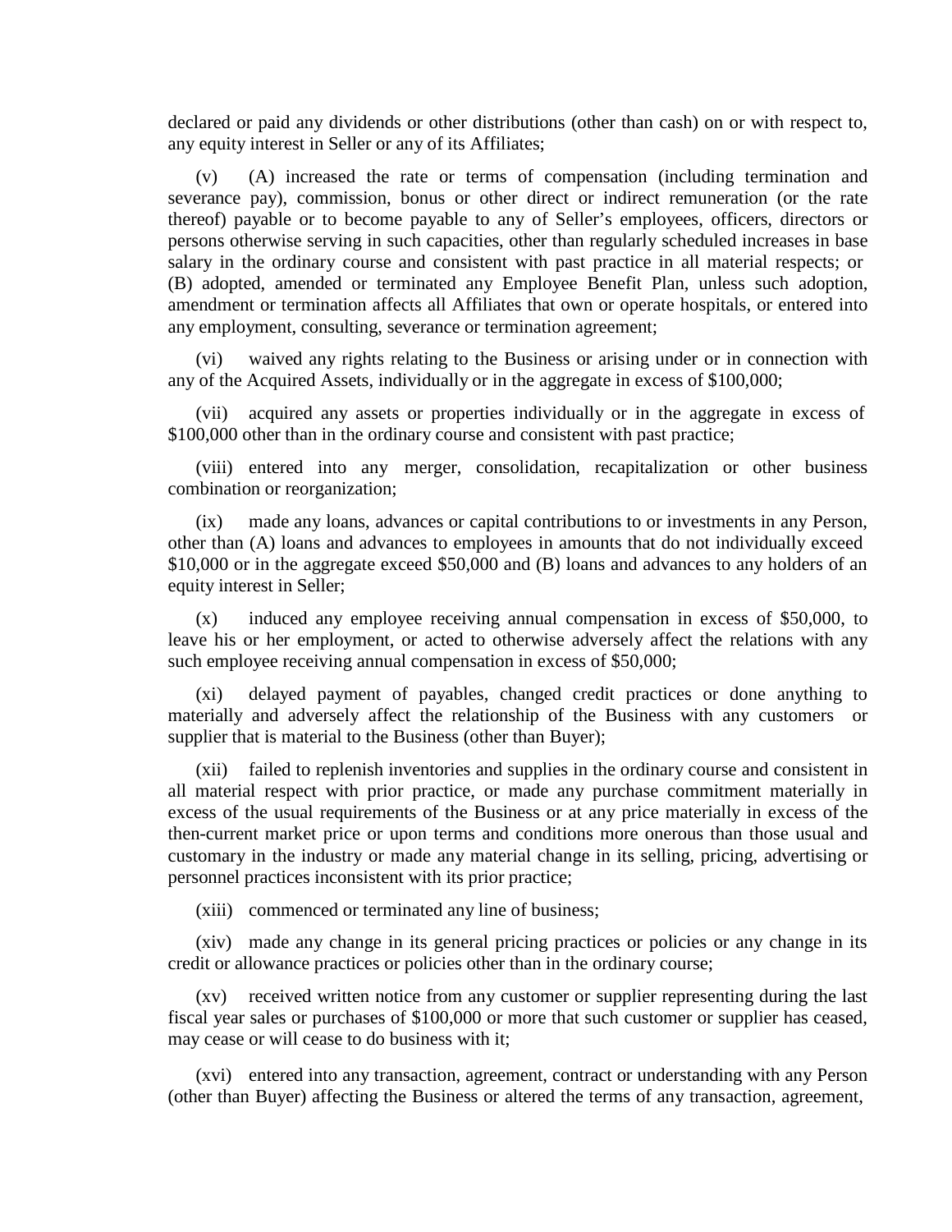declared or paid any dividends or other distributions (other than cash) on or with respect to, any equity interest in Seller or any of its Affiliates;

(v) (A) increased the rate or terms of compensation (including termination and severance pay), commission, bonus or other direct or indirect remuneration (or the rate thereof) payable or to become payable to any of Seller's employees, officers, directors or persons otherwise serving in such capacities, other than regularly scheduled increases in base salary in the ordinary course and consistent with past practice in all material respects; or (B) adopted, amended or terminated any Employee Benefit Plan, unless such adoption, amendment or termination affects all Affiliates that own or operate hospitals, or entered into any employment, consulting, severance or termination agreement;

(vi) waived any rights relating to the Business or arising under or in connection with any of the Acquired Assets, individually or in the aggregate in excess of $100,000;

(vii) acquired any assets or properties individually or in the aggregate in excess of $100,000 other than in the ordinary course and consistent with past practice;

(viii) entered into any merger, consolidation, recapitalization or other business combination or reorganization;

(ix) made any loans, advances or capital contributions to or investments in any Person, other than (A) loans and advances to employees in amounts that do not individually exceed $10,000 or in the aggregate exceed $50,000 and (B) loans and advances to any holders of an equity interest in Seller;

(x) induced any employee receiving annual compensation in excess of $50,000, to leave his or her employment, or acted to otherwise adversely affect the relations with any such employee receiving annual compensation in excess of $50,000;

(xi) delayed payment of payables, changed credit practices or done anything to materially and adversely affect the relationship of the Business with any customers or supplier that is material to the Business (other than Buyer);

(xii) failed to replenish inventories and supplies in the ordinary course and consistent in all material respect with prior practice, or made any purchase commitment materially in excess of the usual requirements of the Business or at any price materially in excess of the then-current market price or upon terms and conditions more onerous than those usual and customary in the industry or made any material change in its selling, pricing, advertising or personnel practices inconsistent with its prior practice;

(xiii) commenced or terminated any line of business;

(xiv) made any change in its general pricing practices or policies or any change in its credit or allowance practices or policies other than in the ordinary course;

(xv) received written notice from any customer or supplier representing during the last fiscal year sales or purchases of $100,000 or more that such customer or supplier has ceased, may cease or will cease to do business with it;

(xvi) entered into any transaction, agreement, contract or understanding with any Person (other than Buyer) affecting the Business or altered the terms of any transaction, agreement,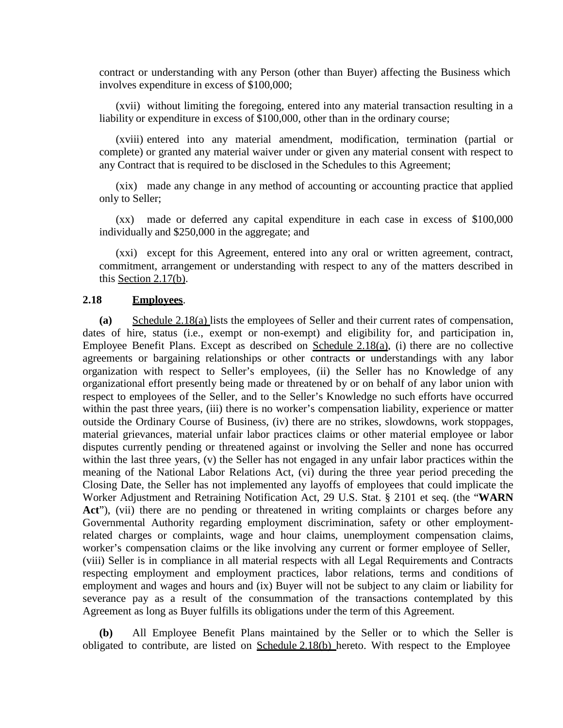contract or understanding with any Person (other than Buyer) affecting the Business which involves expenditure in excess of $100,000;

(xvii) without limiting the foregoing, entered into any material transaction resulting in a liability or expenditure in excess of $100,000, other than in the ordinary course;

(xviii) entered into any material amendment, modification, termination (partial or complete) or granted any material waiver under or given any material consent with respect to any Contract that is required to be disclosed in the Schedules to this Agreement;

(xix) made any change in any method of accounting or accounting practice that applied only to Seller;

(xx) made or deferred any capital expenditure in each case in excess of $100,000 individually and $250,000 in the aggregate; and

(xxi) except for this Agreement, entered into any oral or written agreement, contract, commitment, arrangement or understanding with respect to any of the matters described in this Section 2.17(b).

**2.18 Employees**.

**(a)** Schedule 2.18(a) lists the employees of Seller and their current rates of compensation, dates of hire, status (i.e., exempt or non-exempt) and eligibility for, and participation in, Employee Benefit Plans. Except as described on Schedule 2.18(a), (i) there are no collective agreements or bargaining relationships or other contracts or understandings with any labor organization with respect to Seller's employees, (ii) the Seller has no Knowledge of any organizational effort presently being made or threatened by or on behalf of any labor union with respect to employees of the Seller, and to the Seller's Knowledge no such efforts have occurred within the past three years, (iii) there is no worker's compensation liability, experience or matter outside the Ordinary Course of Business, (iv) there are no strikes, slowdowns, work stoppages, material grievances, material unfair labor practices claims or other material employee or labor disputes currently pending or threatened against or involving the Seller and none has occurred within the last three years, (v) the Seller has not engaged in any unfair labor practices within the meaning of the National Labor Relations Act, (vi) during the three year period preceding the Closing Date, the Seller has not implemented any layoffs of employees that could implicate the Worker Adjustment and Retraining Notification Act, 29 U.S. Stat. § 2101 et seq. (the "**WARN Act**"), (vii) there are no pending or threatened in writing complaints or charges before any Governmental Authority regarding employment discrimination, safety or other employment-related charges or complaints, wage and hour claims, unemployment compensation claims, worker's compensation claims or the like involving any current or former employee of Seller, (viii) Seller is in compliance in all material respects with all Legal Requirements and Contracts respecting employment and employment practices, labor relations, terms and conditions of employment and wages and hours and (ix) Buyer will not be subject to any claim or liability for severance pay as a result of the consummation of the transactions contemplated by this Agreement as long as Buyer fulfills its obligations under the term of this Agreement.

**(b)** All Employee Benefit Plans maintained by the Seller or to which the Seller is obligated to contribute, are listed on Schedule 2.18(b) hereto. With respect to the Employee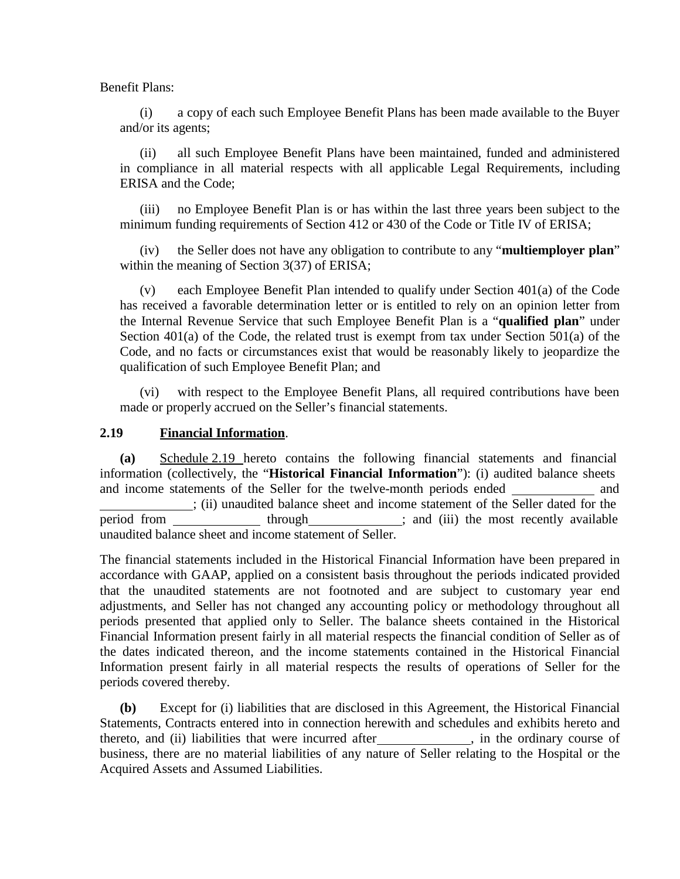Benefit Plans:

(i) a copy of each such Employee Benefit Plans has been made available to the Buyer and/or its agents;

(ii) all such Employee Benefit Plans have been maintained, funded and administered in compliance in all material respects with all applicable Legal Requirements, including ERISA and the Code;

(iii) no Employee Benefit Plan is or has within the last three years been subject to the minimum funding requirements of Section 412 or 430 of the Code or Title IV of ERISA;

(iv) the Seller does not have any obligation to contribute to any "**multiemployer plan**" within the meaning of Section 3(37) of ERISA;

(v) each Employee Benefit Plan intended to qualify under Section 401(a) of the Code has received a favorable determination letter or is entitled to rely on an opinion letter from the Internal Revenue Service that such Employee Benefit Plan is a "**qualified plan**" under Section 401(a) of the Code, the related trust is exempt from tax under Section 501(a) of the Code, and no facts or circumstances exist that would be reasonably likely to jeopardize the qualification of such Employee Benefit Plan; and

(vi) with respect to the Employee Benefit Plans, all required contributions have been made or properly accrued on the Seller's financial statements.

**2.19 Financial Information**.

**(a)** Schedule 2.19 hereto contains the following financial statements and financial information (collectively, the "**Historical Financial Information**"): (i) audited balance sheets and income statements of the Seller for the twelve-month periods ended ____________ and ______________; (ii) unaudited balance sheet and income statement of the Seller dated for the period from _____________ through______________; and (iii) the most recently available unaudited balance sheet and income statement of Seller.

The financial statements included in the Historical Financial Information have been prepared in accordance with GAAP, applied on a consistent basis throughout the periods indicated provided that the unaudited statements are not footnoted and are subject to customary year end adjustments, and Seller has not changed any accounting policy or methodology throughout all periods presented that applied only to Seller. The balance sheets contained in the Historical Financial Information present fairly in all material respects the financial condition of Seller as of the dates indicated thereon, and the income statements contained in the Historical Financial Information present fairly in all material respects the results of operations of Seller for the periods covered thereby.

**(b)** Except for (i) liabilities that are disclosed in this Agreement, the Historical Financial Statements, Contracts entered into in connection herewith and schedules and exhibits hereto and thereto, and (ii) liabilities that were incurred after______________, in the ordinary course of business, there are no material liabilities of any nature of Seller relating to the Hospital or the Acquired Assets and Assumed Liabilities.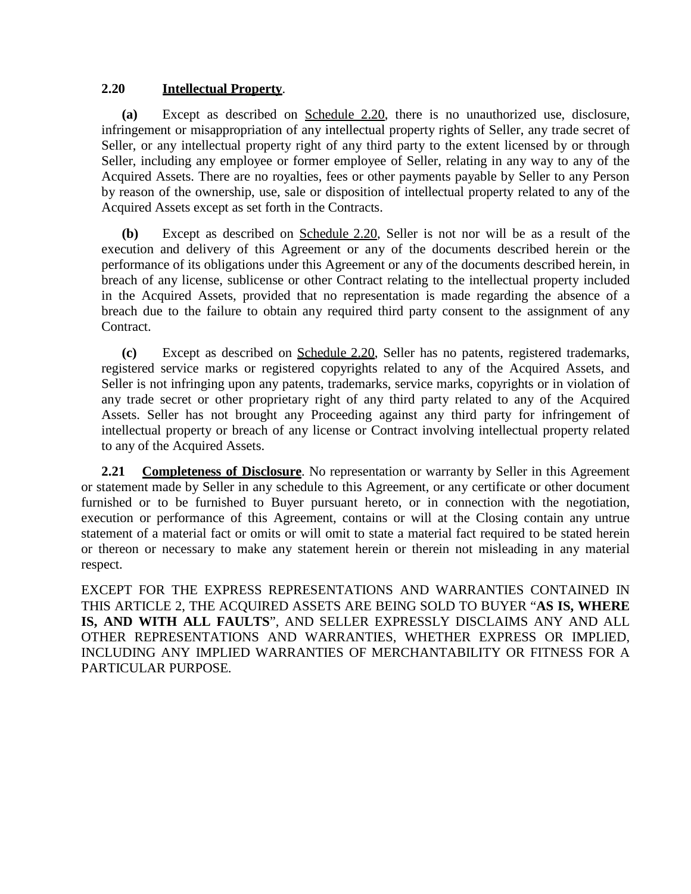**2.20 Intellectual Property**.

**(a)** Except as described on Schedule 2.20, there is no unauthorized use, disclosure, infringement or misappropriation of any intellectual property rights of Seller, any trade secret of Seller, or any intellectual property right of any third party to the extent licensed by or through Seller, including any employee or former employee of Seller, relating in any way to any of the Acquired Assets. There are no royalties, fees or other payments payable by Seller to any Person by reason of the ownership, use, sale or disposition of intellectual property related to any of the Acquired Assets except as set forth in the Contracts.

**(b)** Except as described on Schedule 2.20, Seller is not nor will be as a result of the execution and delivery of this Agreement or any of the documents described herein or the performance of its obligations under this Agreement or any of the documents described herein, in breach of any license, sublicense or other Contract relating to the intellectual property included in the Acquired Assets, provided that no representation is made regarding the absence of a breach due to the failure to obtain any required third party consent to the assignment of any Contract.

**(c)** Except as described on Schedule 2.20, Seller has no patents, registered trademarks, registered service marks or registered copyrights related to any of the Acquired Assets, and Seller is not infringing upon any patents, trademarks, service marks, copyrights or in violation of any trade secret or other proprietary right of any third party related to any of the Acquired Assets. Seller has not brought any Proceeding against any third party for infringement of intellectual property or breach of any license or Contract involving intellectual property related to any of the Acquired Assets.

**2.21 Completeness of Disclosure**. No representation or warranty by Seller in this Agreement or statement made by Seller in any schedule to this Agreement, or any certificate or other document furnished or to be furnished to Buyer pursuant hereto, or in connection with the negotiation, execution or performance of this Agreement, contains or will at the Closing contain any untrue statement of a material fact or omits or will omit to state a material fact required to be stated herein or thereon or necessary to make any statement herein or therein not misleading in any material respect.

EXCEPT FOR THE EXPRESS REPRESENTATIONS AND WARRANTIES CONTAINED IN THIS ARTICLE 2, THE ACQUIRED ASSETS ARE BEING SOLD TO BUYER "**AS IS, WHERE IS, AND WITH ALL FAULTS**", AND SELLER EXPRESSLY DISCLAIMS ANY AND ALL OTHER REPRESENTATIONS AND WARRANTIES, WHETHER EXPRESS OR IMPLIED, INCLUDING ANY IMPLIED WARRANTIES OF MERCHANTABILITY OR FITNESS FOR A PARTICULAR PURPOSE.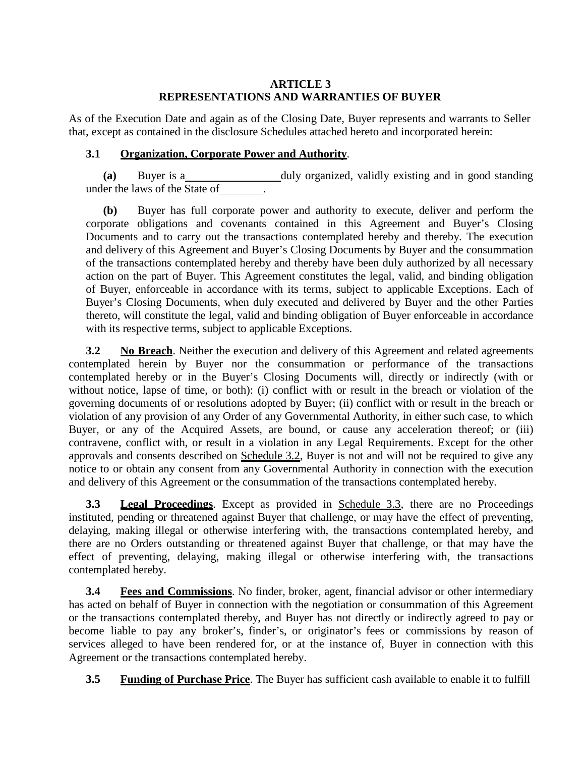## ARTICLE 3
## REPRESENTATIONS AND WARRANTIES OF BUYER

As of the Execution Date and again as of the Closing Date, Buyer represents and warrants to Seller that, except as contained in the disclosure Schedules attached hereto and incorporated herein:

**3.1 <u>Organization, Corporate Power and Authority</u>.**

**(a)** Buyer is a \_\_\_\_\_\_\_\_\_\_\_\_\_\_\_\_\_ duly organized, validly existing and in good standing under the laws of the State of \_\_\_\_\_\_\_\_.

**(b)** Buyer has full corporate power and authority to execute, deliver and perform the corporate obligations and covenants contained in this Agreement and Buyer's Closing Documents and to carry out the transactions contemplated hereby and thereby. The execution and delivery of this Agreement and Buyer's Closing Documents by Buyer and the consummation of the transactions contemplated hereby and thereby have been duly authorized by all necessary action on the part of Buyer. This Agreement constitutes the legal, valid, and binding obligation of Buyer, enforceable in accordance with its terms, subject to applicable Exceptions. Each of Buyer's Closing Documents, when duly executed and delivered by Buyer and the other Parties thereto, will constitute the legal, valid and binding obligation of Buyer enforceable in accordance with its respective terms, subject to applicable Exceptions.

**3.2 <u>No Breach</u>**. Neither the execution and delivery of this Agreement and related agreements contemplated herein by Buyer nor the consummation or performance of the transactions contemplated hereby or in the Buyer's Closing Documents will, directly or indirectly (with or without notice, lapse of time, or both): (i) conflict with or result in the breach or violation of the governing documents of or resolutions adopted by Buyer; (ii) conflict with or result in the breach or violation of any provision of any Order of any Governmental Authority, in either such case, to which Buyer, or any of the Acquired Assets, are bound, or cause any acceleration thereof; or (iii) contravene, conflict with, or result in a violation in any Legal Requirements. Except for the other approvals and consents described on <u>Schedule 3.2</u>, Buyer is not and will not be required to give any notice to or obtain any consent from any Governmental Authority in connection with the execution and delivery of this Agreement or the consummation of the transactions contemplated hereby.

**3.3 <u>Legal Proceedings</u>**. Except as provided in <u>Schedule 3.3</u>, there are no Proceedings instituted, pending or threatened against Buyer that challenge, or may have the effect of preventing, delaying, making illegal or otherwise interfering with, the transactions contemplated hereby, and there are no Orders outstanding or threatened against Buyer that challenge, or that may have the effect of preventing, delaying, making illegal or otherwise interfering with, the transactions contemplated hereby.

**3.4 <u>Fees and Commissions</u>**. No finder, broker, agent, financial advisor or other intermediary has acted on behalf of Buyer in connection with the negotiation or consummation of this Agreement or the transactions contemplated thereby, and Buyer has not directly or indirectly agreed to pay or become liable to pay any broker's, finder's, or originator's fees or commissions by reason of services alleged to have been rendered for, or at the instance of, Buyer in connection with this Agreement or the transactions contemplated hereby.

**3.5 <u>Funding of Purchase Price</u>**. The Buyer has sufficient cash available to enable it to fulfill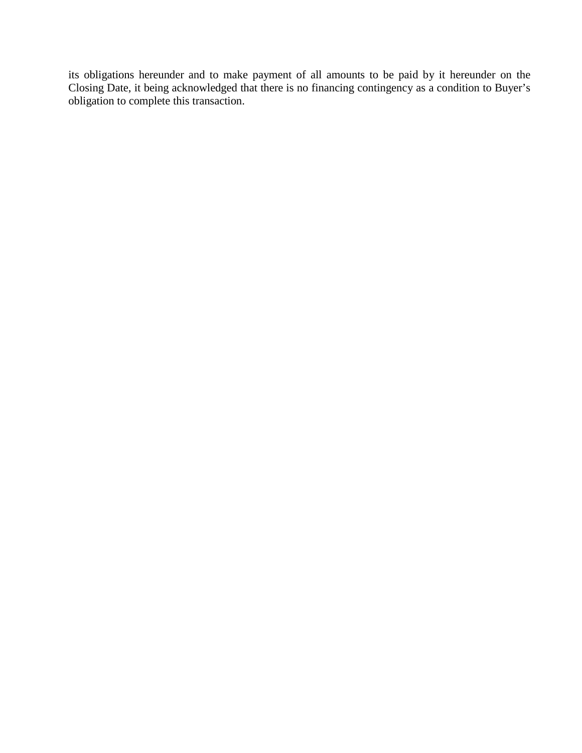its obligations hereunder and to make payment of all amounts to be paid by it hereunder on the Closing Date, it being acknowledged that there is no financing contingency as a condition to Buyer's obligation to complete this transaction.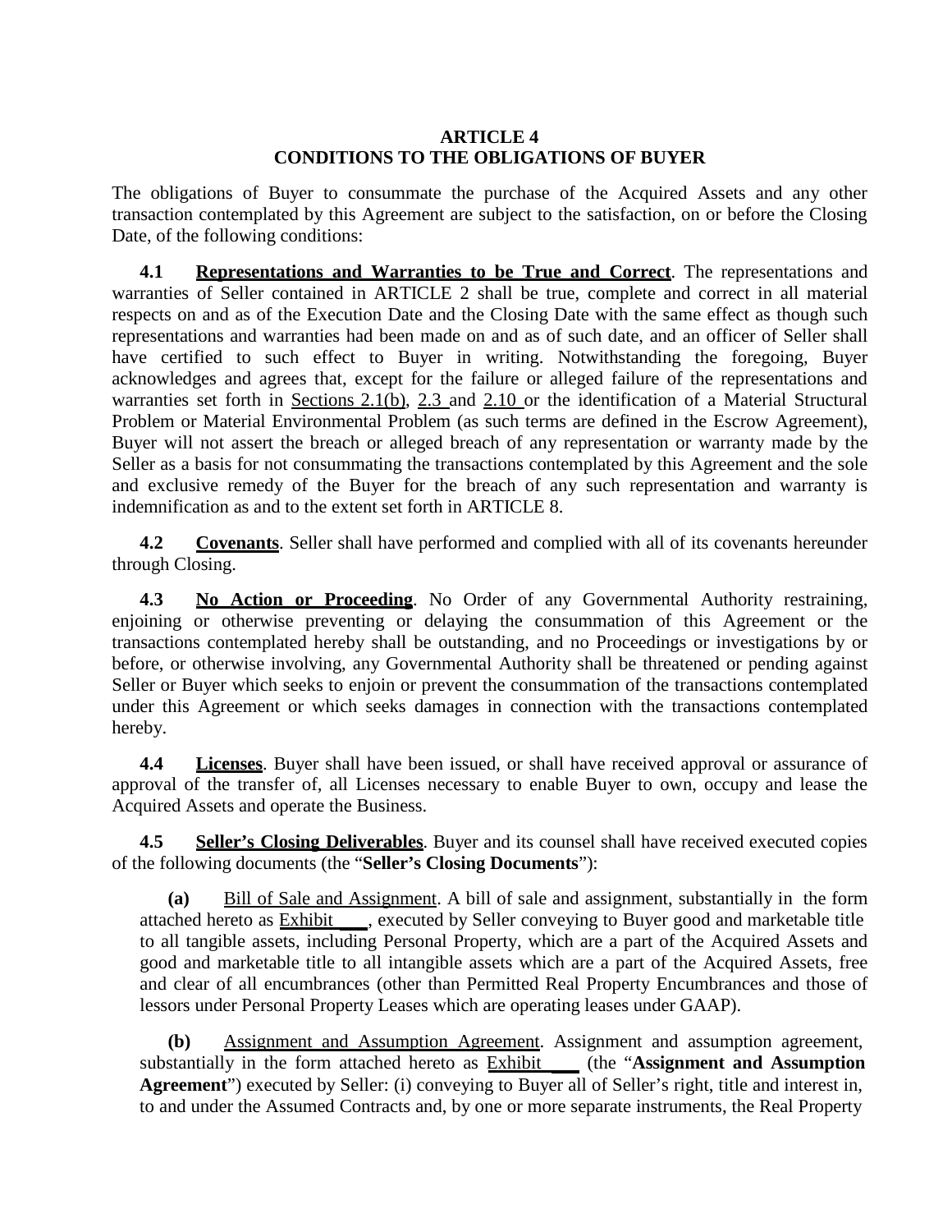## ARTICLE 4
## CONDITIONS TO THE OBLIGATIONS OF BUYER

The obligations of Buyer to consummate the purchase of the Acquired Assets and any other transaction contemplated by this Agreement are subject to the satisfaction, on or before the Closing Date, of the following conditions:

**4.1 Representations and Warranties to be True and Correct**. The representations and warranties of Seller contained in ARTICLE 2 shall be true, complete and correct in all material respects on and as of the Execution Date and the Closing Date with the same effect as though such representations and warranties had been made on and as of such date, and an officer of Seller shall have certified to such effect to Buyer in writing. Notwithstanding the foregoing, Buyer acknowledges and agrees that, except for the failure or alleged failure of the representations and warranties set forth in Sections 2.1(b), 2.3 and 2.10 or the identification of a Material Structural Problem or Material Environmental Problem (as such terms are defined in the Escrow Agreement), Buyer will not assert the breach or alleged breach of any representation or warranty made by the Seller as a basis for not consummating the transactions contemplated by this Agreement and the sole and exclusive remedy of the Buyer for the breach of any such representation and warranty is indemnification as and to the extent set forth in ARTICLE 8.

**4.2 Covenants**. Seller shall have performed and complied with all of its covenants hereunder through Closing.

**4.3 No Action or Proceeding**. No Order of any Governmental Authority restraining, enjoining or otherwise preventing or delaying the consummation of this Agreement or the transactions contemplated hereby shall be outstanding, and no Proceedings or investigations by or before, or otherwise involving, any Governmental Authority shall be threatened or pending against Seller or Buyer which seeks to enjoin or prevent the consummation of the transactions contemplated under this Agreement or which seeks damages in connection with the transactions contemplated hereby.

**4.4 Licenses**. Buyer shall have been issued, or shall have received approval or assurance of approval of the transfer of, all Licenses necessary to enable Buyer to own, occupy and lease the Acquired Assets and operate the Business.

**4.5 Seller's Closing Deliverables**. Buyer and its counsel shall have received executed copies of the following documents (the "**Seller's Closing Documents**"):

**(a)** Bill of Sale and Assignment. A bill of sale and assignment, substantially in the form attached hereto as Exhibit ___, executed by Seller conveying to Buyer good and marketable title to all tangible assets, including Personal Property, which are a part of the Acquired Assets and good and marketable title to all intangible assets which are a part of the Acquired Assets, free and clear of all encumbrances (other than Permitted Real Property Encumbrances and those of lessors under Personal Property Leases which are operating leases under GAAP).

**(b)** Assignment and Assumption Agreement. Assignment and assumption agreement, substantially in the form attached hereto as Exhibit ___ (the "**Assignment and Assumption Agreement**") executed by Seller: (i) conveying to Buyer all of Seller's right, title and interest in, to and under the Assumed Contracts and, by one or more separate instruments, the Real Property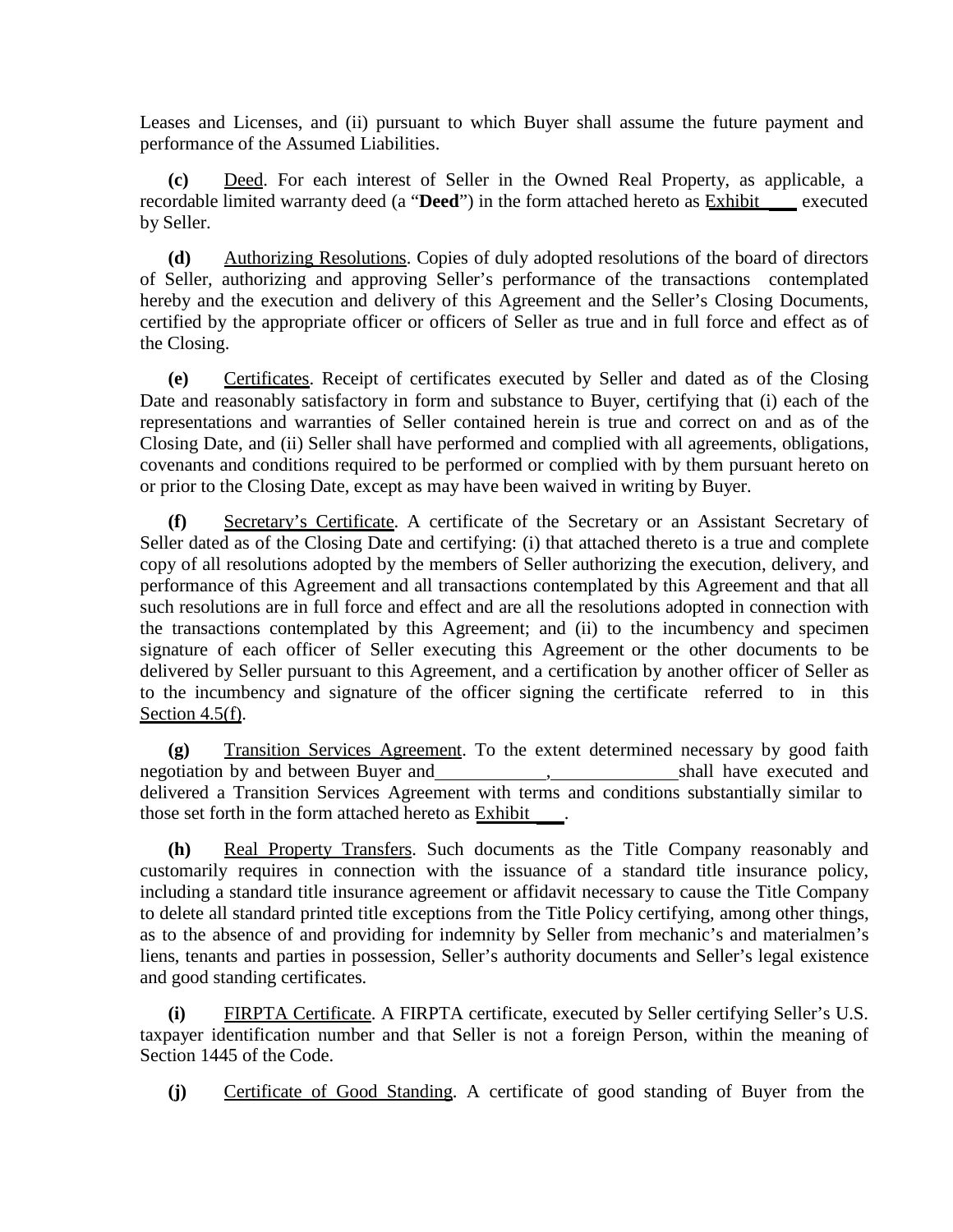Leases and Licenses, and (ii) pursuant to which Buyer shall assume the future payment and performance of the Assumed Liabilities.

**(c)** Deed. For each interest of Seller in the Owned Real Property, as applicable, a recordable limited warranty deed (a "**Deed**") in the form attached hereto as Exhibit ___ executed by Seller.

**(d)** Authorizing Resolutions. Copies of duly adopted resolutions of the board of directors of Seller, authorizing and approving Seller's performance of the transactions contemplated hereby and the execution and delivery of this Agreement and the Seller's Closing Documents, certified by the appropriate officer or officers of Seller as true and in full force and effect as of the Closing.

**(e)** Certificates. Receipt of certificates executed by Seller and dated as of the Closing Date and reasonably satisfactory in form and substance to Buyer, certifying that (i) each of the representations and warranties of Seller contained herein is true and correct on and as of the Closing Date, and (ii) Seller shall have performed and complied with all agreements, obligations, covenants and conditions required to be performed or complied with by them pursuant hereto on or prior to the Closing Date, except as may have been waived in writing by Buyer.

**(f)** Secretary's Certificate. A certificate of the Secretary or an Assistant Secretary of Seller dated as of the Closing Date and certifying: (i) that attached thereto is a true and complete copy of all resolutions adopted by the members of Seller authorizing the execution, delivery, and performance of this Agreement and all transactions contemplated by this Agreement and that all such resolutions are in full force and effect and are all the resolutions adopted in connection with the transactions contemplated by this Agreement; and (ii) to the incumbency and specimen signature of each officer of Seller executing this Agreement or the other documents to be delivered by Seller pursuant to this Agreement, and a certification by another officer of Seller as to the incumbency and signature of the officer signing the certificate referred to in this Section 4.5(f).

**(g)** Transition Services Agreement. To the extent determined necessary by good faith negotiation by and between Buyer and ___________, _____________ shall have executed and delivered a Transition Services Agreement with terms and conditions substantially similar to those set forth in the form attached hereto as Exhibit ___.

**(h)** Real Property Transfers. Such documents as the Title Company reasonably and customarily requires in connection with the issuance of a standard title insurance policy, including a standard title insurance agreement or affidavit necessary to cause the Title Company to delete all standard printed title exceptions from the Title Policy certifying, among other things, as to the absence of and providing for indemnity by Seller from mechanic's and materialmen's liens, tenants and parties in possession, Seller's authority documents and Seller's legal existence and good standing certificates.

**(i)** FIRPTA Certificate. A FIRPTA certificate, executed by Seller certifying Seller's U.S. taxpayer identification number and that Seller is not a foreign Person, within the meaning of Section 1445 of the Code.

**(j)** Certificate of Good Standing. A certificate of good standing of Buyer from the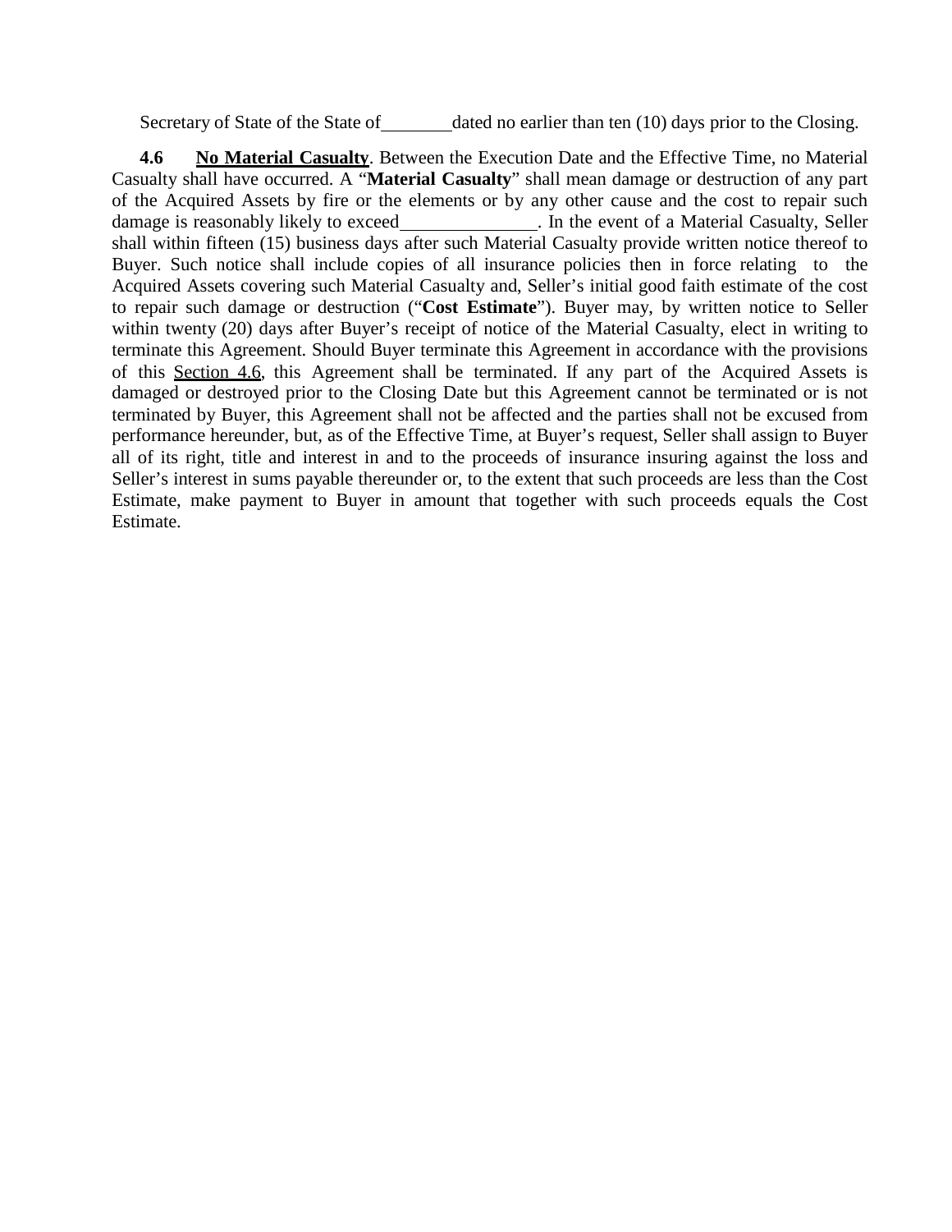Secretary of State of the State of ________ dated no earlier than ten (10) days prior to the Closing.

**4.6 <u>No Material Casualty</u>**. Between the Execution Date and the Effective Time, no Material Casualty shall have occurred. A "**Material Casualty**" shall mean damage or destruction of any part of the Acquired Assets by fire or the elements or by any other cause and the cost to repair such damage is reasonably likely to exceed ______________. In the event of a Material Casualty, Seller shall within fifteen (15) business days after such Material Casualty provide written notice thereof to Buyer. Such notice shall include copies of all insurance policies then in force relating to the Acquired Assets covering such Material Casualty and, Seller's initial good faith estimate of the cost to repair such damage or destruction ("**Cost Estimate**"). Buyer may, by written notice to Seller within twenty (20) days after Buyer's receipt of notice of the Material Casualty, elect in writing to terminate this Agreement. Should Buyer terminate this Agreement in accordance with the provisions of this <u>Section 4.6</u>, this Agreement shall be terminated. If any part of the Acquired Assets is damaged or destroyed prior to the Closing Date but this Agreement cannot be terminated or is not terminated by Buyer, this Agreement shall not be affected and the parties shall not be excused from performance hereunder, but, as of the Effective Time, at Buyer's request, Seller shall assign to Buyer all of its right, title and interest in and to the proceeds of insurance insuring against the loss and Seller's interest in sums payable thereunder or, to the extent that such proceeds are less than the Cost Estimate, make payment to Buyer in amount that together with such proceeds equals the Cost Estimate.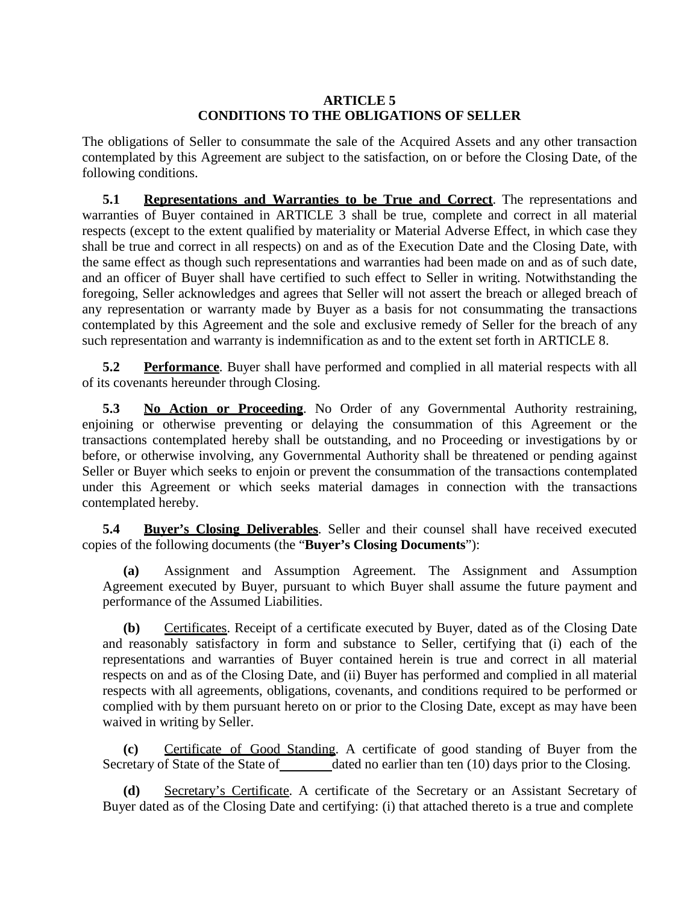## ARTICLE 5
## CONDITIONS TO THE OBLIGATIONS OF SELLER

The obligations of Seller to consummate the sale of the Acquired Assets and any other transaction contemplated by this Agreement are subject to the satisfaction, on or before the Closing Date, of the following conditions.

**5.1** **Representations and Warranties to be True and Correct**. The representations and warranties of Buyer contained in ARTICLE 3 shall be true, complete and correct in all material respects (except to the extent qualified by materiality or Material Adverse Effect, in which case they shall be true and correct in all respects) on and as of the Execution Date and the Closing Date, with the same effect as though such representations and warranties had been made on and as of such date, and an officer of Buyer shall have certified to such effect to Seller in writing. Notwithstanding the foregoing, Seller acknowledges and agrees that Seller will not assert the breach or alleged breach of any representation or warranty made by Buyer as a basis for not consummating the transactions contemplated by this Agreement and the sole and exclusive remedy of Seller for the breach of any such representation and warranty is indemnification as and to the extent set forth in ARTICLE 8.

**5.2** **Performance**. Buyer shall have performed and complied in all material respects with all of its covenants hereunder through Closing.

**5.3** **No Action or Proceeding**. No Order of any Governmental Authority restraining, enjoining or otherwise preventing or delaying the consummation of this Agreement or the transactions contemplated hereby shall be outstanding, and no Proceeding or investigations by or before, or otherwise involving, any Governmental Authority shall be threatened or pending against Seller or Buyer which seeks to enjoin or prevent the consummation of the transactions contemplated under this Agreement or which seeks material damages in connection with the transactions contemplated hereby.

**5.4** **Buyer's Closing Deliverables**. Seller and their counsel shall have received executed copies of the following documents (the "**Buyer's Closing Documents**"):

**(a)** Assignment and Assumption Agreement. The Assignment and Assumption Agreement executed by Buyer, pursuant to which Buyer shall assume the future payment and performance of the Assumed Liabilities.

**(b)** Certificates. Receipt of a certificate executed by Buyer, dated as of the Closing Date and reasonably satisfactory in form and substance to Seller, certifying that (i) each of the representations and warranties of Buyer contained herein is true and correct in all material respects on and as of the Closing Date, and (ii) Buyer has performed and complied in all material respects with all agreements, obligations, covenants, and conditions required to be performed or complied with by them pursuant hereto on or prior to the Closing Date, except as may have been waived in writing by Seller.

**(c)** Certificate of Good Standing. A certificate of good standing of Buyer from the Secretary of State of the State of ________ dated no earlier than ten (10) days prior to the Closing.

**(d)** Secretary's Certificate. A certificate of the Secretary or an Assistant Secretary of Buyer dated as of the Closing Date and certifying: (i) that attached thereto is a true and complete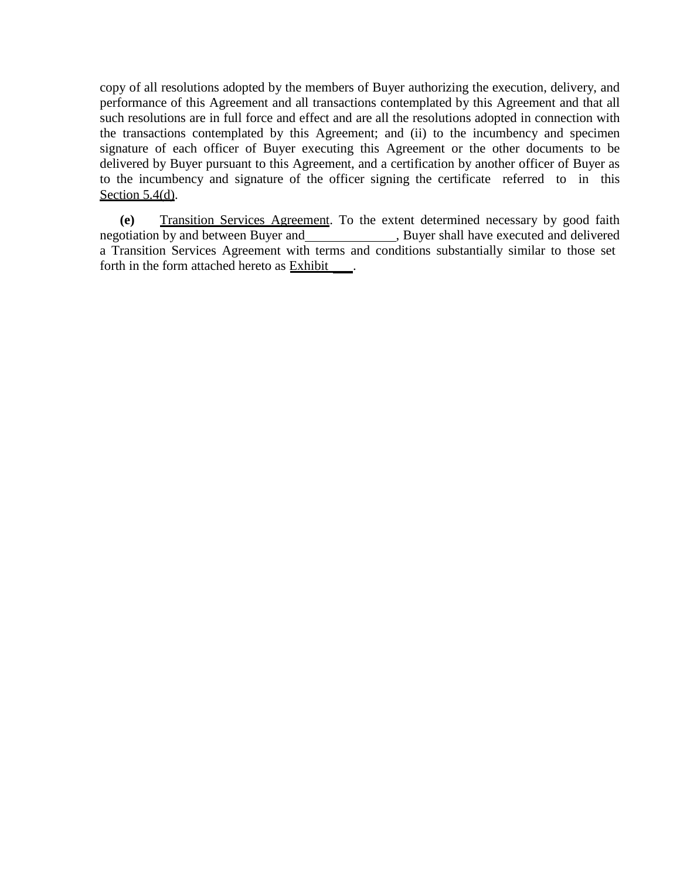copy of all resolutions adopted by the members of Buyer authorizing the execution, delivery, and performance of this Agreement and all transactions contemplated by this Agreement and that all such resolutions are in full force and effect and are all the resolutions adopted in connection with the transactions contemplated by this Agreement; and (ii) to the incumbency and specimen signature of each officer of Buyer executing this Agreement or the other documents to be delivered by Buyer pursuant to this Agreement, and a certification by another officer of Buyer as to the incumbency and signature of the officer signing the certificate referred to in this Section 5.4(d).

**(e)** Transition Services Agreement. To the extent determined necessary by good faith negotiation by and between Buyer and ______________, Buyer shall have executed and delivered a Transition Services Agreement with terms and conditions substantially similar to those set forth in the form attached hereto as Exhibit ___.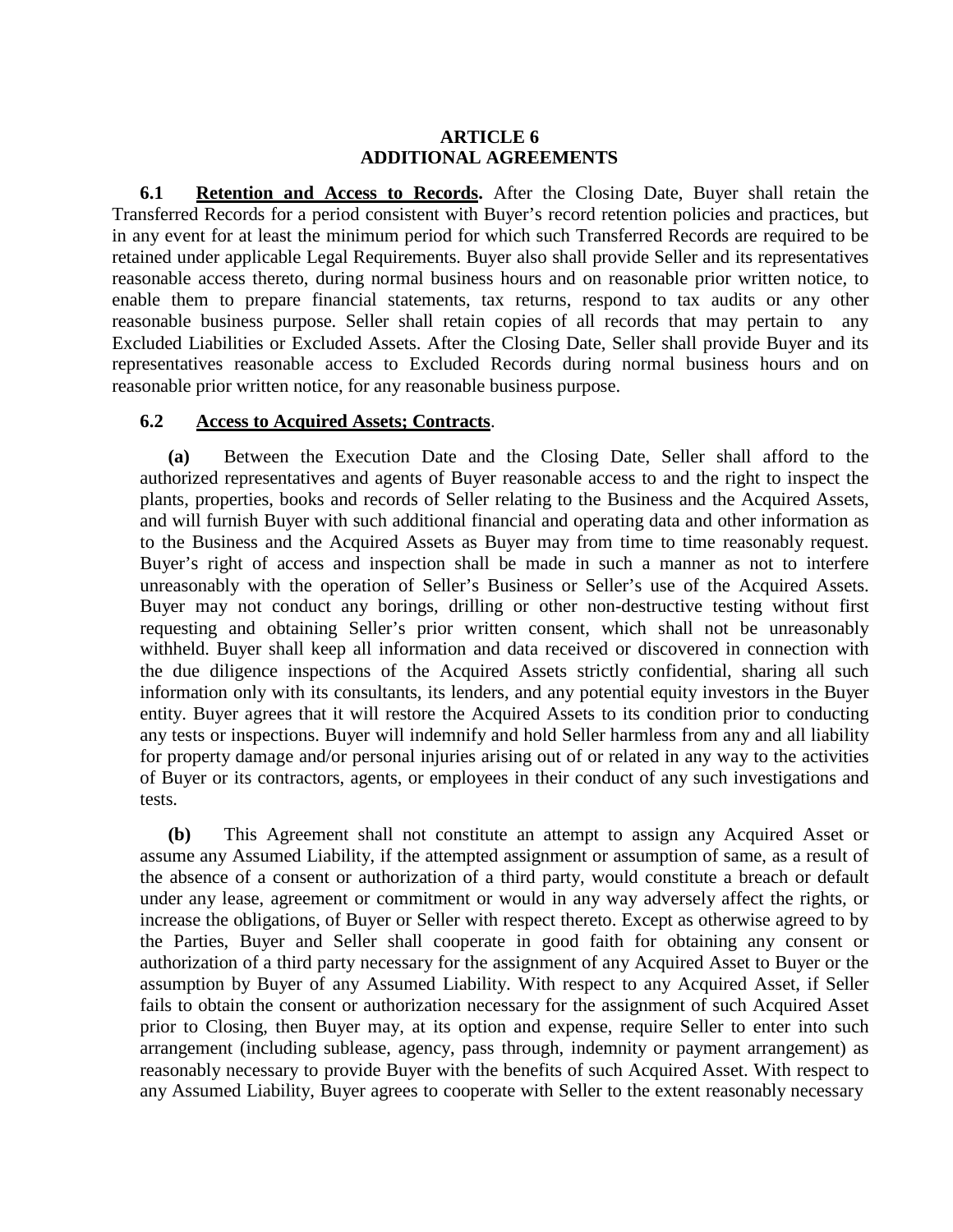## ARTICLE 6
## ADDITIONAL AGREEMENTS

**6.1** **Retention and Access to Records.** After the Closing Date, Buyer shall retain the Transferred Records for a period consistent with Buyer's record retention policies and practices, but in any event for at least the minimum period for which such Transferred Records are required to be retained under applicable Legal Requirements. Buyer also shall provide Seller and its representatives reasonable access thereto, during normal business hours and on reasonable prior written notice, to enable them to prepare financial statements, tax returns, respond to tax audits or any other reasonable business purpose. Seller shall retain copies of all records that may pertain to any Excluded Liabilities or Excluded Assets. After the Closing Date, Seller shall provide Buyer and its representatives reasonable access to Excluded Records during normal business hours and on reasonable prior written notice, for any reasonable business purpose.

**6.2** **Access to Acquired Assets; Contracts**.

**(a)** Between the Execution Date and the Closing Date, Seller shall afford to the authorized representatives and agents of Buyer reasonable access to and the right to inspect the plants, properties, books and records of Seller relating to the Business and the Acquired Assets, and will furnish Buyer with such additional financial and operating data and other information as to the Business and the Acquired Assets as Buyer may from time to time reasonably request. Buyer's right of access and inspection shall be made in such a manner as not to interfere unreasonably with the operation of Seller's Business or Seller's use of the Acquired Assets. Buyer may not conduct any borings, drilling or other non-destructive testing without first requesting and obtaining Seller's prior written consent, which shall not be unreasonably withheld. Buyer shall keep all information and data received or discovered in connection with the due diligence inspections of the Acquired Assets strictly confidential, sharing all such information only with its consultants, its lenders, and any potential equity investors in the Buyer entity. Buyer agrees that it will restore the Acquired Assets to its condition prior to conducting any tests or inspections. Buyer will indemnify and hold Seller harmless from any and all liability for property damage and/or personal injuries arising out of or related in any way to the activities of Buyer or its contractors, agents, or employees in their conduct of any such investigations and tests.

**(b)** This Agreement shall not constitute an attempt to assign any Acquired Asset or assume any Assumed Liability, if the attempted assignment or assumption of same, as a result of the absence of a consent or authorization of a third party, would constitute a breach or default under any lease, agreement or commitment or would in any way adversely affect the rights, or increase the obligations, of Buyer or Seller with respect thereto. Except as otherwise agreed to by the Parties, Buyer and Seller shall cooperate in good faith for obtaining any consent or authorization of a third party necessary for the assignment of any Acquired Asset to Buyer or the assumption by Buyer of any Assumed Liability. With respect to any Acquired Asset, if Seller fails to obtain the consent or authorization necessary for the assignment of such Acquired Asset prior to Closing, then Buyer may, at its option and expense, require Seller to enter into such arrangement (including sublease, agency, pass through, indemnity or payment arrangement) as reasonably necessary to provide Buyer with the benefits of such Acquired Asset. With respect to any Assumed Liability, Buyer agrees to cooperate with Seller to the extent reasonably necessary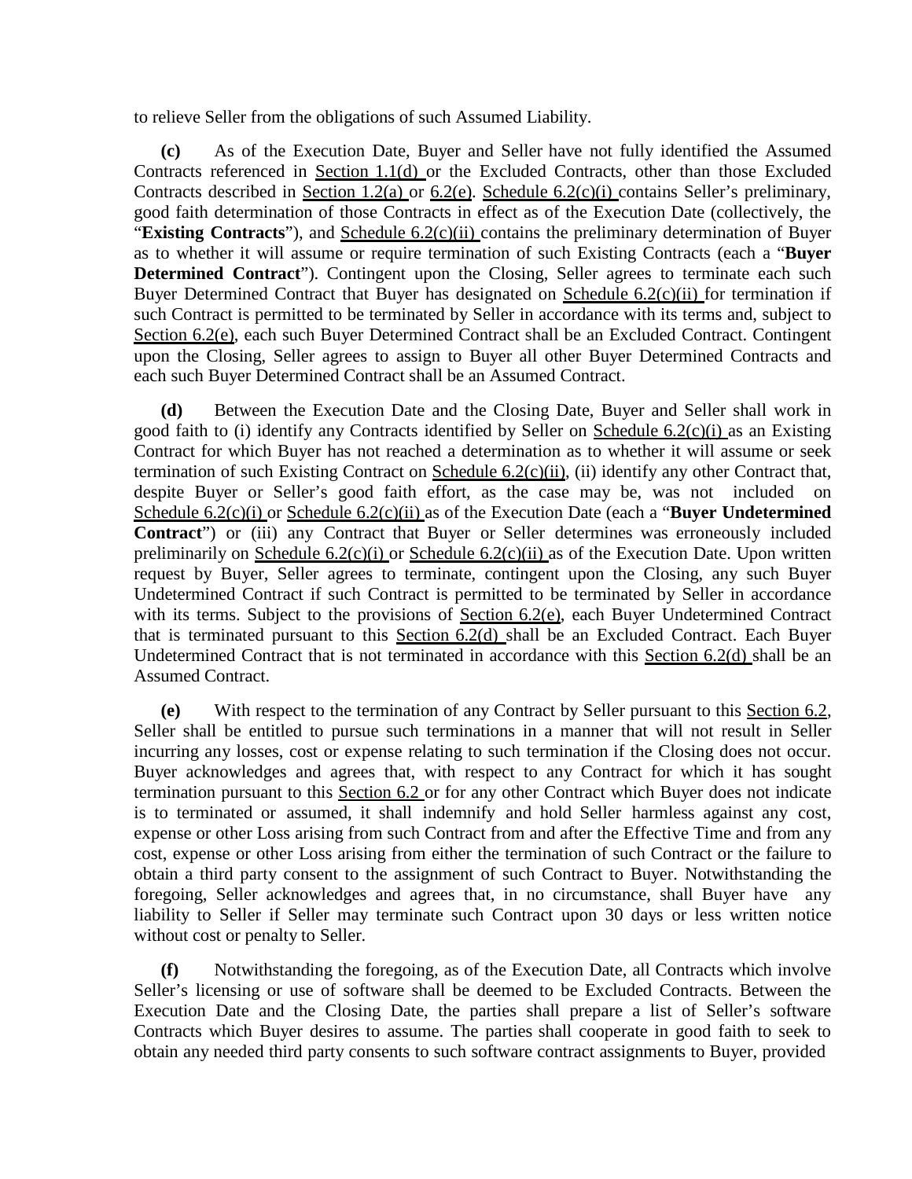to relieve Seller from the obligations of such Assumed Liability.

**(c)** As of the Execution Date, Buyer and Seller have not fully identified the Assumed Contracts referenced in Section 1.1(d) or the Excluded Contracts, other than those Excluded Contracts described in Section 1.2(a) or 6.2(e). Schedule 6.2(c)(i) contains Seller's preliminary, good faith determination of those Contracts in effect as of the Execution Date (collectively, the "**Existing Contracts**"), and Schedule 6.2(c)(ii) contains the preliminary determination of Buyer as to whether it will assume or require termination of such Existing Contracts (each a "**Buyer Determined Contract**"). Contingent upon the Closing, Seller agrees to terminate each such Buyer Determined Contract that Buyer has designated on Schedule 6.2(c)(ii) for termination if such Contract is permitted to be terminated by Seller in accordance with its terms and, subject to Section 6.2(e), each such Buyer Determined Contract shall be an Excluded Contract. Contingent upon the Closing, Seller agrees to assign to Buyer all other Buyer Determined Contracts and each such Buyer Determined Contract shall be an Assumed Contract.

**(d)** Between the Execution Date and the Closing Date, Buyer and Seller shall work in good faith to (i) identify any Contracts identified by Seller on Schedule 6.2(c)(i) as an Existing Contract for which Buyer has not reached a determination as to whether it will assume or seek termination of such Existing Contract on Schedule 6.2(c)(ii), (ii) identify any other Contract that, despite Buyer or Seller's good faith effort, as the case may be, was not included on Schedule 6.2(c)(i) or Schedule 6.2(c)(ii) as of the Execution Date (each a "**Buyer Undetermined Contract**") or (iii) any Contract that Buyer or Seller determines was erroneously included preliminarily on Schedule 6.2(c)(i) or Schedule 6.2(c)(ii) as of the Execution Date. Upon written request by Buyer, Seller agrees to terminate, contingent upon the Closing, any such Buyer Undetermined Contract if such Contract is permitted to be terminated by Seller in accordance with its terms. Subject to the provisions of Section 6.2(e), each Buyer Undetermined Contract that is terminated pursuant to this Section 6.2(d) shall be an Excluded Contract. Each Buyer Undetermined Contract that is not terminated in accordance with this Section 6.2(d) shall be an Assumed Contract.

**(e)** With respect to the termination of any Contract by Seller pursuant to this Section 6.2, Seller shall be entitled to pursue such terminations in a manner that will not result in Seller incurring any losses, cost or expense relating to such termination if the Closing does not occur. Buyer acknowledges and agrees that, with respect to any Contract for which it has sought termination pursuant to this Section 6.2 or for any other Contract which Buyer does not indicate is to terminated or assumed, it shall indemnify and hold Seller harmless against any cost, expense or other Loss arising from such Contract from and after the Effective Time and from any cost, expense or other Loss arising from either the termination of such Contract or the failure to obtain a third party consent to the assignment of such Contract to Buyer. Notwithstanding the foregoing, Seller acknowledges and agrees that, in no circumstance, shall Buyer have any liability to Seller if Seller may terminate such Contract upon 30 days or less written notice without cost or penalty to Seller.

**(f)** Notwithstanding the foregoing, as of the Execution Date, all Contracts which involve Seller's licensing or use of software shall be deemed to be Excluded Contracts. Between the Execution Date and the Closing Date, the parties shall prepare a list of Seller's software Contracts which Buyer desires to assume. The parties shall cooperate in good faith to seek to obtain any needed third party consents to such software contract assignments to Buyer, provided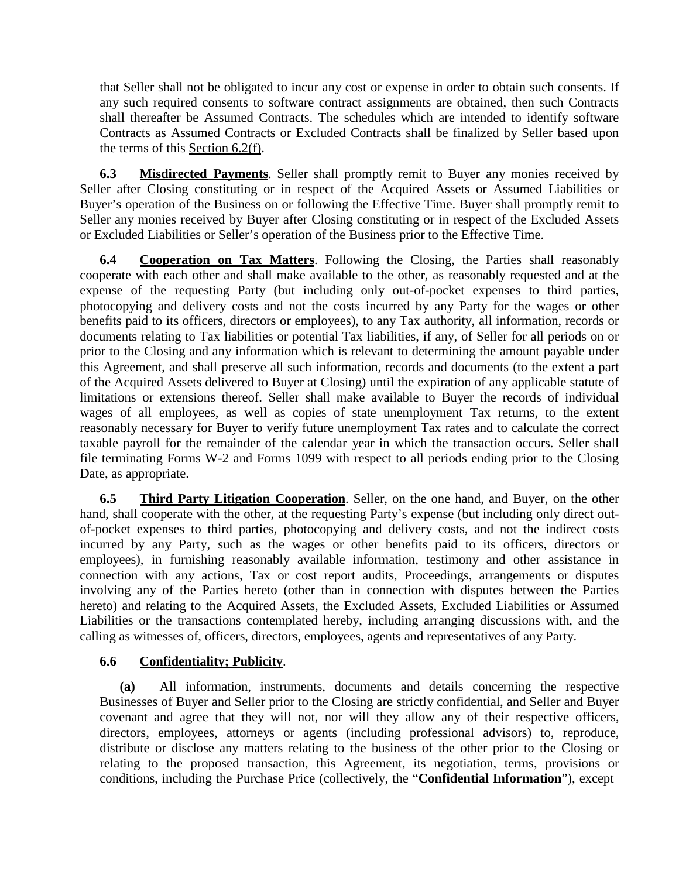that Seller shall not be obligated to incur any cost or expense in order to obtain such consents. If any such required consents to software contract assignments are obtained, then such Contracts shall thereafter be Assumed Contracts. The schedules which are intended to identify software Contracts as Assumed Contracts or Excluded Contracts shall be finalized by Seller based upon the terms of this Section 6.2(f).

**6.3 Misdirected Payments**. Seller shall promptly remit to Buyer any monies received by Seller after Closing constituting or in respect of the Acquired Assets or Assumed Liabilities or Buyer's operation of the Business on or following the Effective Time. Buyer shall promptly remit to Seller any monies received by Buyer after Closing constituting or in respect of the Excluded Assets or Excluded Liabilities or Seller's operation of the Business prior to the Effective Time.

**6.4 Cooperation on Tax Matters**. Following the Closing, the Parties shall reasonably cooperate with each other and shall make available to the other, as reasonably requested and at the expense of the requesting Party (but including only out-of-pocket expenses to third parties, photocopying and delivery costs and not the costs incurred by any Party for the wages or other benefits paid to its officers, directors or employees), to any Tax authority, all information, records or documents relating to Tax liabilities or potential Tax liabilities, if any, of Seller for all periods on or prior to the Closing and any information which is relevant to determining the amount payable under this Agreement, and shall preserve all such information, records and documents (to the extent a part of the Acquired Assets delivered to Buyer at Closing) until the expiration of any applicable statute of limitations or extensions thereof. Seller shall make available to Buyer the records of individual wages of all employees, as well as copies of state unemployment Tax returns, to the extent reasonably necessary for Buyer to verify future unemployment Tax rates and to calculate the correct taxable payroll for the remainder of the calendar year in which the transaction occurs. Seller shall file terminating Forms W-2 and Forms 1099 with respect to all periods ending prior to the Closing Date, as appropriate.

**6.5 Third Party Litigation Cooperation**. Seller, on the one hand, and Buyer, on the other hand, shall cooperate with the other, at the requesting Party's expense (but including only direct out-of-pocket expenses to third parties, photocopying and delivery costs, and not the indirect costs incurred by any Party, such as the wages or other benefits paid to its officers, directors or employees), in furnishing reasonably available information, testimony and other assistance in connection with any actions, Tax or cost report audits, Proceedings, arrangements or disputes involving any of the Parties hereto (other than in connection with disputes between the Parties hereto) and relating to the Acquired Assets, the Excluded Assets, Excluded Liabilities or Assumed Liabilities or the transactions contemplated hereby, including arranging discussions with, and the calling as witnesses of, officers, directors, employees, agents and representatives of any Party.

**6.6 Confidentiality; Publicity**.

**(a)** All information, instruments, documents and details concerning the respective Businesses of Buyer and Seller prior to the Closing are strictly confidential, and Seller and Buyer covenant and agree that they will not, nor will they allow any of their respective officers, directors, employees, attorneys or agents (including professional advisors) to, reproduce, distribute or disclose any matters relating to the business of the other prior to the Closing or relating to the proposed transaction, this Agreement, its negotiation, terms, provisions or conditions, including the Purchase Price (collectively, the "**Confidential Information**"), except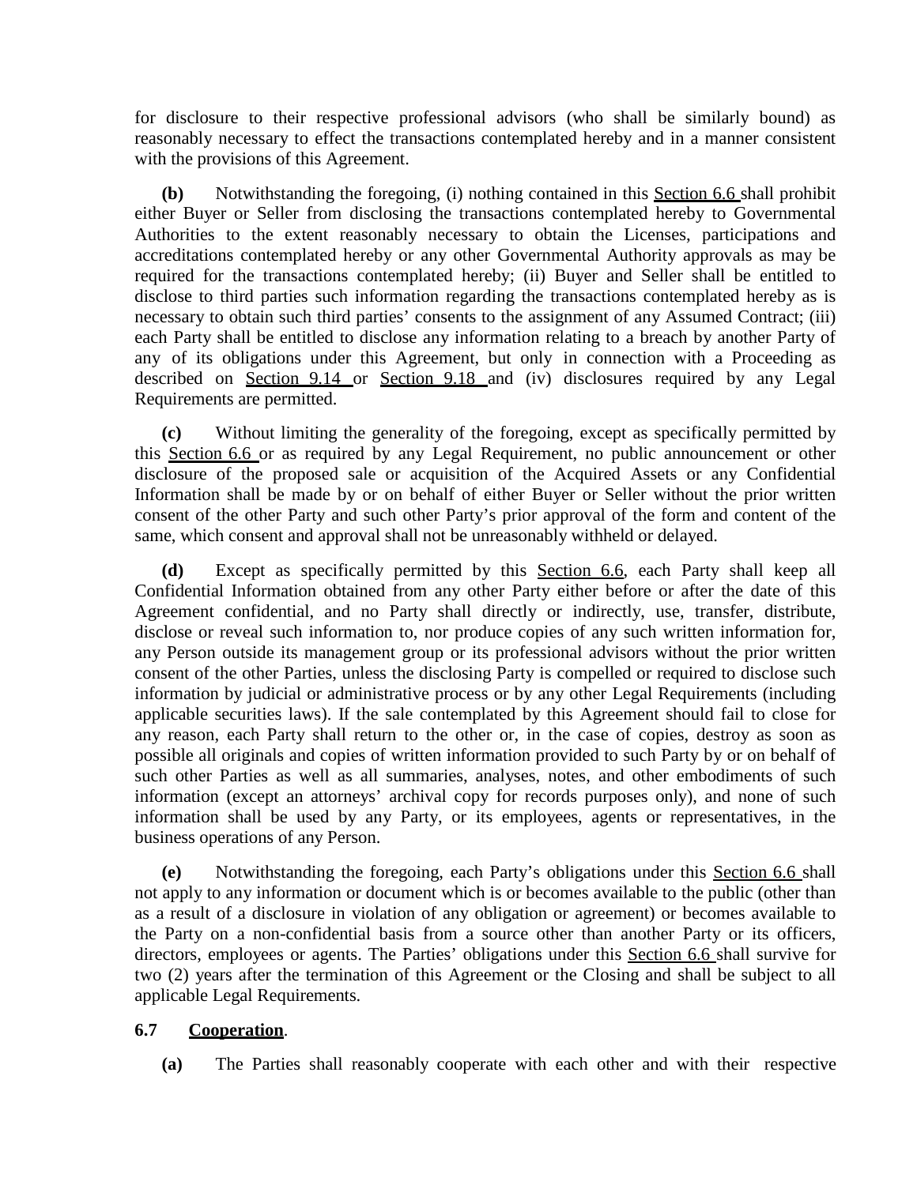for disclosure to their respective professional advisors (who shall be similarly bound) as reasonably necessary to effect the transactions contemplated hereby and in a manner consistent with the provisions of this Agreement.

**(b)** Notwithstanding the foregoing, (i) nothing contained in this Section 6.6 shall prohibit either Buyer or Seller from disclosing the transactions contemplated hereby to Governmental Authorities to the extent reasonably necessary to obtain the Licenses, participations and accreditations contemplated hereby or any other Governmental Authority approvals as may be required for the transactions contemplated hereby; (ii) Buyer and Seller shall be entitled to disclose to third parties such information regarding the transactions contemplated hereby as is necessary to obtain such third parties' consents to the assignment of any Assumed Contract; (iii) each Party shall be entitled to disclose any information relating to a breach by another Party of any of its obligations under this Agreement, but only in connection with a Proceeding as described on Section 9.14 or Section 9.18 and (iv) disclosures required by any Legal Requirements are permitted.

**(c)** Without limiting the generality of the foregoing, except as specifically permitted by this Section 6.6 or as required by any Legal Requirement, no public announcement or other disclosure of the proposed sale or acquisition of the Acquired Assets or any Confidential Information shall be made by or on behalf of either Buyer or Seller without the prior written consent of the other Party and such other Party's prior approval of the form and content of the same, which consent and approval shall not be unreasonably withheld or delayed.

**(d)** Except as specifically permitted by this Section 6.6, each Party shall keep all Confidential Information obtained from any other Party either before or after the date of this Agreement confidential, and no Party shall directly or indirectly, use, transfer, distribute, disclose or reveal such information to, nor produce copies of any such written information for, any Person outside its management group or its professional advisors without the prior written consent of the other Parties, unless the disclosing Party is compelled or required to disclose such information by judicial or administrative process or by any other Legal Requirements (including applicable securities laws). If the sale contemplated by this Agreement should fail to close for any reason, each Party shall return to the other or, in the case of copies, destroy as soon as possible all originals and copies of written information provided to such Party by or on behalf of such other Parties as well as all summaries, analyses, notes, and other embodiments of such information (except an attorneys' archival copy for records purposes only), and none of such information shall be used by any Party, or its employees, agents or representatives, in the business operations of any Person.

**(e)** Notwithstanding the foregoing, each Party's obligations under this Section 6.6 shall not apply to any information or document which is or becomes available to the public (other than as a result of a disclosure in violation of any obligation or agreement) or becomes available to the Party on a non-confidential basis from a source other than another Party or its officers, directors, employees or agents. The Parties' obligations under this Section 6.6 shall survive for two (2) years after the termination of this Agreement or the Closing and shall be subject to all applicable Legal Requirements.

**6.7 Cooperation**.

**(a)** The Parties shall reasonably cooperate with each other and with their respective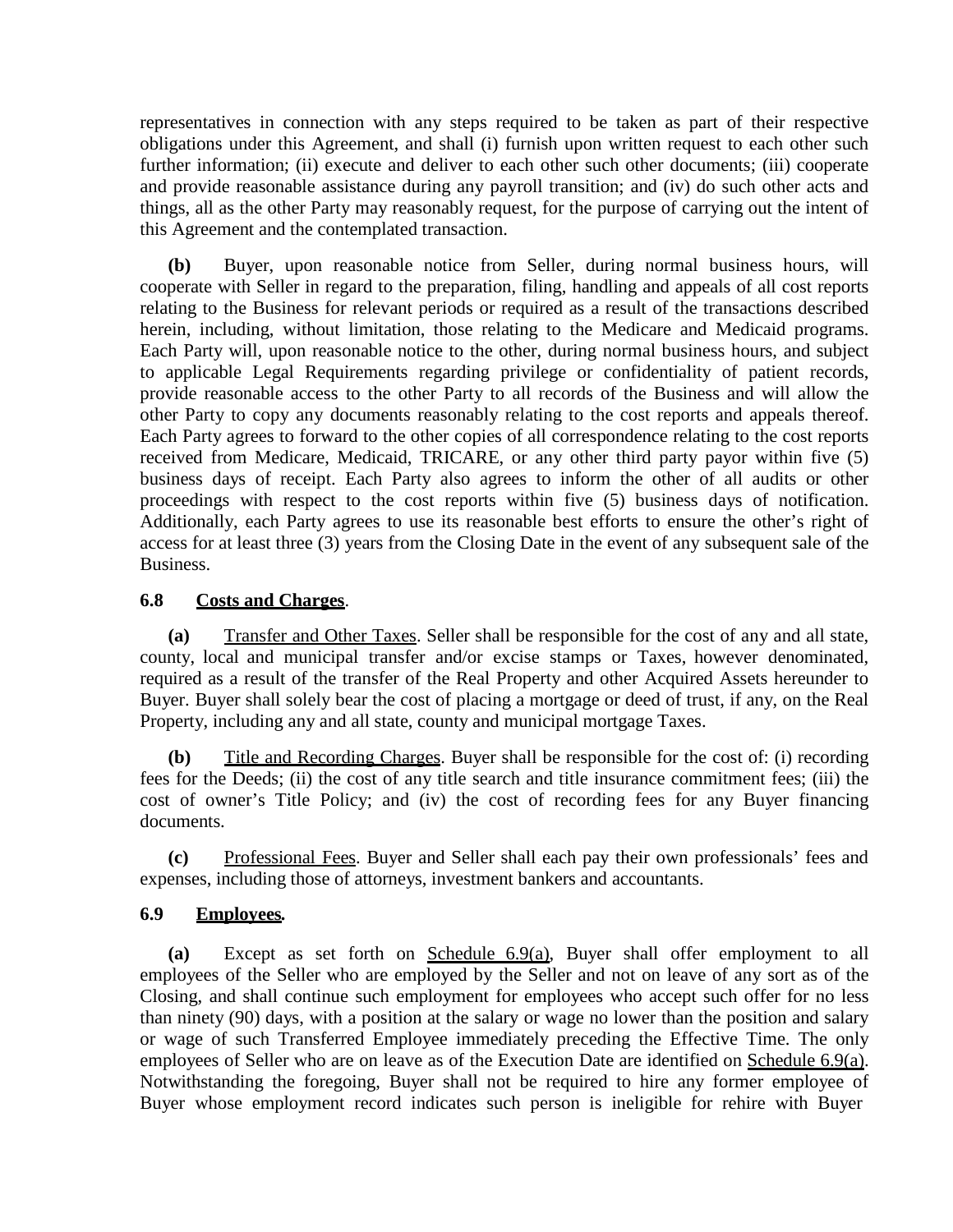representatives in connection with any steps required to be taken as part of their respective obligations under this Agreement, and shall (i) furnish upon written request to each other such further information; (ii) execute and deliver to each other such other documents; (iii) cooperate and provide reasonable assistance during any payroll transition; and (iv) do such other acts and things, all as the other Party may reasonably request, for the purpose of carrying out the intent of this Agreement and the contemplated transaction.

**(b)** Buyer, upon reasonable notice from Seller, during normal business hours, will cooperate with Seller in regard to the preparation, filing, handling and appeals of all cost reports relating to the Business for relevant periods or required as a result of the transactions described herein, including, without limitation, those relating to the Medicare and Medicaid programs. Each Party will, upon reasonable notice to the other, during normal business hours, and subject to applicable Legal Requirements regarding privilege or confidentiality of patient records, provide reasonable access to the other Party to all records of the Business and will allow the other Party to copy any documents reasonably relating to the cost reports and appeals thereof. Each Party agrees to forward to the other copies of all correspondence relating to the cost reports received from Medicare, Medicaid, TRICARE, or any other third party payor within five (5) business days of receipt. Each Party also agrees to inform the other of all audits or other proceedings with respect to the cost reports within five (5) business days of notification. Additionally, each Party agrees to use its reasonable best efforts to ensure the other's right of access for at least three (3) years from the Closing Date in the event of any subsequent sale of the Business.

### 6.8 Costs and Charges.

**(a)** Transfer and Other Taxes. Seller shall be responsible for the cost of any and all state, county, local and municipal transfer and/or excise stamps or Taxes, however denominated, required as a result of the transfer of the Real Property and other Acquired Assets hereunder to Buyer. Buyer shall solely bear the cost of placing a mortgage or deed of trust, if any, on the Real Property, including any and all state, county and municipal mortgage Taxes.

**(b)** Title and Recording Charges. Buyer shall be responsible for the cost of: (i) recording fees for the Deeds; (ii) the cost of any title search and title insurance commitment fees; (iii) the cost of owner's Title Policy; and (iv) the cost of recording fees for any Buyer financing documents.

**(c)** Professional Fees. Buyer and Seller shall each pay their own professionals' fees and expenses, including those of attorneys, investment bankers and accountants.

### 6.9 Employees.

**(a)** Except as set forth on Schedule 6.9(a), Buyer shall offer employment to all employees of the Seller who are employed by the Seller and not on leave of any sort as of the Closing, and shall continue such employment for employees who accept such offer for no less than ninety (90) days, with a position at the salary or wage no lower than the position and salary or wage of such Transferred Employee immediately preceding the Effective Time. The only employees of Seller who are on leave as of the Execution Date are identified on Schedule 6.9(a). Notwithstanding the foregoing, Buyer shall not be required to hire any former employee of Buyer whose employment record indicates such person is ineligible for rehire with Buyer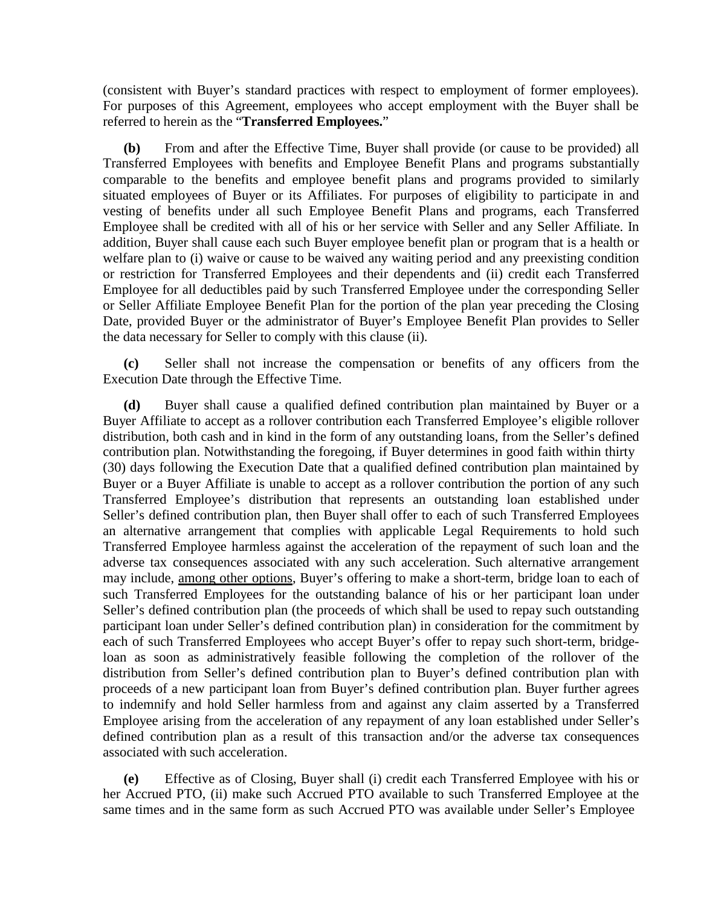(consistent with Buyer's standard practices with respect to employment of former employees). For purposes of this Agreement, employees who accept employment with the Buyer shall be referred to herein as the "**Transferred Employees.**"

**(b)** From and after the Effective Time, Buyer shall provide (or cause to be provided) all Transferred Employees with benefits and Employee Benefit Plans and programs substantially comparable to the benefits and employee benefit plans and programs provided to similarly situated employees of Buyer or its Affiliates. For purposes of eligibility to participate in and vesting of benefits under all such Employee Benefit Plans and programs, each Transferred Employee shall be credited with all of his or her service with Seller and any Seller Affiliate. In addition, Buyer shall cause each such Buyer employee benefit plan or program that is a health or welfare plan to (i) waive or cause to be waived any waiting period and any preexisting condition or restriction for Transferred Employees and their dependents and (ii) credit each Transferred Employee for all deductibles paid by such Transferred Employee under the corresponding Seller or Seller Affiliate Employee Benefit Plan for the portion of the plan year preceding the Closing Date, provided Buyer or the administrator of Buyer's Employee Benefit Plan provides to Seller the data necessary for Seller to comply with this clause (ii).

**(c)** Seller shall not increase the compensation or benefits of any officers from the Execution Date through the Effective Time.

**(d)** Buyer shall cause a qualified defined contribution plan maintained by Buyer or a Buyer Affiliate to accept as a rollover contribution each Transferred Employee's eligible rollover distribution, both cash and in kind in the form of any outstanding loans, from the Seller's defined contribution plan. Notwithstanding the foregoing, if Buyer determines in good faith within thirty (30) days following the Execution Date that a qualified defined contribution plan maintained by Buyer or a Buyer Affiliate is unable to accept as a rollover contribution the portion of any such Transferred Employee's distribution that represents an outstanding loan established under Seller's defined contribution plan, then Buyer shall offer to each of such Transferred Employees an alternative arrangement that complies with applicable Legal Requirements to hold such Transferred Employee harmless against the acceleration of the repayment of such loan and the adverse tax consequences associated with any such acceleration. Such alternative arrangement may include, <u>among other options</u>, Buyer's offering to make a short-term, bridge loan to each of such Transferred Employees for the outstanding balance of his or her participant loan under Seller's defined contribution plan (the proceeds of which shall be used to repay such outstanding participant loan under Seller's defined contribution plan) in consideration for the commitment by each of such Transferred Employees who accept Buyer's offer to repay such short-term, bridge-loan as soon as administratively feasible following the completion of the rollover of the distribution from Seller's defined contribution plan to Buyer's defined contribution plan with proceeds of a new participant loan from Buyer's defined contribution plan. Buyer further agrees to indemnify and hold Seller harmless from and against any claim asserted by a Transferred Employee arising from the acceleration of any repayment of any loan established under Seller's defined contribution plan as a result of this transaction and/or the adverse tax consequences associated with such acceleration.

**(e)** Effective as of Closing, Buyer shall (i) credit each Transferred Employee with his or her Accrued PTO, (ii) make such Accrued PTO available to such Transferred Employee at the same times and in the same form as such Accrued PTO was available under Seller's Employee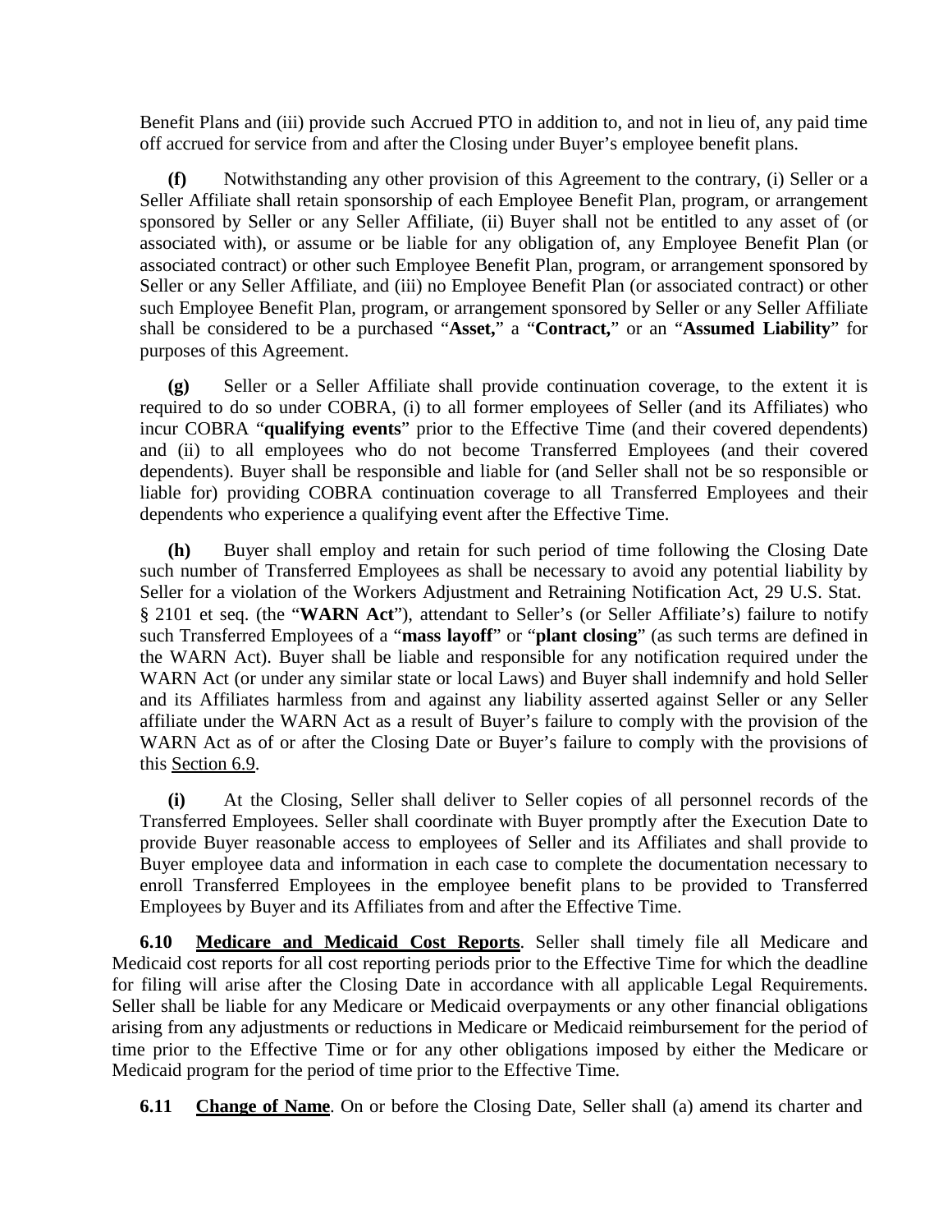Benefit Plans and (iii) provide such Accrued PTO in addition to, and not in lieu of, any paid time off accrued for service from and after the Closing under Buyer's employee benefit plans.

**(f)** Notwithstanding any other provision of this Agreement to the contrary, (i) Seller or a Seller Affiliate shall retain sponsorship of each Employee Benefit Plan, program, or arrangement sponsored by Seller or any Seller Affiliate, (ii) Buyer shall not be entitled to any asset of (or associated with), or assume or be liable for any obligation of, any Employee Benefit Plan (or associated contract) or other such Employee Benefit Plan, program, or arrangement sponsored by Seller or any Seller Affiliate, and (iii) no Employee Benefit Plan (or associated contract) or other such Employee Benefit Plan, program, or arrangement sponsored by Seller or any Seller Affiliate shall be considered to be a purchased "**Asset,**" a "**Contract,**" or an "**Assumed Liability**" for purposes of this Agreement.

**(g)** Seller or a Seller Affiliate shall provide continuation coverage, to the extent it is required to do so under COBRA, (i) to all former employees of Seller (and its Affiliates) who incur COBRA "**qualifying events**" prior to the Effective Time (and their covered dependents) and (ii) to all employees who do not become Transferred Employees (and their covered dependents). Buyer shall be responsible and liable for (and Seller shall not be so responsible or liable for) providing COBRA continuation coverage to all Transferred Employees and their dependents who experience a qualifying event after the Effective Time.

**(h)** Buyer shall employ and retain for such period of time following the Closing Date such number of Transferred Employees as shall be necessary to avoid any potential liability by Seller for a violation of the Workers Adjustment and Retraining Notification Act, 29 U.S. Stat. § 2101 et seq. (the "**WARN Act**"), attendant to Seller's (or Seller Affiliate's) failure to notify such Transferred Employees of a "**mass layoff**" or "**plant closing**" (as such terms are defined in the WARN Act). Buyer shall be liable and responsible for any notification required under the WARN Act (or under any similar state or local Laws) and Buyer shall indemnify and hold Seller and its Affiliates harmless from and against any liability asserted against Seller or any Seller affiliate under the WARN Act as a result of Buyer's failure to comply with the provision of the WARN Act as of or after the Closing Date or Buyer's failure to comply with the provisions of this Section 6.9.

**(i)** At the Closing, Seller shall deliver to Seller copies of all personnel records of the Transferred Employees. Seller shall coordinate with Buyer promptly after the Execution Date to provide Buyer reasonable access to employees of Seller and its Affiliates and shall provide to Buyer employee data and information in each case to complete the documentation necessary to enroll Transferred Employees in the employee benefit plans to be provided to Transferred Employees by Buyer and its Affiliates from and after the Effective Time.

**6.10 Medicare and Medicaid Cost Reports**. Seller shall timely file all Medicare and Medicaid cost reports for all cost reporting periods prior to the Effective Time for which the deadline for filing will arise after the Closing Date in accordance with all applicable Legal Requirements. Seller shall be liable for any Medicare or Medicaid overpayments or any other financial obligations arising from any adjustments or reductions in Medicare or Medicaid reimbursement for the period of time prior to the Effective Time or for any other obligations imposed by either the Medicare or Medicaid program for the period of time prior to the Effective Time.

**6.11 Change of Name**. On or before the Closing Date, Seller shall (a) amend its charter and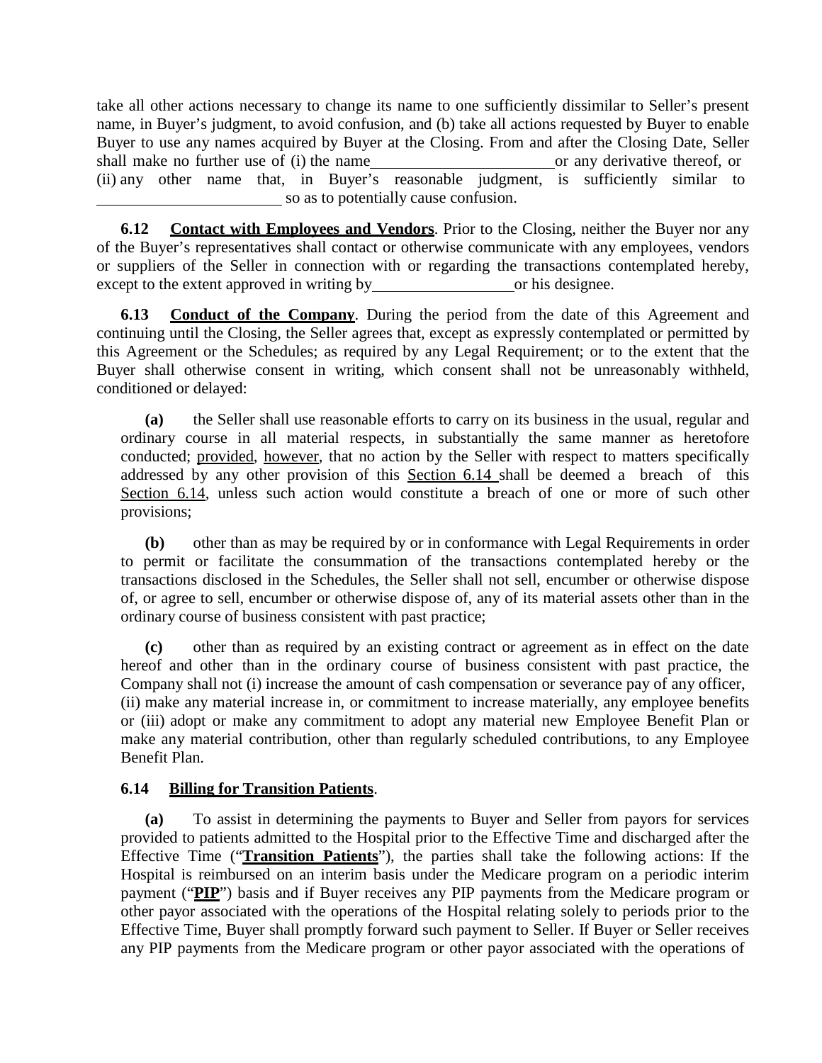take all other actions necessary to change its name to one sufficiently dissimilar to Seller's present name, in Buyer's judgment, to avoid confusion, and (b) take all actions requested by Buyer to enable Buyer to use any names acquired by Buyer at the Closing. From and after the Closing Date, Seller shall make no further use of (i) the name \_\_\_\_\_\_\_\_\_\_\_\_\_\_\_\_\_\_\_\_\_\_\_ or any derivative thereof, or (ii) any other name that, in Buyer's reasonable judgment, is sufficiently similar to \_\_\_\_\_\_\_\_\_\_\_\_\_\_\_\_\_\_\_\_\_\_\_ so as to potentially cause confusion.

**6.12 Contact with Employees and Vendors**. Prior to the Closing, neither the Buyer nor any of the Buyer's representatives shall contact or otherwise communicate with any employees, vendors or suppliers of the Seller in connection with or regarding the transactions contemplated hereby, except to the extent approved in writing by \_\_\_\_\_\_\_\_\_\_\_\_\_\_\_\_\_\_ or his designee.

**6.13 Conduct of the Company**. During the period from the date of this Agreement and continuing until the Closing, the Seller agrees that, except as expressly contemplated or permitted by this Agreement or the Schedules; as required by any Legal Requirement; or to the extent that the Buyer shall otherwise consent in writing, which consent shall not be unreasonably withheld, conditioned or delayed:

**(a)** the Seller shall use reasonable efforts to carry on its business in the usual, regular and ordinary course in all material respects, in substantially the same manner as heretofore conducted; provided, however, that no action by the Seller with respect to matters specifically addressed by any other provision of this Section 6.14 shall be deemed a breach of this Section 6.14, unless such action would constitute a breach of one or more of such other provisions;

**(b)** other than as may be required by or in conformance with Legal Requirements in order to permit or facilitate the consummation of the transactions contemplated hereby or the transactions disclosed in the Schedules, the Seller shall not sell, encumber or otherwise dispose of, or agree to sell, encumber or otherwise dispose of, any of its material assets other than in the ordinary course of business consistent with past practice;

**(c)** other than as required by an existing contract or agreement as in effect on the date hereof and other than in the ordinary course of business consistent with past practice, the Company shall not (i) increase the amount of cash compensation or severance pay of any officer, (ii) make any material increase in, or commitment to increase materially, any employee benefits or (iii) adopt or make any commitment to adopt any material new Employee Benefit Plan or make any material contribution, other than regularly scheduled contributions, to any Employee Benefit Plan.

**6.14 Billing for Transition Patients**.

**(a)** To assist in determining the payments to Buyer and Seller from payors for services provided to patients admitted to the Hospital prior to the Effective Time and discharged after the Effective Time ("**Transition Patients**"), the parties shall take the following actions: If the Hospital is reimbursed on an interim basis under the Medicare program on a periodic interim payment ("**PIP**") basis and if Buyer receives any PIP payments from the Medicare program or other payor associated with the operations of the Hospital relating solely to periods prior to the Effective Time, Buyer shall promptly forward such payment to Seller. If Buyer or Seller receives any PIP payments from the Medicare program or other payor associated with the operations of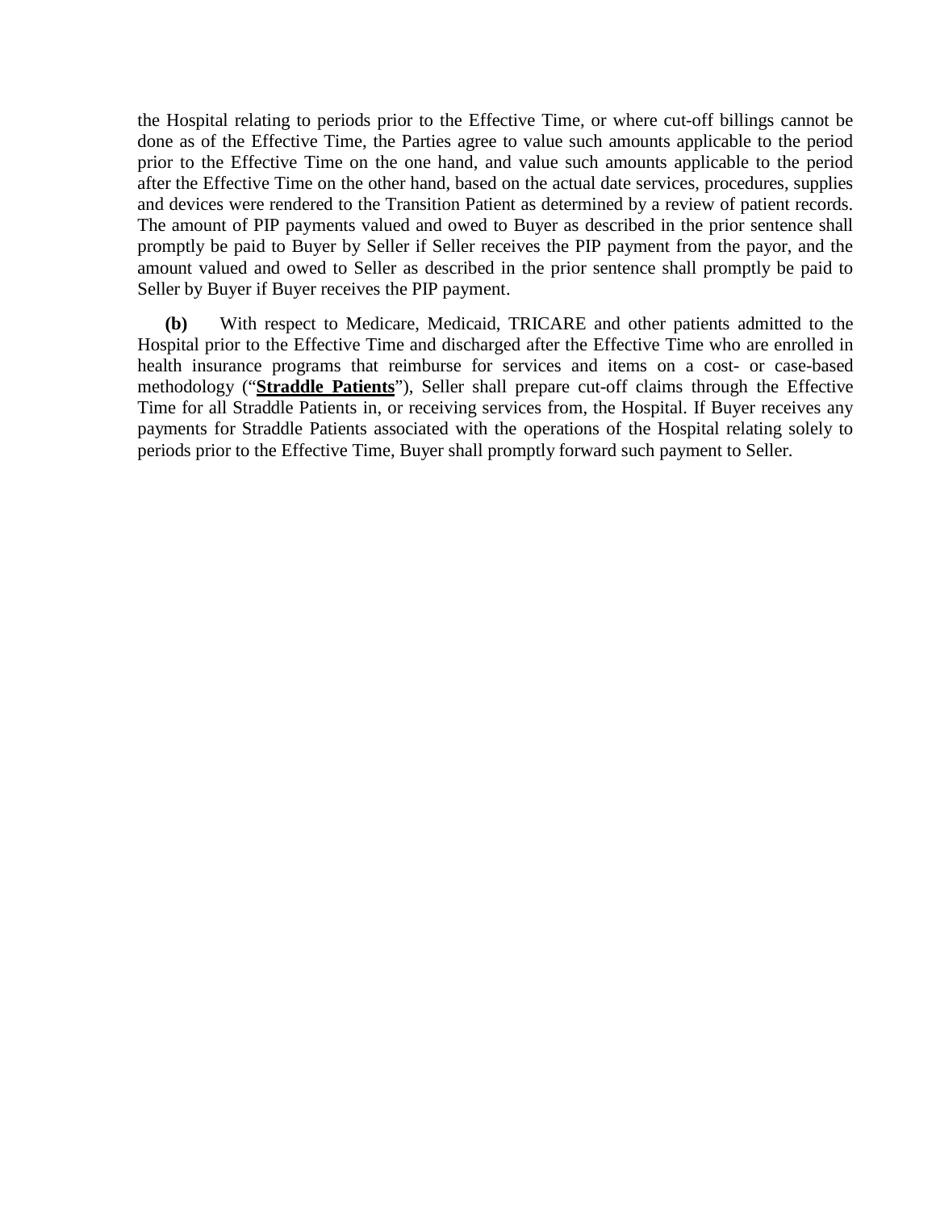the Hospital relating to periods prior to the Effective Time, or where cut-off billings cannot be done as of the Effective Time, the Parties agree to value such amounts applicable to the period prior to the Effective Time on the one hand, and value such amounts applicable to the period after the Effective Time on the other hand, based on the actual date services, procedures, supplies and devices were rendered to the Transition Patient as determined by a review of patient records. The amount of PIP payments valued and owed to Buyer as described in the prior sentence shall promptly be paid to Buyer by Seller if Seller receives the PIP payment from the payor, and the amount valued and owed to Seller as described in the prior sentence shall promptly be paid to Seller by Buyer if Buyer receives the PIP payment.

**(b)** With respect to Medicare, Medicaid, TRICARE and other patients admitted to the Hospital prior to the Effective Time and discharged after the Effective Time who are enrolled in health insurance programs that reimburse for services and items on a cost- or case-based methodology ("**Straddle Patients**"), Seller shall prepare cut-off claims through the Effective Time for all Straddle Patients in, or receiving services from, the Hospital. If Buyer receives any payments for Straddle Patients associated with the operations of the Hospital relating solely to periods prior to the Effective Time, Buyer shall promptly forward such payment to Seller.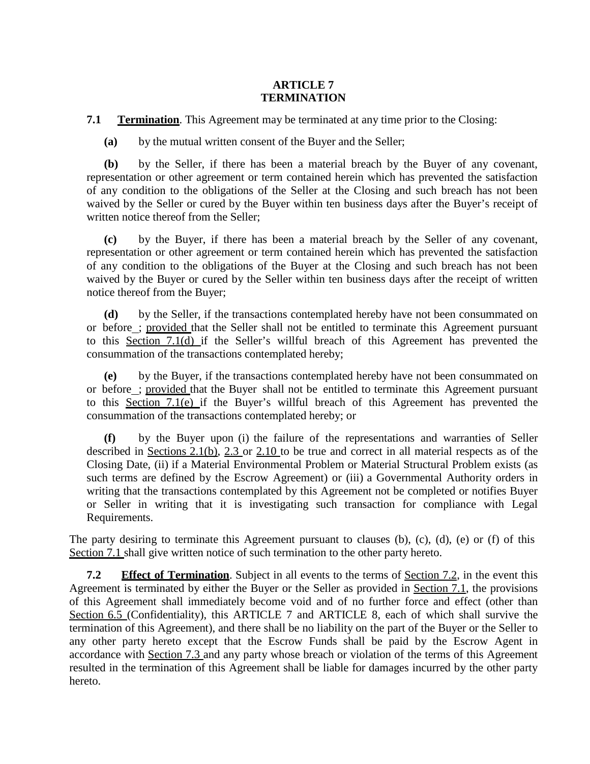# ARTICLE 7
# TERMINATION

**7.1 Termination**. This Agreement may be terminated at any time prior to the Closing:

**(a)** by the mutual written consent of the Buyer and the Seller;

**(b)** by the Seller, if there has been a material breach by the Buyer of any covenant, representation or other agreement or term contained herein which has prevented the satisfaction of any condition to the obligations of the Seller at the Closing and such breach has not been waived by the Seller or cured by the Buyer within ten business days after the Buyer's receipt of written notice thereof from the Seller;

**(c)** by the Buyer, if there has been a material breach by the Seller of any covenant, representation or other agreement or term contained herein which has prevented the satisfaction of any condition to the obligations of the Buyer at the Closing and such breach has not been waived by the Buyer or cured by the Seller within ten business days after the receipt of written notice thereof from the Buyer;

**(d)** by the Seller, if the transactions contemplated hereby have not been consummated on or before_; provided that the Seller shall not be entitled to terminate this Agreement pursuant to this Section 7.1(d) if the Seller's willful breach of this Agreement has prevented the consummation of the transactions contemplated hereby;

**(e)** by the Buyer, if the transactions contemplated hereby have not been consummated on or before_; provided that the Buyer shall not be entitled to terminate this Agreement pursuant to this Section 7.1(e) if the Buyer's willful breach of this Agreement has prevented the consummation of the transactions contemplated hereby; or

**(f)** by the Buyer upon (i) the failure of the representations and warranties of Seller described in Sections 2.1(b), 2.3 or 2.10 to be true and correct in all material respects as of the Closing Date, (ii) if a Material Environmental Problem or Material Structural Problem exists (as such terms are defined by the Escrow Agreement) or (iii) a Governmental Authority orders in writing that the transactions contemplated by this Agreement not be completed or notifies Buyer or Seller in writing that it is investigating such transaction for compliance with Legal Requirements.

The party desiring to terminate this Agreement pursuant to clauses (b), (c), (d), (e) or (f) of this Section 7.1 shall give written notice of such termination to the other party hereto.

**7.2 Effect of Termination**. Subject in all events to the terms of Section 7.2, in the event this Agreement is terminated by either the Buyer or the Seller as provided in Section 7.1, the provisions of this Agreement shall immediately become void and of no further force and effect (other than Section 6.5 (Confidentiality), this ARTICLE 7 and ARTICLE 8, each of which shall survive the termination of this Agreement), and there shall be no liability on the part of the Buyer or the Seller to any other party hereto except that the Escrow Funds shall be paid by the Escrow Agent in accordance with Section 7.3 and any party whose breach or violation of the terms of this Agreement resulted in the termination of this Agreement shall be liable for damages incurred by the other party hereto.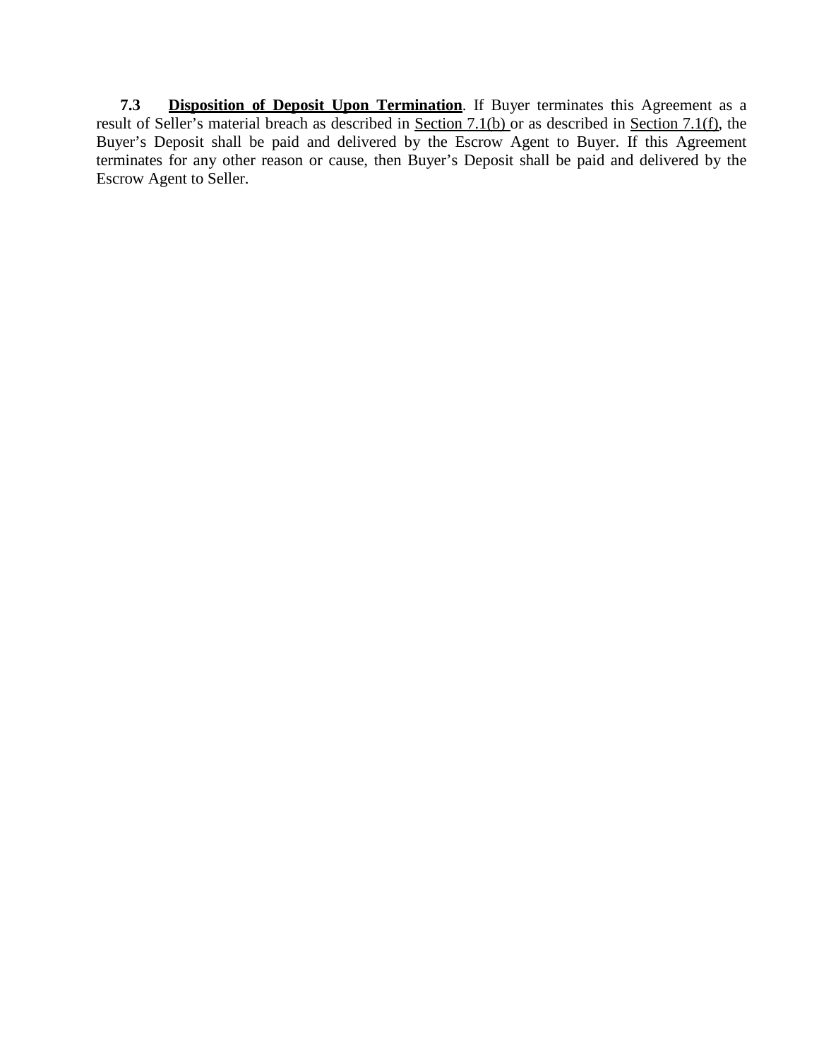**7.3 Disposition of Deposit Upon Termination**. If Buyer terminates this Agreement as a result of Seller's material breach as described in Section 7.1(b) or as described in Section 7.1(f), the Buyer's Deposit shall be paid and delivered by the Escrow Agent to Buyer. If this Agreement terminates for any other reason or cause, then Buyer's Deposit shall be paid and delivered by the Escrow Agent to Seller.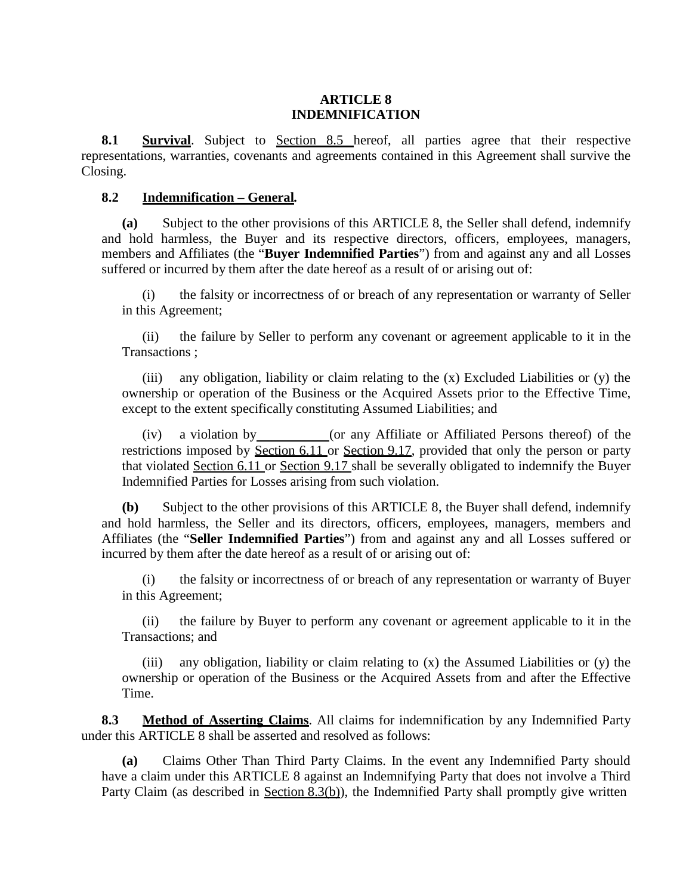## ARTICLE 8
## INDEMNIFICATION

**8.1** **Survival**. Subject to Section 8.5 hereof, all parties agree that their respective representations, warranties, covenants and agreements contained in this Agreement shall survive the Closing.

**8.2** **Indemnification – General.**

**(a)** Subject to the other provisions of this ARTICLE 8, the Seller shall defend, indemnify and hold harmless, the Buyer and its respective directors, officers, employees, managers, members and Affiliates (the "**Buyer Indemnified Parties**") from and against any and all Losses suffered or incurred by them after the date hereof as a result of or arising out of:

(i) the falsity or incorrectness of or breach of any representation or warranty of Seller in this Agreement;

(ii) the failure by Seller to perform any covenant or agreement applicable to it in the Transactions ;

(iii) any obligation, liability or claim relating to the (x) Excluded Liabilities or (y) the ownership or operation of the Business or the Acquired Assets prior to the Effective Time, except to the extent specifically constituting Assumed Liabilities; and

(iv) a violation by __________ (or any Affiliate or Affiliated Persons thereof) of the restrictions imposed by Section 6.11 or Section 9.17, provided that only the person or party that violated Section 6.11 or Section 9.17 shall be severally obligated to indemnify the Buyer Indemnified Parties for Losses arising from such violation.

**(b)** Subject to the other provisions of this ARTICLE 8, the Buyer shall defend, indemnify and hold harmless, the Seller and its directors, officers, employees, managers, members and Affiliates (the "**Seller Indemnified Parties**") from and against any and all Losses suffered or incurred by them after the date hereof as a result of or arising out of:

(i) the falsity or incorrectness of or breach of any representation or warranty of Buyer in this Agreement;

(ii) the failure by Buyer to perform any covenant or agreement applicable to it in the Transactions; and

(iii) any obligation, liability or claim relating to (x) the Assumed Liabilities or (y) the ownership or operation of the Business or the Acquired Assets from and after the Effective Time.

**8.3** **Method of Asserting Claims**. All claims for indemnification by any Indemnified Party under this ARTICLE 8 shall be asserted and resolved as follows:

**(a)** Claims Other Than Third Party Claims. In the event any Indemnified Party should have a claim under this ARTICLE 8 against an Indemnifying Party that does not involve a Third Party Claim (as described in Section 8.3(b)), the Indemnified Party shall promptly give written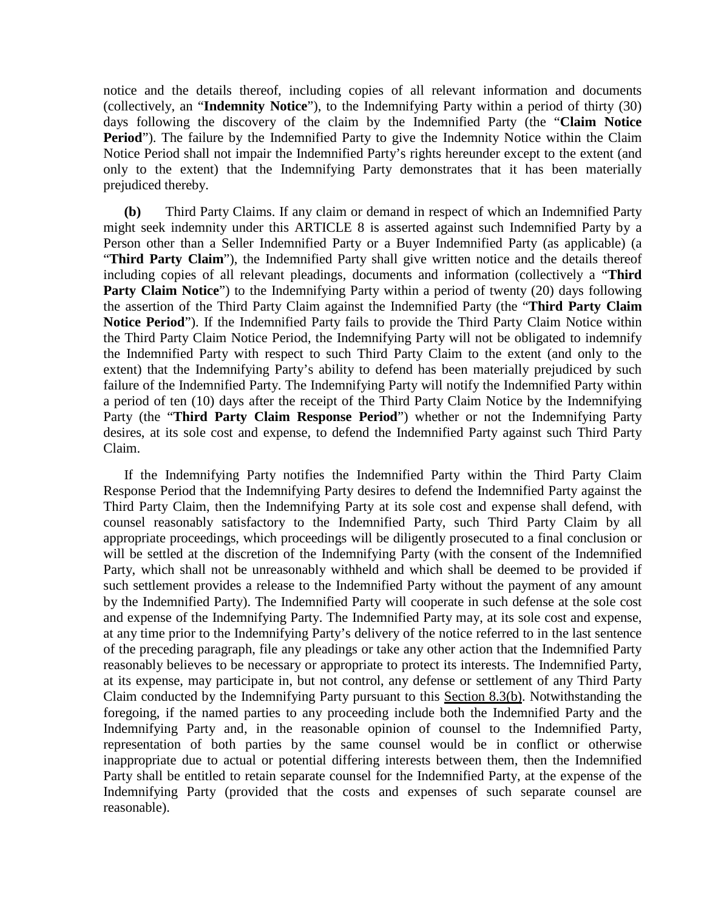notice and the details thereof, including copies of all relevant information and documents (collectively, an "**Indemnity Notice**"), to the Indemnifying Party within a period of thirty (30) days following the discovery of the claim by the Indemnified Party (the "**Claim Notice Period**"). The failure by the Indemnified Party to give the Indemnity Notice within the Claim Notice Period shall not impair the Indemnified Party's rights hereunder except to the extent (and only to the extent) that the Indemnifying Party demonstrates that it has been materially prejudiced thereby.

**(b)** Third Party Claims. If any claim or demand in respect of which an Indemnified Party might seek indemnity under this ARTICLE 8 is asserted against such Indemnified Party by a Person other than a Seller Indemnified Party or a Buyer Indemnified Party (as applicable) (a "**Third Party Claim**"), the Indemnified Party shall give written notice and the details thereof including copies of all relevant pleadings, documents and information (collectively a "**Third Party Claim Notice**") to the Indemnifying Party within a period of twenty (20) days following the assertion of the Third Party Claim against the Indemnified Party (the "**Third Party Claim Notice Period**"). If the Indemnified Party fails to provide the Third Party Claim Notice within the Third Party Claim Notice Period, the Indemnifying Party will not be obligated to indemnify the Indemnified Party with respect to such Third Party Claim to the extent (and only to the extent) that the Indemnifying Party's ability to defend has been materially prejudiced by such failure of the Indemnified Party. The Indemnifying Party will notify the Indemnified Party within a period of ten (10) days after the receipt of the Third Party Claim Notice by the Indemnifying Party (the "**Third Party Claim Response Period**") whether or not the Indemnifying Party desires, at its sole cost and expense, to defend the Indemnified Party against such Third Party Claim.

If the Indemnifying Party notifies the Indemnified Party within the Third Party Claim Response Period that the Indemnifying Party desires to defend the Indemnified Party against the Third Party Claim, then the Indemnifying Party at its sole cost and expense shall defend, with counsel reasonably satisfactory to the Indemnified Party, such Third Party Claim by all appropriate proceedings, which proceedings will be diligently prosecuted to a final conclusion or will be settled at the discretion of the Indemnifying Party (with the consent of the Indemnified Party, which shall not be unreasonably withheld and which shall be deemed to be provided if such settlement provides a release to the Indemnified Party without the payment of any amount by the Indemnified Party). The Indemnified Party will cooperate in such defense at the sole cost and expense of the Indemnifying Party. The Indemnified Party may, at its sole cost and expense, at any time prior to the Indemnifying Party's delivery of the notice referred to in the last sentence of the preceding paragraph, file any pleadings or take any other action that the Indemnified Party reasonably believes to be necessary or appropriate to protect its interests. The Indemnified Party, at its expense, may participate in, but not control, any defense or settlement of any Third Party Claim conducted by the Indemnifying Party pursuant to this Section 8.3(b). Notwithstanding the foregoing, if the named parties to any proceeding include both the Indemnified Party and the Indemnifying Party and, in the reasonable opinion of counsel to the Indemnified Party, representation of both parties by the same counsel would be in conflict or otherwise inappropriate due to actual or potential differing interests between them, then the Indemnified Party shall be entitled to retain separate counsel for the Indemnified Party, at the expense of the Indemnifying Party (provided that the costs and expenses of such separate counsel are reasonable).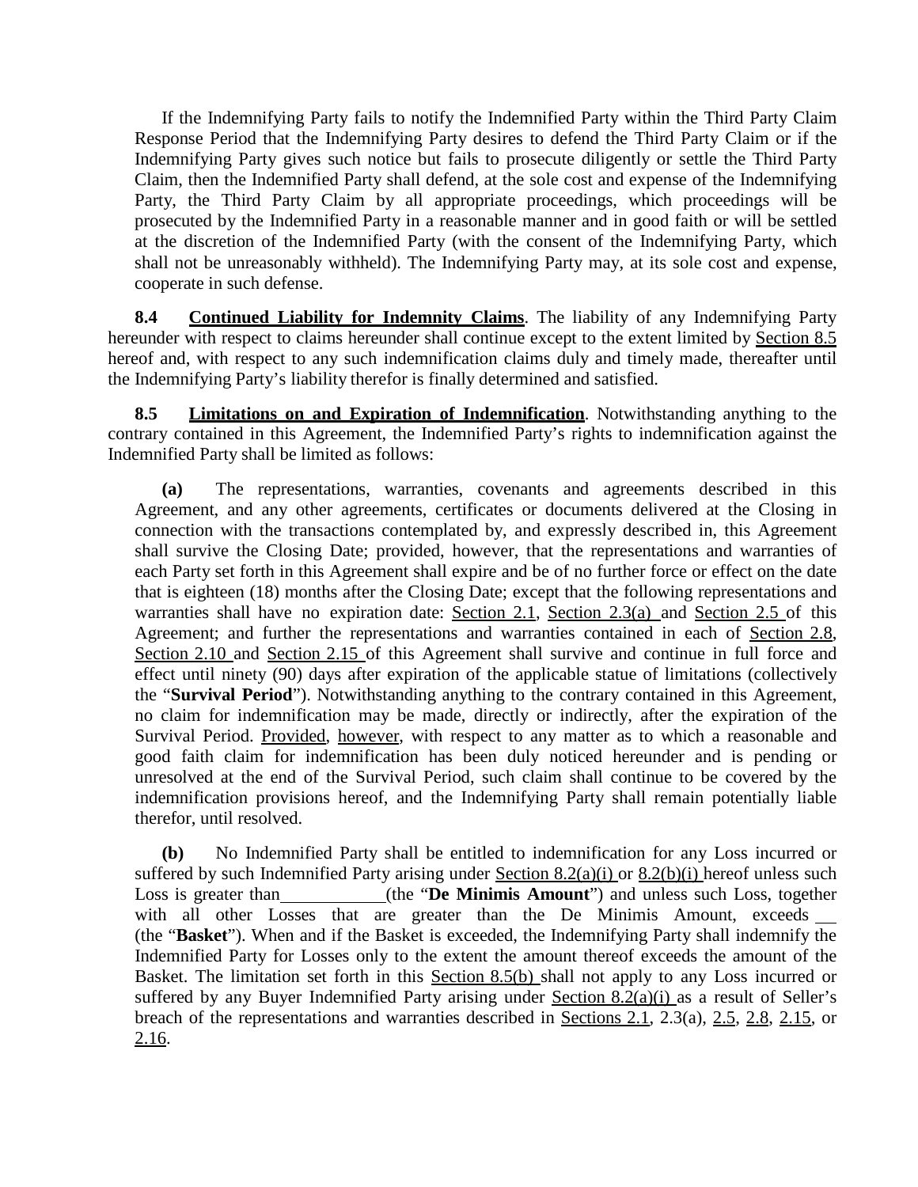If the Indemnifying Party fails to notify the Indemnified Party within the Third Party Claim Response Period that the Indemnifying Party desires to defend the Third Party Claim or if the Indemnifying Party gives such notice but fails to prosecute diligently or settle the Third Party Claim, then the Indemnified Party shall defend, at the sole cost and expense of the Indemnifying Party, the Third Party Claim by all appropriate proceedings, which proceedings will be prosecuted by the Indemnified Party in a reasonable manner and in good faith or will be settled at the discretion of the Indemnified Party (with the consent of the Indemnifying Party, which shall not be unreasonably withheld). The Indemnifying Party may, at its sole cost and expense, cooperate in such defense.

**8.4 Continued Liability for Indemnity Claims**. The liability of any Indemnifying Party hereunder with respect to claims hereunder shall continue except to the extent limited by Section 8.5 hereof and, with respect to any such indemnification claims duly and timely made, thereafter until the Indemnifying Party's liability therefor is finally determined and satisfied.

**8.5 Limitations on and Expiration of Indemnification**. Notwithstanding anything to the contrary contained in this Agreement, the Indemnified Party's rights to indemnification against the Indemnified Party shall be limited as follows:

**(a)** The representations, warranties, covenants and agreements described in this Agreement, and any other agreements, certificates or documents delivered at the Closing in connection with the transactions contemplated by, and expressly described in, this Agreement shall survive the Closing Date; provided, however, that the representations and warranties of each Party set forth in this Agreement shall expire and be of no further force or effect on the date that is eighteen (18) months after the Closing Date; except that the following representations and warranties shall have no expiration date: Section 2.1, Section 2.3(a) and Section 2.5 of this Agreement; and further the representations and warranties contained in each of Section 2.8, Section 2.10 and Section 2.15 of this Agreement shall survive and continue in full force and effect until ninety (90) days after expiration of the applicable statue of limitations (collectively the "**Survival Period**"). Notwithstanding anything to the contrary contained in this Agreement, no claim for indemnification may be made, directly or indirectly, after the expiration of the Survival Period. Provided, however, with respect to any matter as to which a reasonable and good faith claim for indemnification has been duly noticed hereunder and is pending or unresolved at the end of the Survival Period, such claim shall continue to be covered by the indemnification provisions hereof, and the Indemnifying Party shall remain potentially liable therefor, until resolved.

**(b)** No Indemnified Party shall be entitled to indemnification for any Loss incurred or suffered by such Indemnified Party arising under Section 8.2(a)(i) or 8.2(b)(i) hereof unless such Loss is greater than ___________ (the "**De Minimis Amount**") and unless such Loss, together with all other Losses that are greater than the De Minimis Amount, exceeds __ (the "**Basket**"). When and if the Basket is exceeded, the Indemnifying Party shall indemnify the Indemnified Party for Losses only to the extent the amount thereof exceeds the amount of the Basket. The limitation set forth in this Section 8.5(b) shall not apply to any Loss incurred or suffered by any Buyer Indemnified Party arising under Section 8.2(a)(i) as a result of Seller's breach of the representations and warranties described in Sections 2.1, 2.3(a), 2.5, 2.8, 2.15, or 2.16.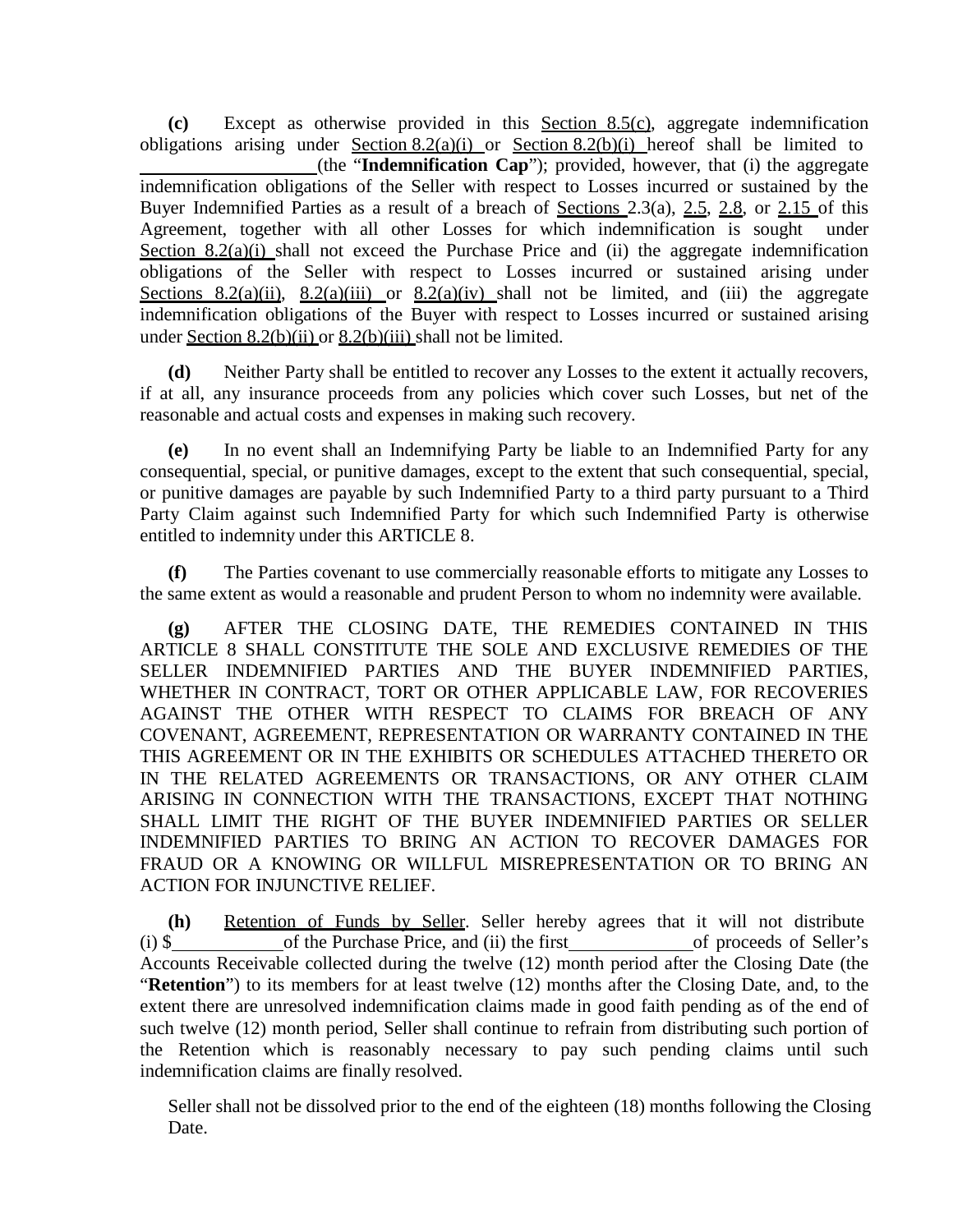**(c)** Except as otherwise provided in this Section 8.5(c), aggregate indemnification obligations arising under Section 8.2(a)(i) or Section 8.2(b)(i) hereof shall be limited to \_\_\_\_\_\_\_\_\_\_\_\_\_\_\_\_\_\_ (the "**Indemnification Cap**"); provided, however, that (i) the aggregate indemnification obligations of the Seller with respect to Losses incurred or sustained by the Buyer Indemnified Parties as a result of a breach of Sections 2.3(a), 2.5, 2.8, or 2.15 of this Agreement, together with all other Losses for which indemnification is sought under Section 8.2(a)(i) shall not exceed the Purchase Price and (ii) the aggregate indemnification obligations of the Seller with respect to Losses incurred or sustained arising under Sections 8.2(a)(ii), 8.2(a)(iii) or 8.2(a)(iv) shall not be limited, and (iii) the aggregate indemnification obligations of the Buyer with respect to Losses incurred or sustained arising under Section 8.2(b)(ii) or 8.2(b)(iii) shall not be limited.

**(d)** Neither Party shall be entitled to recover any Losses to the extent it actually recovers, if at all, any insurance proceeds from any policies which cover such Losses, but net of the reasonable and actual costs and expenses in making such recovery.

**(e)** In no event shall an Indemnifying Party be liable to an Indemnified Party for any consequential, special, or punitive damages, except to the extent that such consequential, special, or punitive damages are payable by such Indemnified Party to a third party pursuant to a Third Party Claim against such Indemnified Party for which such Indemnified Party is otherwise entitled to indemnity under this ARTICLE 8.

**(f)** The Parties covenant to use commercially reasonable efforts to mitigate any Losses to the same extent as would a reasonable and prudent Person to whom no indemnity were available.

**(g)** AFTER THE CLOSING DATE, THE REMEDIES CONTAINED IN THIS ARTICLE 8 SHALL CONSTITUTE THE SOLE AND EXCLUSIVE REMEDIES OF THE SELLER INDEMNIFIED PARTIES AND THE BUYER INDEMNIFIED PARTIES, WHETHER IN CONTRACT, TORT OR OTHER APPLICABLE LAW, FOR RECOVERIES AGAINST THE OTHER WITH RESPECT TO CLAIMS FOR BREACH OF ANY COVENANT, AGREEMENT, REPRESENTATION OR WARRANTY CONTAINED IN THE THIS AGREEMENT OR IN THE EXHIBITS OR SCHEDULES ATTACHED THERETO OR IN THE RELATED AGREEMENTS OR TRANSACTIONS, OR ANY OTHER CLAIM ARISING IN CONNECTION WITH THE TRANSACTIONS, EXCEPT THAT NOTHING SHALL LIMIT THE RIGHT OF THE BUYER INDEMNIFIED PARTIES OR SELLER INDEMNIFIED PARTIES TO BRING AN ACTION TO RECOVER DAMAGES FOR FRAUD OR A KNOWING OR WILLFUL MISREPRESENTATION OR TO BRING AN ACTION FOR INJUNCTIVE RELIEF.

**(h)** Retention of Funds by Seller. Seller hereby agrees that it will not distribute (i) $\_\_\_\_\_\_\_\_\_\_\_\_ of the Purchase Price, and (ii) the first \_\_\_\_\_\_\_\_\_\_\_\_\_ of proceeds of Seller's Accounts Receivable collected during the twelve (12) month period after the Closing Date (the "**Retention**") to its members for at least twelve (12) months after the Closing Date, and, to the extent there are unresolved indemnification claims made in good faith pending as of the end of such twelve (12) month period, Seller shall continue to refrain from distributing such portion of the Retention which is reasonably necessary to pay such pending claims until such indemnification claims are finally resolved.

Seller shall not be dissolved prior to the end of the eighteen (18) months following the Closing Date.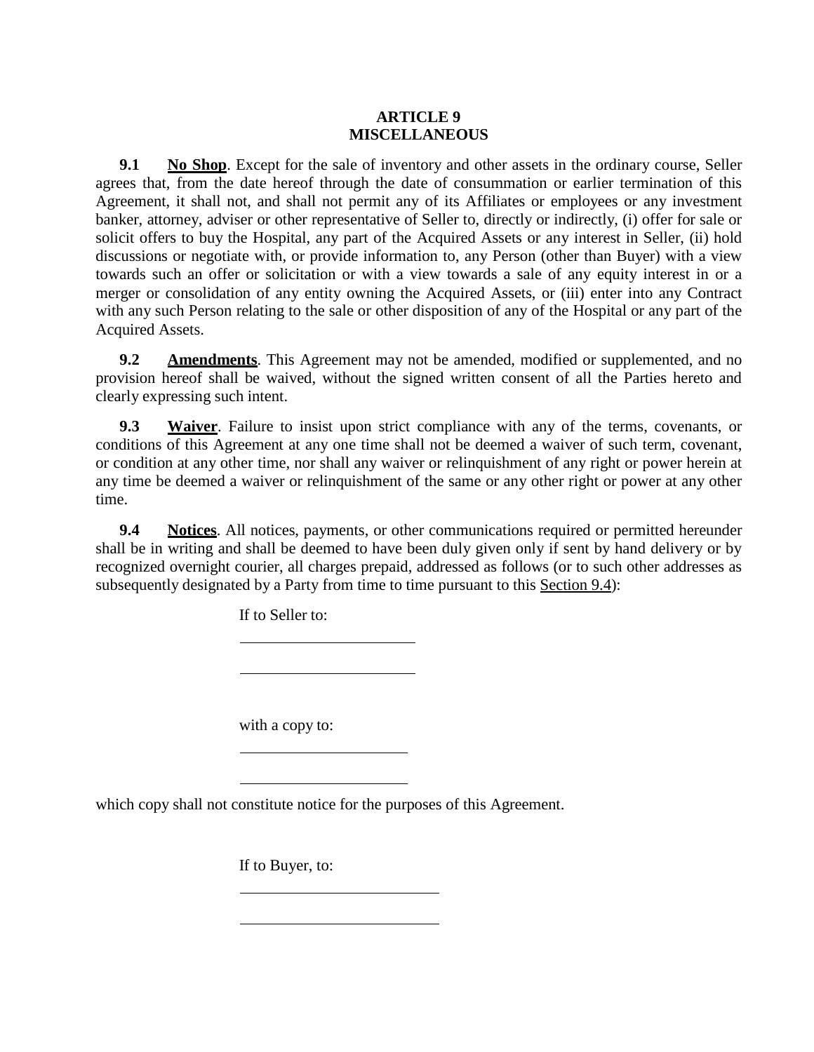## ARTICLE 9
## MISCELLANEOUS

**9.1** **No Shop**. Except for the sale of inventory and other assets in the ordinary course, Seller agrees that, from the date hereof through the date of consummation or earlier termination of this Agreement, it shall not, and shall not permit any of its Affiliates or employees or any investment banker, attorney, adviser or other representative of Seller to, directly or indirectly, (i) offer for sale or solicit offers to buy the Hospital, any part of the Acquired Assets or any interest in Seller, (ii) hold discussions or negotiate with, or provide information to, any Person (other than Buyer) with a view towards such an offer or solicitation or with a view towards a sale of any equity interest in or a merger or consolidation of any entity owning the Acquired Assets, or (iii) enter into any Contract with any such Person relating to the sale or other disposition of any of the Hospital or any part of the Acquired Assets.

**9.2** **Amendments**. This Agreement may not be amended, modified or supplemented, and no provision hereof shall be waived, without the signed written consent of all the Parties hereto and clearly expressing such intent.

**9.3** **Waiver**. Failure to insist upon strict compliance with any of the terms, covenants, or conditions of this Agreement at any one time shall not be deemed a waiver of such term, covenant, or condition at any other time, nor shall any waiver or relinquishment of any right or power herein at any time be deemed a waiver or relinquishment of the same or any other right or power at any other time.

**9.4** **Notices**. All notices, payments, or other communications required or permitted hereunder shall be in writing and shall be deemed to have been duly given only if sent by hand delivery or by recognized overnight courier, all charges prepaid, addressed as follows (or to such other addresses as subsequently designated by a Party from time to time pursuant to this Section 9.4):

If to Seller to:

\_\_\_\_\_\_\_\_\_\_\_\_\_\_\_\_\_\_\_\_\_\_

\_\_\_\_\_\_\_\_\_\_\_\_\_\_\_\_\_\_\_\_\_\_

with a copy to:

\_\_\_\_\_\_\_\_\_\_\_\_\_\_\_\_\_\_\_\_\_\_

\_\_\_\_\_\_\_\_\_\_\_\_\_\_\_\_\_\_\_\_\_\_

which copy shall not constitute notice for the purposes of this Agreement.

If to Buyer, to:

\_\_\_\_\_\_\_\_\_\_\_\_\_\_\_\_\_\_\_\_\_\_

\_\_\_\_\_\_\_\_\_\_\_\_\_\_\_\_\_\_\_\_\_\_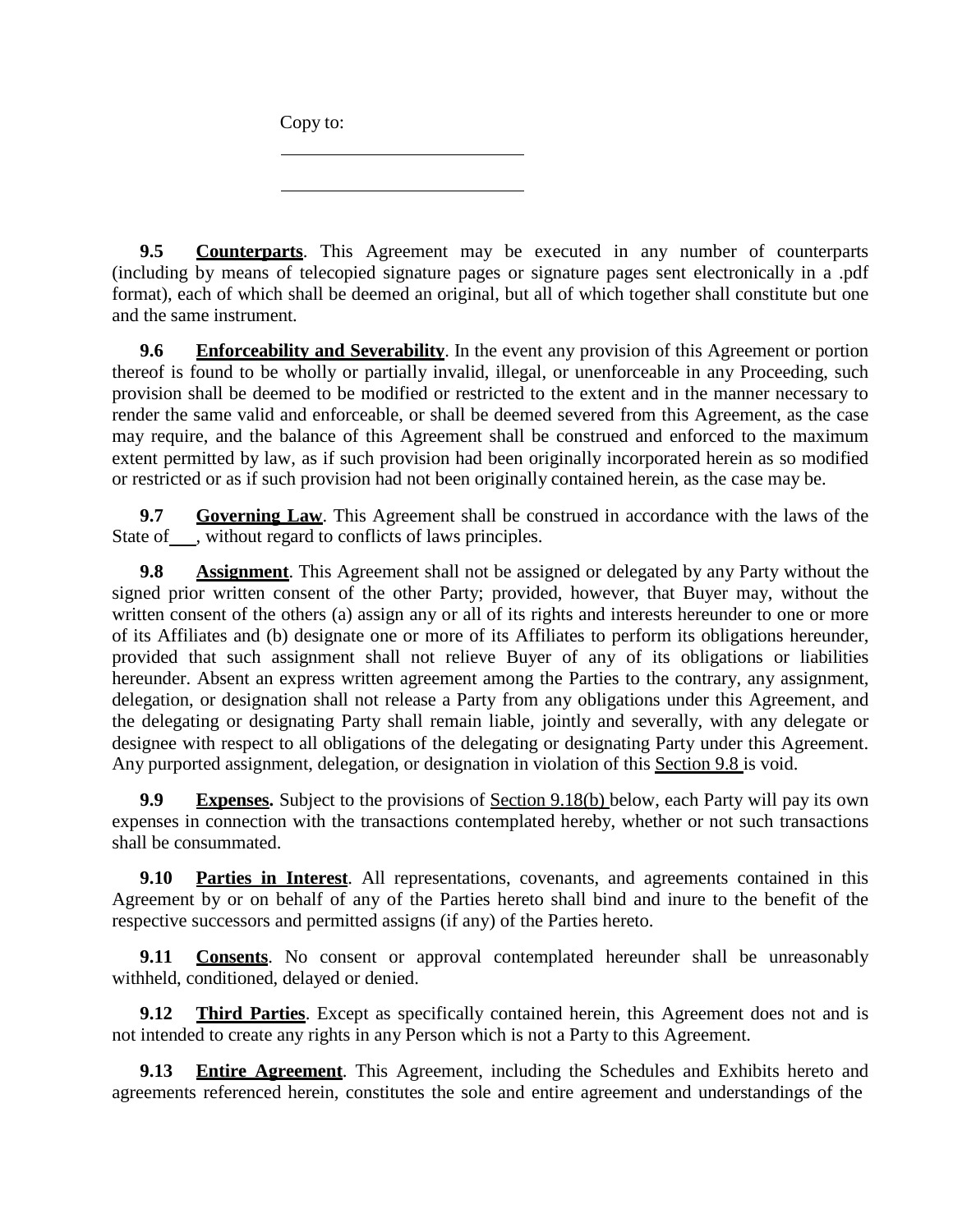Copy to:

\_\_\_\_\_\_\_\_\_\_\_\_\_\_\_\_\_\_\_\_\_\_\_\_\_\_

\_\_\_\_\_\_\_\_\_\_\_\_\_\_\_\_\_\_\_\_\_\_\_\_\_\_

**9.5 Counterparts**. This Agreement may be executed in any number of counterparts (including by means of telecopied signature pages or signature pages sent electronically in a .pdf format), each of which shall be deemed an original, but all of which together shall constitute but one and the same instrument.

**9.6 Enforceability and Severability**. In the event any provision of this Agreement or portion thereof is found to be wholly or partially invalid, illegal, or unenforceable in any Proceeding, such provision shall be deemed to be modified or restricted to the extent and in the manner necessary to render the same valid and enforceable, or shall be deemed severed from this Agreement, as the case may require, and the balance of this Agreement shall be construed and enforced to the maximum extent permitted by law, as if such provision had been originally incorporated herein as so modified or restricted or as if such provision had not been originally contained herein, as the case may be.

**9.7 Governing Law**. This Agreement shall be construed in accordance with the laws of the State of \_\_\_, without regard to conflicts of laws principles.

**9.8 Assignment**. This Agreement shall not be assigned or delegated by any Party without the signed prior written consent of the other Party; provided, however, that Buyer may, without the written consent of the others (a) assign any or all of its rights and interests hereunder to one or more of its Affiliates and (b) designate one or more of its Affiliates to perform its obligations hereunder, provided that such assignment shall not relieve Buyer of any of its obligations or liabilities hereunder. Absent an express written agreement among the Parties to the contrary, any assignment, delegation, or designation shall not release a Party from any obligations under this Agreement, and the delegating or designating Party shall remain liable, jointly and severally, with any delegate or designee with respect to all obligations of the delegating or designating Party under this Agreement. Any purported assignment, delegation, or designation in violation of this Section 9.8 is void.

**9.9 Expenses.** Subject to the provisions of Section 9.18(b) below, each Party will pay its own expenses in connection with the transactions contemplated hereby, whether or not such transactions shall be consummated.

**9.10 Parties in Interest**. All representations, covenants, and agreements contained in this Agreement by or on behalf of any of the Parties hereto shall bind and inure to the benefit of the respective successors and permitted assigns (if any) of the Parties hereto.

**9.11 Consents**. No consent or approval contemplated hereunder shall be unreasonably withheld, conditioned, delayed or denied.

**9.12 Third Parties**. Except as specifically contained herein, this Agreement does not and is not intended to create any rights in any Person which is not a Party to this Agreement.

**9.13 Entire Agreement**. This Agreement, including the Schedules and Exhibits hereto and agreements referenced herein, constitutes the sole and entire agreement and understandings of the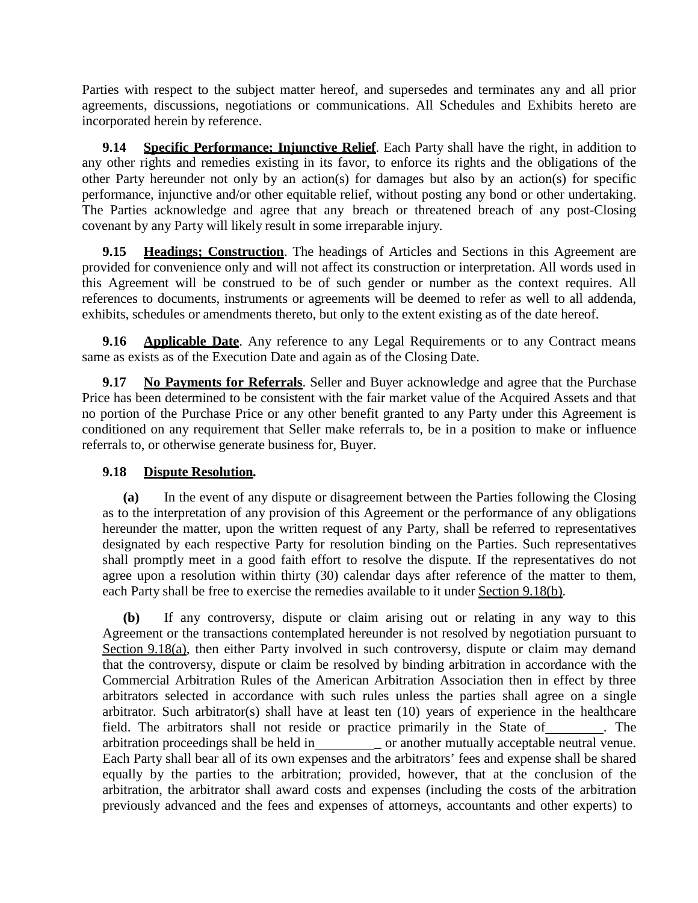Parties with respect to the subject matter hereof, and supersedes and terminates any and all prior agreements, discussions, negotiations or communications. All Schedules and Exhibits hereto are incorporated herein by reference.

**9.14 Specific Performance; Injunctive Relief**. Each Party shall have the right, in addition to any other rights and remedies existing in its favor, to enforce its rights and the obligations of the other Party hereunder not only by an action(s) for damages but also by an action(s) for specific performance, injunctive and/or other equitable relief, without posting any bond or other undertaking. The Parties acknowledge and agree that any breach or threatened breach of any post-Closing covenant by any Party will likely result in some irreparable injury.

**9.15 Headings; Construction**. The headings of Articles and Sections in this Agreement are provided for convenience only and will not affect its construction or interpretation. All words used in this Agreement will be construed to be of such gender or number as the context requires. All references to documents, instruments or agreements will be deemed to refer as well to all addenda, exhibits, schedules or amendments thereto, but only to the extent existing as of the date hereof.

**9.16 Applicable Date**. Any reference to any Legal Requirements or to any Contract means same as exists as of the Execution Date and again as of the Closing Date.

**9.17 No Payments for Referrals**. Seller and Buyer acknowledge and agree that the Purchase Price has been determined to be consistent with the fair market value of the Acquired Assets and that no portion of the Purchase Price or any other benefit granted to any Party under this Agreement is conditioned on any requirement that Seller make referrals to, be in a position to make or influence referrals to, or otherwise generate business for, Buyer.

**9.18 Dispute Resolution.**

**(a)** In the event of any dispute or disagreement between the Parties following the Closing as to the interpretation of any provision of this Agreement or the performance of any obligations hereunder the matter, upon the written request of any Party, shall be referred to representatives designated by each respective Party for resolution binding on the Parties. Such representatives shall promptly meet in a good faith effort to resolve the dispute. If the representatives do not agree upon a resolution within thirty (30) calendar days after reference of the matter to them, each Party shall be free to exercise the remedies available to it under Section 9.18(b).

**(b)** If any controversy, dispute or claim arising out or relating in any way to this Agreement or the transactions contemplated hereunder is not resolved by negotiation pursuant to Section 9.18(a), then either Party involved in such controversy, dispute or claim may demand that the controversy, dispute or claim be resolved by binding arbitration in accordance with the Commercial Arbitration Rules of the American Arbitration Association then in effect by three arbitrators selected in accordance with such rules unless the parties shall agree on a single arbitrator. Such arbitrator(s) shall have at least ten (10) years of experience in the healthcare field. The arbitrators shall not reside or practice primarily in the State of\_\_\_\_\_\_\_\_\_. The arbitration proceedings shall be held in\_\_\_\_\_\_\_\_\_ or another mutually acceptable neutral venue. Each Party shall bear all of its own expenses and the arbitrators' fees and expense shall be shared equally by the parties to the arbitration; provided, however, that at the conclusion of the arbitration, the arbitrator shall award costs and expenses (including the costs of the arbitration previously advanced and the fees and expenses of attorneys, accountants and other experts) to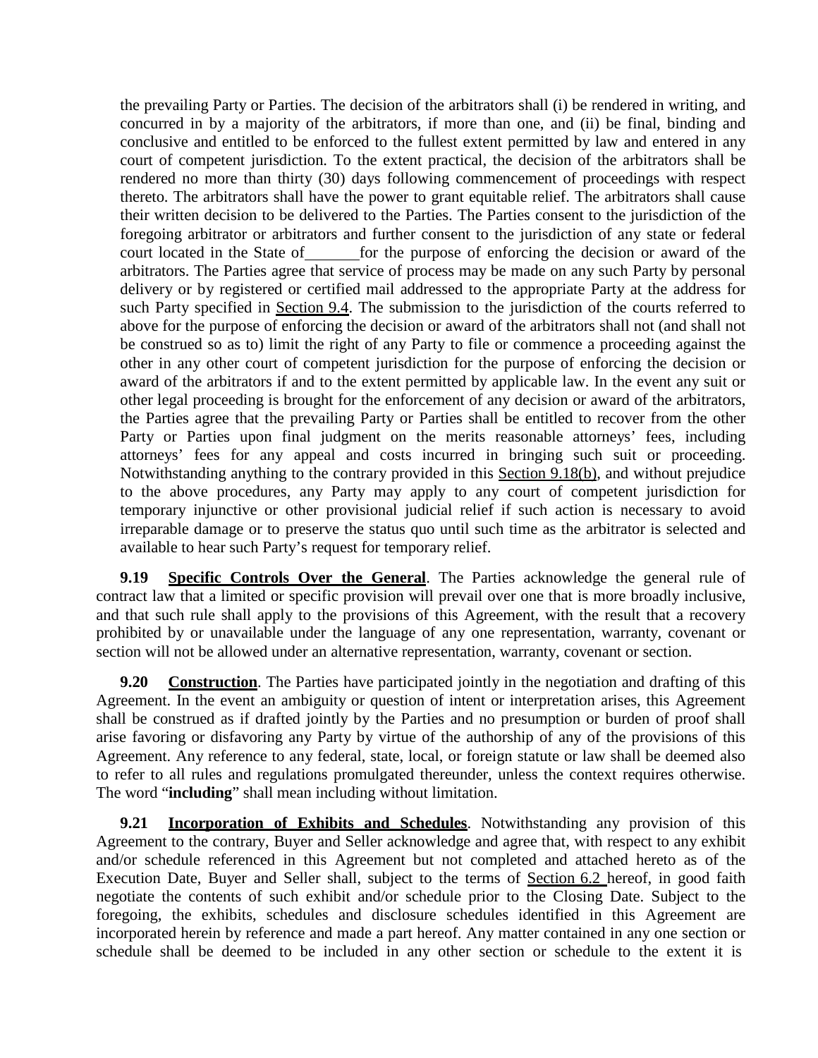the prevailing Party or Parties. The decision of the arbitrators shall (i) be rendered in writing, and concurred in by a majority of the arbitrators, if more than one, and (ii) be final, binding and conclusive and entitled to be enforced to the fullest extent permitted by law and entered in any court of competent jurisdiction. To the extent practical, the decision of the arbitrators shall be rendered no more than thirty (30) days following commencement of proceedings with respect thereto. The arbitrators shall have the power to grant equitable relief. The arbitrators shall cause their written decision to be delivered to the Parties. The Parties consent to the jurisdiction of the foregoing arbitrator or arbitrators and further consent to the jurisdiction of any state or federal court located in the State of _______ for the purpose of enforcing the decision or award of the arbitrators. The Parties agree that service of process may be made on any such Party by personal delivery or by registered or certified mail addressed to the appropriate Party at the address for such Party specified in Section 9.4. The submission to the jurisdiction of the courts referred to above for the purpose of enforcing the decision or award of the arbitrators shall not (and shall not be construed so as to) limit the right of any Party to file or commence a proceeding against the other in any other court of competent jurisdiction for the purpose of enforcing the decision or award of the arbitrators if and to the extent permitted by applicable law. In the event any suit or other legal proceeding is brought for the enforcement of any decision or award of the arbitrators, the Parties agree that the prevailing Party or Parties shall be entitled to recover from the other Party or Parties upon final judgment on the merits reasonable attorneys' fees, including attorneys' fees for any appeal and costs incurred in bringing such suit or proceeding. Notwithstanding anything to the contrary provided in this Section 9.18(b), and without prejudice to the above procedures, any Party may apply to any court of competent jurisdiction for temporary injunctive or other provisional judicial relief if such action is necessary to avoid irreparable damage or to preserve the status quo until such time as the arbitrator is selected and available to hear such Party's request for temporary relief.

**9.19 Specific Controls Over the General**. The Parties acknowledge the general rule of contract law that a limited or specific provision will prevail over one that is more broadly inclusive, and that such rule shall apply to the provisions of this Agreement, with the result that a recovery prohibited by or unavailable under the language of any one representation, warranty, covenant or section will not be allowed under an alternative representation, warranty, covenant or section.

**9.20 Construction**. The Parties have participated jointly in the negotiation and drafting of this Agreement. In the event an ambiguity or question of intent or interpretation arises, this Agreement shall be construed as if drafted jointly by the Parties and no presumption or burden of proof shall arise favoring or disfavoring any Party by virtue of the authorship of any of the provisions of this Agreement. Any reference to any federal, state, local, or foreign statute or law shall be deemed also to refer to all rules and regulations promulgated thereunder, unless the context requires otherwise. The word "**including**" shall mean including without limitation.

**9.21 Incorporation of Exhibits and Schedules**. Notwithstanding any provision of this Agreement to the contrary, Buyer and Seller acknowledge and agree that, with respect to any exhibit and/or schedule referenced in this Agreement but not completed and attached hereto as of the Execution Date, Buyer and Seller shall, subject to the terms of Section 6.2 hereof, in good faith negotiate the contents of such exhibit and/or schedule prior to the Closing Date. Subject to the foregoing, the exhibits, schedules and disclosure schedules identified in this Agreement are incorporated herein by reference and made a part hereof. Any matter contained in any one section or schedule shall be deemed to be included in any other section or schedule to the extent it is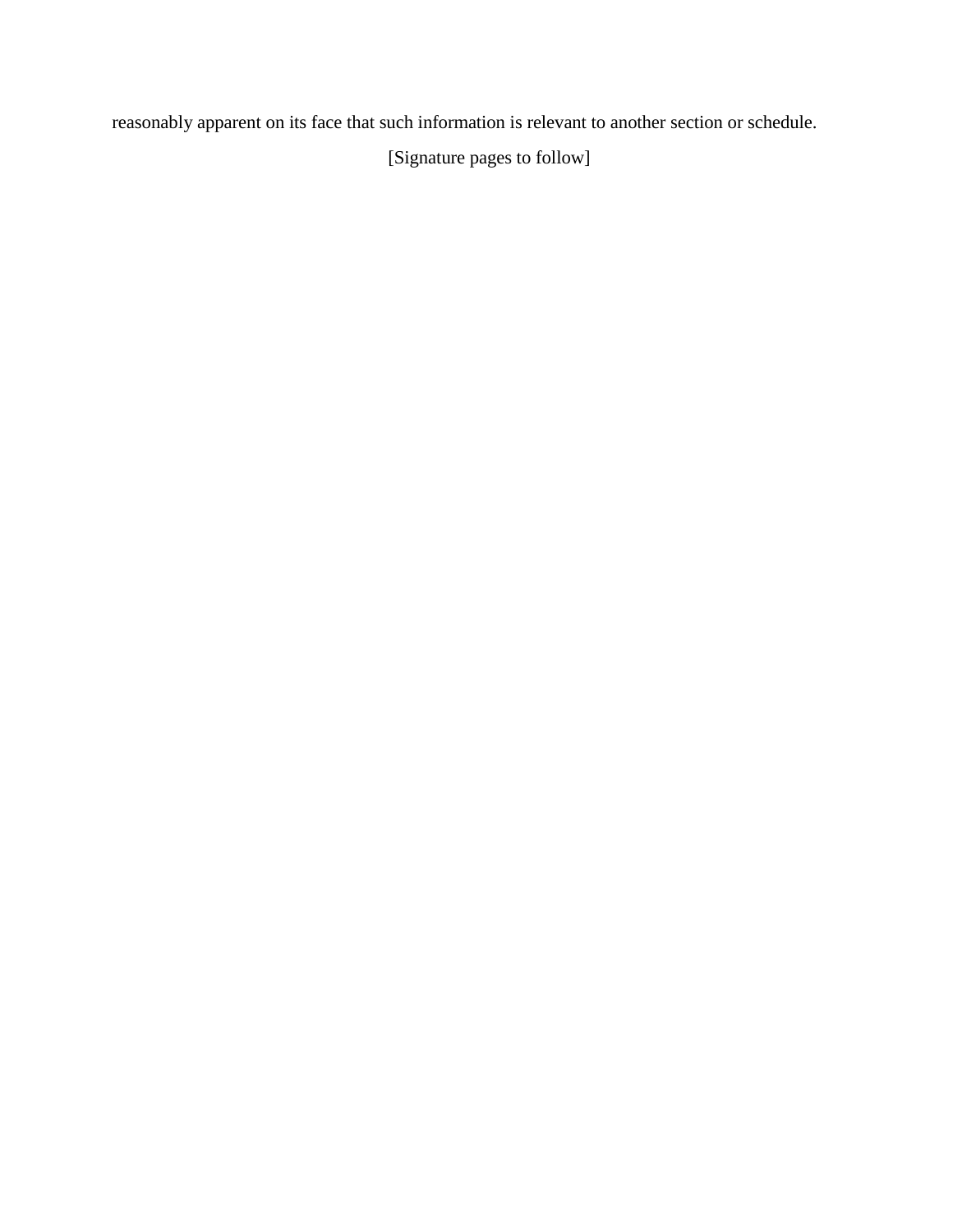reasonably apparent on its face that such information is relevant to another section or schedule.

[Signature pages to follow]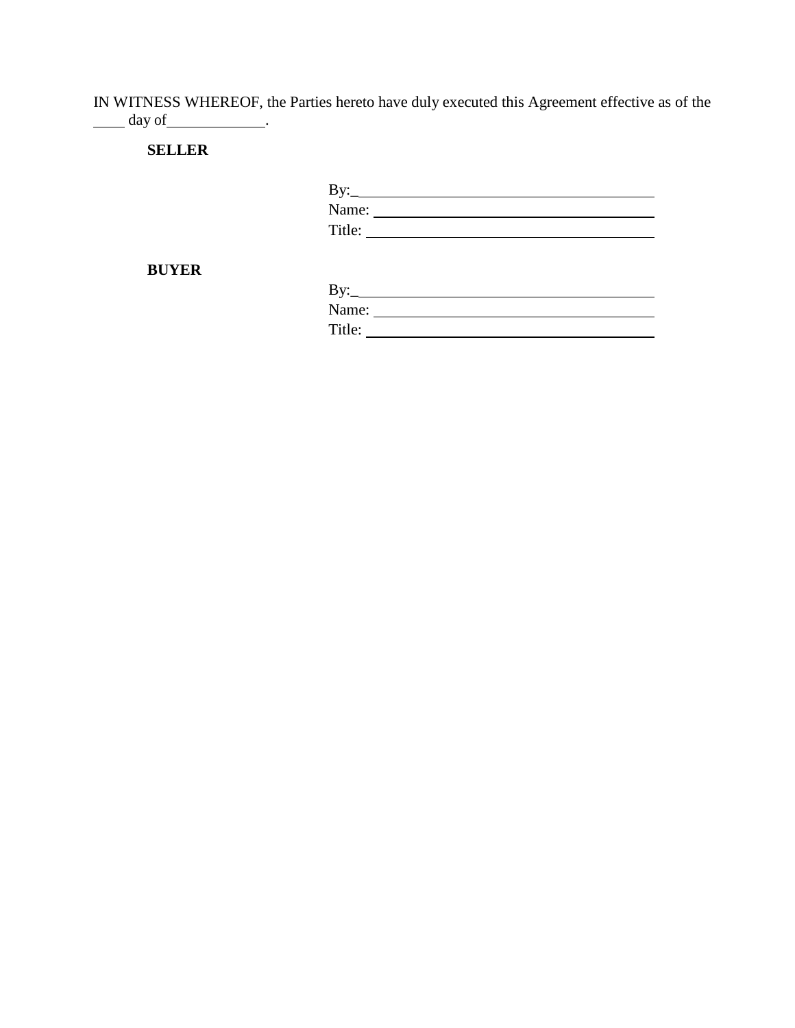IN WITNESS WHEREOF, the Parties hereto have duly executed this Agreement effective as of the ____ day of____________.

**SELLER**

By:________________________________________
Name: ______________________________________
Title: ______________________________________

**BUYER**

By:________________________________________
Name: ______________________________________
Title: ______________________________________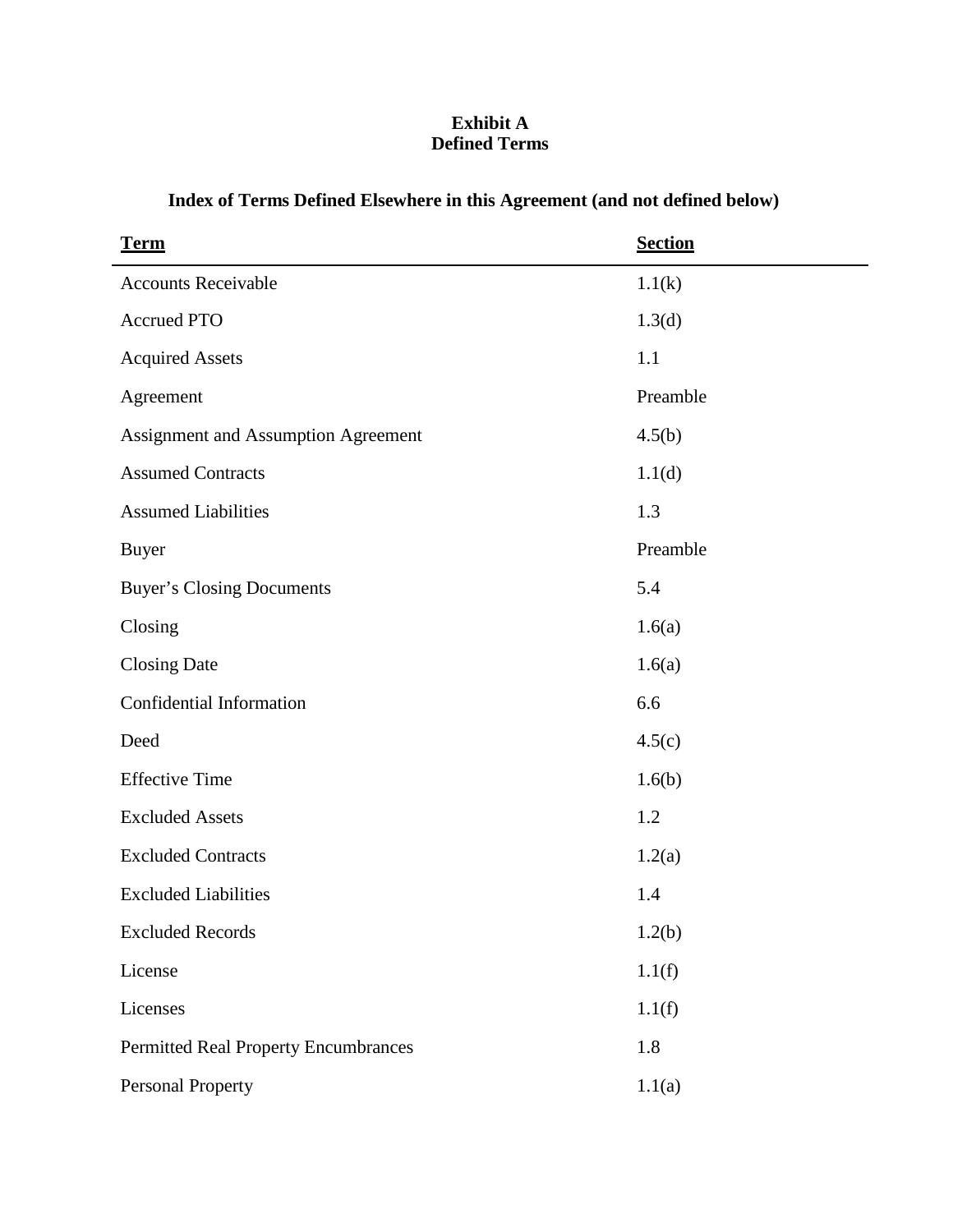**Exhibit A**
**Defined Terms**

## Index of Terms Defined Elsewhere in this Agreement (and not defined below)

| Term | Section |
|---|---|
| Accounts Receivable | 1.1(k) |
| Accrued PTO | 1.3(d) |
| Acquired Assets | 1.1 |
| Agreement | Preamble |
| Assignment and Assumption Agreement | 4.5(b) |
| Assumed Contracts | 1.1(d) |
| Assumed Liabilities | 1.3 |
| Buyer | Preamble |
| Buyer's Closing Documents | 5.4 |
| Closing | 1.6(a) |
| Closing Date | 1.6(a) |
| Confidential Information | 6.6 |
| Deed | 4.5(c) |
| Effective Time | 1.6(b) |
| Excluded Assets | 1.2 |
| Excluded Contracts | 1.2(a) |
| Excluded Liabilities | 1.4 |
| Excluded Records | 1.2(b) |
| License | 1.1(f) |
| Licenses | 1.1(f) |
| Permitted Real Property Encumbrances | 1.8 |
| Personal Property | 1.1(a) |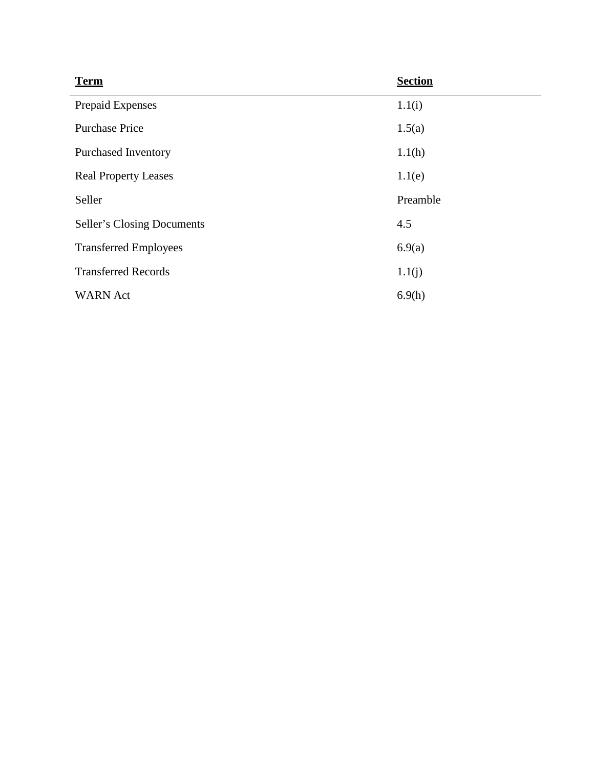| **Term** | **Section** |
|---|---|
| Prepaid Expenses | 1.1(i) |
| Purchase Price | 1.5(a) |
| Purchased Inventory | 1.1(h) |
| Real Property Leases | 1.1(e) |
| Seller | Preamble |
| Seller’s Closing Documents | 4.5 |
| Transferred Employees | 6.9(a) |
| Transferred Records | 1.1(j) |
| WARN Act | 6.9(h) |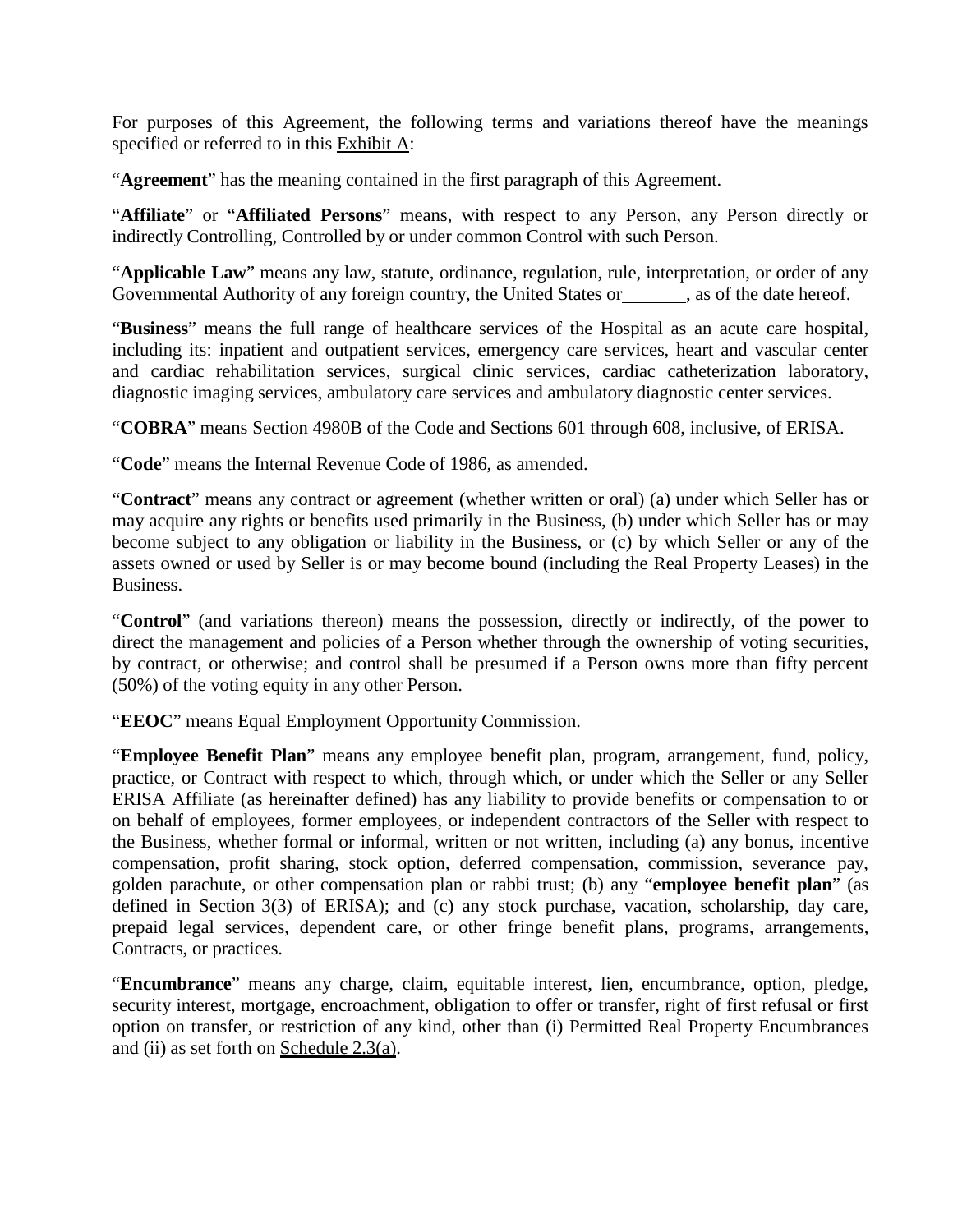For purposes of this Agreement, the following terms and variations thereof have the meanings specified or referred to in this Exhibit A:

"**Agreement**" has the meaning contained in the first paragraph of this Agreement.

"**Affiliate**" or "**Affiliated Persons**" means, with respect to any Person, any Person directly or indirectly Controlling, Controlled by or under common Control with such Person.

"**Applicable Law**" means any law, statute, ordinance, regulation, rule, interpretation, or order of any Governmental Authority of any foreign country, the United States or_______, as of the date hereof.

"**Business**" means the full range of healthcare services of the Hospital as an acute care hospital, including its: inpatient and outpatient services, emergency care services, heart and vascular center and cardiac rehabilitation services, surgical clinic services, cardiac catheterization laboratory, diagnostic imaging services, ambulatory care services and ambulatory diagnostic center services.

"**COBRA**" means Section 4980B of the Code and Sections 601 through 608, inclusive, of ERISA.

"**Code**" means the Internal Revenue Code of 1986, as amended.

"**Contract**" means any contract or agreement (whether written or oral) (a) under which Seller has or may acquire any rights or benefits used primarily in the Business, (b) under which Seller has or may become subject to any obligation or liability in the Business, or (c) by which Seller or any of the assets owned or used by Seller is or may become bound (including the Real Property Leases) in the Business.

"**Control**" (and variations thereon) means the possession, directly or indirectly, of the power to direct the management and policies of a Person whether through the ownership of voting securities, by contract, or otherwise; and control shall be presumed if a Person owns more than fifty percent (50%) of the voting equity in any other Person.

"**EEOC**" means Equal Employment Opportunity Commission.

"**Employee Benefit Plan**" means any employee benefit plan, program, arrangement, fund, policy, practice, or Contract with respect to which, through which, or under which the Seller or any Seller ERISA Affiliate (as hereinafter defined) has any liability to provide benefits or compensation to or on behalf of employees, former employees, or independent contractors of the Seller with respect to the Business, whether formal or informal, written or not written, including (a) any bonus, incentive compensation, profit sharing, stock option, deferred compensation, commission, severance pay, golden parachute, or other compensation plan or rabbi trust; (b) any "**employee benefit plan**" (as defined in Section 3(3) of ERISA); and (c) any stock purchase, vacation, scholarship, day care, prepaid legal services, dependent care, or other fringe benefit plans, programs, arrangements, Contracts, or practices.

"**Encumbrance**" means any charge, claim, equitable interest, lien, encumbrance, option, pledge, security interest, mortgage, encroachment, obligation to offer or transfer, right of first refusal or first option on transfer, or restriction of any kind, other than (i) Permitted Real Property Encumbrances and (ii) as set forth on Schedule 2.3(a).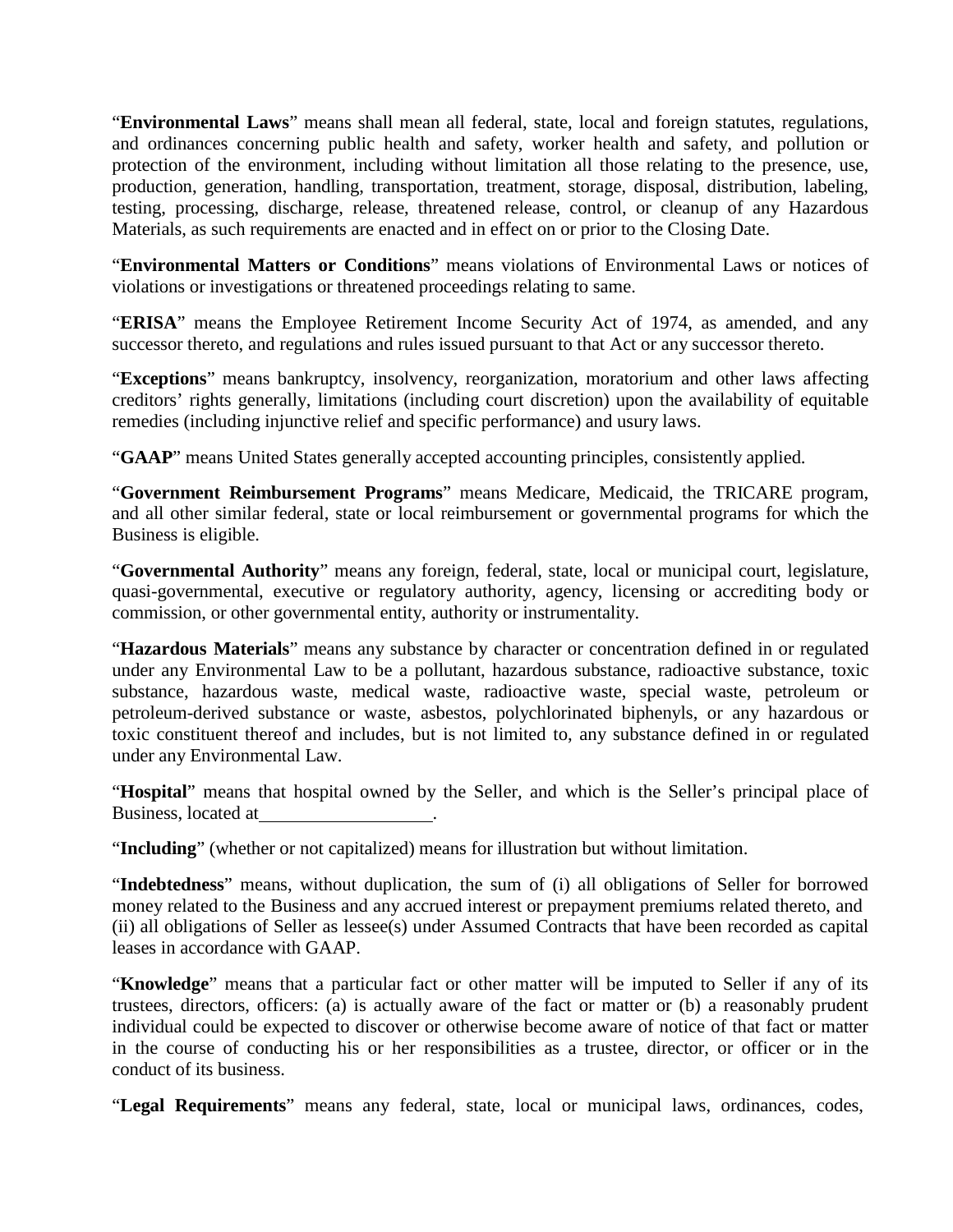"**Environmental Laws**" means shall mean all federal, state, local and foreign statutes, regulations, and ordinances concerning public health and safety, worker health and safety, and pollution or protection of the environment, including without limitation all those relating to the presence, use, production, generation, handling, transportation, treatment, storage, disposal, distribution, labeling, testing, processing, discharge, release, threatened release, control, or cleanup of any Hazardous Materials, as such requirements are enacted and in effect on or prior to the Closing Date.

"**Environmental Matters or Conditions**" means violations of Environmental Laws or notices of violations or investigations or threatened proceedings relating to same.

"**ERISA**" means the Employee Retirement Income Security Act of 1974, as amended, and any successor thereto, and regulations and rules issued pursuant to that Act or any successor thereto.

"**Exceptions**" means bankruptcy, insolvency, reorganization, moratorium and other laws affecting creditors' rights generally, limitations (including court discretion) upon the availability of equitable remedies (including injunctive relief and specific performance) and usury laws.

"**GAAP**" means United States generally accepted accounting principles, consistently applied.

"**Government Reimbursement Programs**" means Medicare, Medicaid, the TRICARE program, and all other similar federal, state or local reimbursement or governmental programs for which the Business is eligible.

"**Governmental Authority**" means any foreign, federal, state, local or municipal court, legislature, quasi-governmental, executive or regulatory authority, agency, licensing or accrediting body or commission, or other governmental entity, authority or instrumentality.

"**Hazardous Materials**" means any substance by character or concentration defined in or regulated under any Environmental Law to be a pollutant, hazardous substance, radioactive substance, toxic substance, hazardous waste, medical waste, radioactive waste, special waste, petroleum or petroleum-derived substance or waste, asbestos, polychlorinated biphenyls, or any hazardous or toxic constituent thereof and includes, but is not limited to, any substance defined in or regulated under any Environmental Law.

"**Hospital**" means that hospital owned by the Seller, and which is the Seller's principal place of Business, located at\_\_\_\_\_\_\_\_\_\_\_\_\_\_\_\_\_\_\_.

"**Including**" (whether or not capitalized) means for illustration but without limitation.

"**Indebtedness**" means, without duplication, the sum of (i) all obligations of Seller for borrowed money related to the Business and any accrued interest or prepayment premiums related thereto, and (ii) all obligations of Seller as lessee(s) under Assumed Contracts that have been recorded as capital leases in accordance with GAAP.

"**Knowledge**" means that a particular fact or other matter will be imputed to Seller if any of its trustees, directors, officers: (a) is actually aware of the fact or matter or (b) a reasonably prudent individual could be expected to discover or otherwise become aware of notice of that fact or matter in the course of conducting his or her responsibilities as a trustee, director, or officer or in the conduct of its business.

"**Legal Requirements**" means any federal, state, local or municipal laws, ordinances, codes,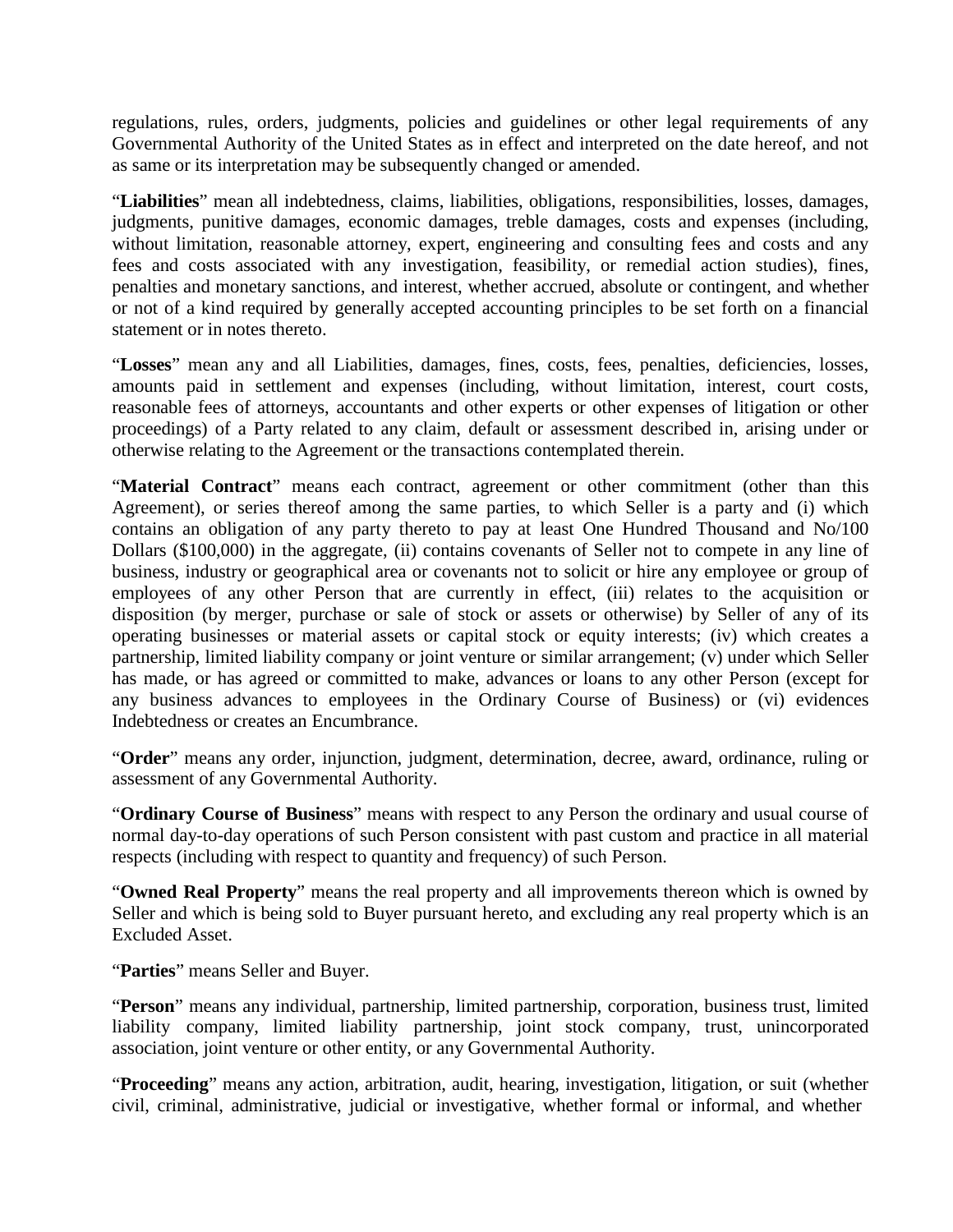regulations, rules, orders, judgments, policies and guidelines or other legal requirements of any Governmental Authority of the United States as in effect and interpreted on the date hereof, and not as same or its interpretation may be subsequently changed or amended.

"**Liabilities**" mean all indebtedness, claims, liabilities, obligations, responsibilities, losses, damages, judgments, punitive damages, economic damages, treble damages, costs and expenses (including, without limitation, reasonable attorney, expert, engineering and consulting fees and costs and any fees and costs associated with any investigation, feasibility, or remedial action studies), fines, penalties and monetary sanctions, and interest, whether accrued, absolute or contingent, and whether or not of a kind required by generally accepted accounting principles to be set forth on a financial statement or in notes thereto.

"**Losses**" mean any and all Liabilities, damages, fines, costs, fees, penalties, deficiencies, losses, amounts paid in settlement and expenses (including, without limitation, interest, court costs, reasonable fees of attorneys, accountants and other experts or other expenses of litigation or other proceedings) of a Party related to any claim, default or assessment described in, arising under or otherwise relating to the Agreement or the transactions contemplated therein.

"**Material Contract**" means each contract, agreement or other commitment (other than this Agreement), or series thereof among the same parties, to which Seller is a party and (i) which contains an obligation of any party thereto to pay at least One Hundred Thousand and No/100 Dollars ($100,000) in the aggregate, (ii) contains covenants of Seller not to compete in any line of business, industry or geographical area or covenants not to solicit or hire any employee or group of employees of any other Person that are currently in effect, (iii) relates to the acquisition or disposition (by merger, purchase or sale of stock or assets or otherwise) by Seller of any of its operating businesses or material assets or capital stock or equity interests; (iv) which creates a partnership, limited liability company or joint venture or similar arrangement; (v) under which Seller has made, or has agreed or committed to make, advances or loans to any other Person (except for any business advances to employees in the Ordinary Course of Business) or (vi) evidences Indebtedness or creates an Encumbrance.

"**Order**" means any order, injunction, judgment, determination, decree, award, ordinance, ruling or assessment of any Governmental Authority.

"**Ordinary Course of Business**" means with respect to any Person the ordinary and usual course of normal day-to-day operations of such Person consistent with past custom and practice in all material respects (including with respect to quantity and frequency) of such Person.

"**Owned Real Property**" means the real property and all improvements thereon which is owned by Seller and which is being sold to Buyer pursuant hereto, and excluding any real property which is an Excluded Asset.

"**Parties**" means Seller and Buyer.

"**Person**" means any individual, partnership, limited partnership, corporation, business trust, limited liability company, limited liability partnership, joint stock company, trust, unincorporated association, joint venture or other entity, or any Governmental Authority.

"**Proceeding**" means any action, arbitration, audit, hearing, investigation, litigation, or suit (whether civil, criminal, administrative, judicial or investigative, whether formal or informal, and whether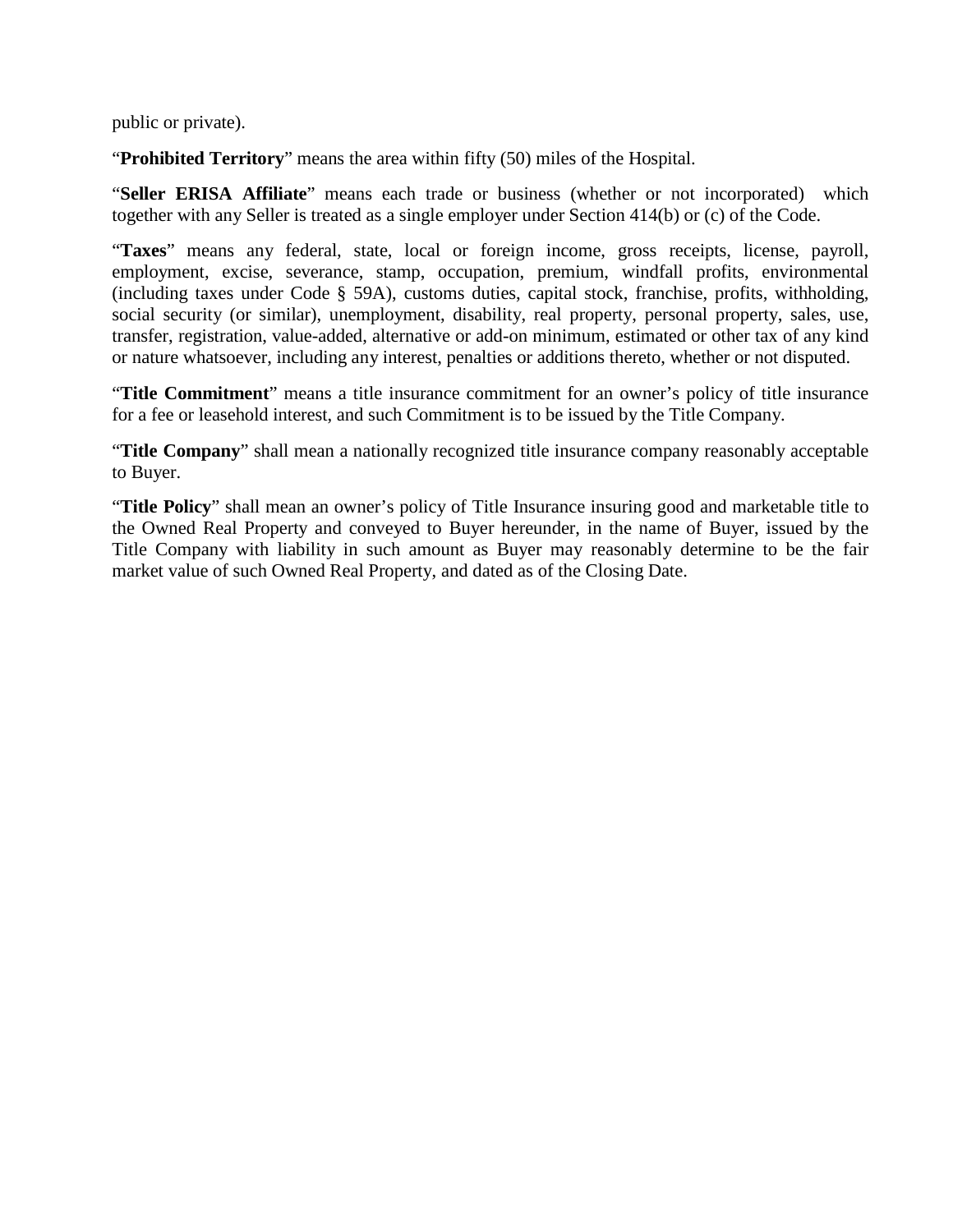public or private).

"**Prohibited Territory**" means the area within fifty (50) miles of the Hospital.

"**Seller ERISA Affiliate**" means each trade or business (whether or not incorporated) which together with any Seller is treated as a single employer under Section 414(b) or (c) of the Code.

"**Taxes**" means any federal, state, local or foreign income, gross receipts, license, payroll, employment, excise, severance, stamp, occupation, premium, windfall profits, environmental (including taxes under Code § 59A), customs duties, capital stock, franchise, profits, withholding, social security (or similar), unemployment, disability, real property, personal property, sales, use, transfer, registration, value-added, alternative or add-on minimum, estimated or other tax of any kind or nature whatsoever, including any interest, penalties or additions thereto, whether or not disputed.

"**Title Commitment**" means a title insurance commitment for an owner's policy of title insurance for a fee or leasehold interest, and such Commitment is to be issued by the Title Company.

"**Title Company**" shall mean a nationally recognized title insurance company reasonably acceptable to Buyer.

"**Title Policy**" shall mean an owner's policy of Title Insurance insuring good and marketable title to the Owned Real Property and conveyed to Buyer hereunder, in the name of Buyer, issued by the Title Company with liability in such amount as Buyer may reasonably determine to be the fair market value of such Owned Real Property, and dated as of the Closing Date.